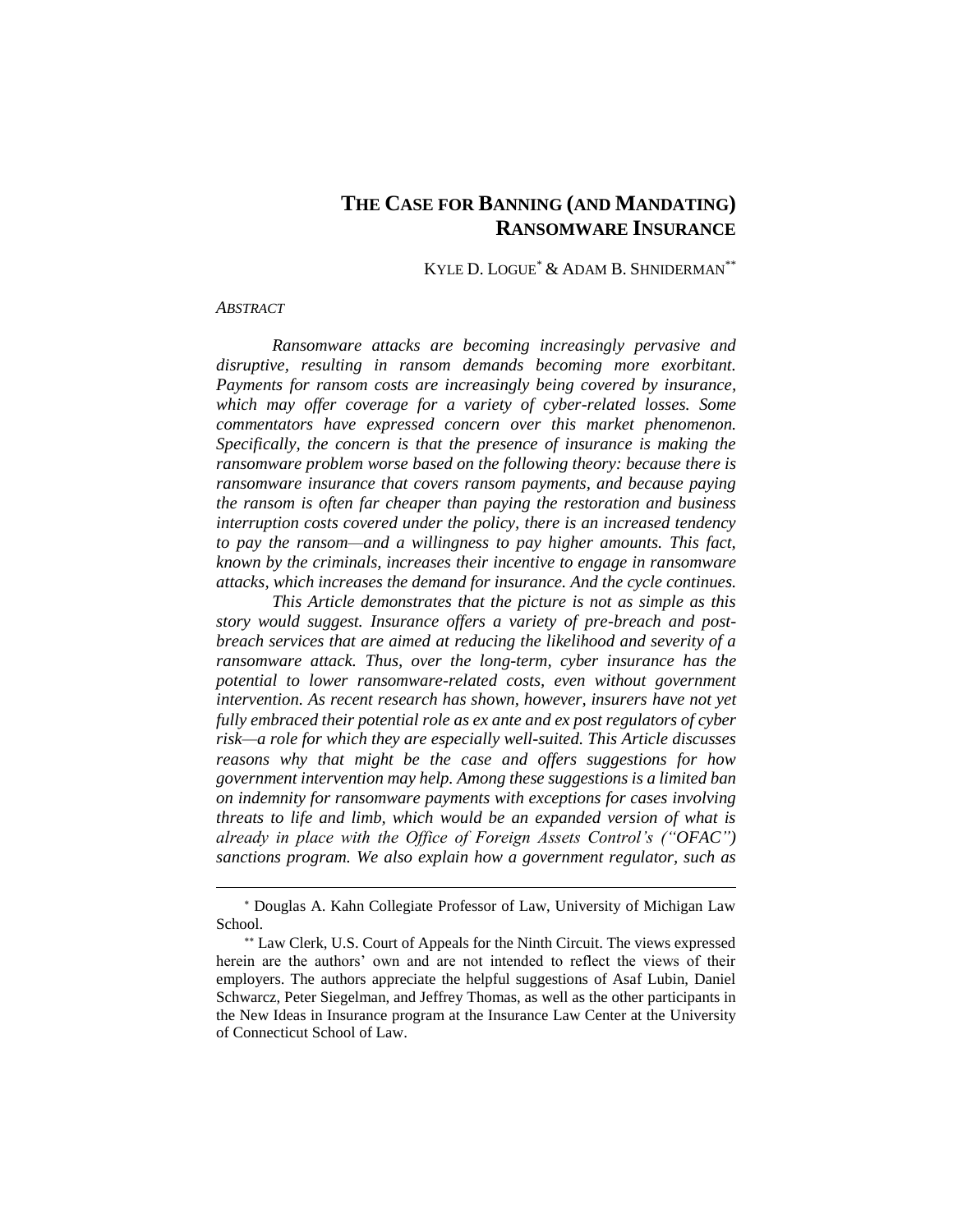# THE CASE FOR BANNING (AND MANDATING) RANSOMWARE INSURANCE

KYLE D. LOGUE[*] & ADAM B. SHNIDERMAN[**]

*ABSTRACT*

*Ransomware attacks are becoming increasingly pervasive and disruptive, resulting in ransom demands becoming more exorbitant. Payments for ransom costs are increasingly being covered by insurance, which may offer coverage for a variety of cyber-related losses. Some commentators have expressed concern over this market phenomenon. Specifically, the concern is that the presence of insurance is making the ransomware problem worse based on the following theory: because there is ransomware insurance that covers ransom payments, and because paying the ransom is often far cheaper than paying the restoration and business interruption costs covered under the policy, there is an increased tendency to pay the ransom—and a willingness to pay higher amounts. This fact, known by the criminals, increases their incentive to engage in ransomware attacks, which increases the demand for insurance. And the cycle continues.*

*This Article demonstrates that the picture is not as simple as this story would suggest. Insurance offers a variety of pre-breach and post-breach services that are aimed at reducing the likelihood and severity of a ransomware attack. Thus, over the long-term, cyber insurance has the potential to lower ransomware-related costs, even without government intervention. As recent research has shown, however, insurers have not yet fully embraced their potential role as ex ante and ex post regulators of cyber risk—a role for which they are especially well-suited. This Article discusses reasons why that might be the case and offers suggestions for how government intervention may help. Among these suggestions is a limited ban on indemnity for ransomware payments with exceptions for cases involving threats to life and limb, which would be an expanded version of what is already in place with the Office of Foreign Assets Control's ("OFAC") sanctions program. We also explain how a government regulator, such as*

---

[*] Douglas A. Kahn Collegiate Professor of Law, University of Michigan Law School.

[**] Law Clerk, U.S. Court of Appeals for the Ninth Circuit. The views expressed herein are the authors' own and are not intended to reflect the views of their employers. The authors appreciate the helpful suggestions of Asaf Lubin, Daniel Schwarcz, Peter Siegelman, and Jeffrey Thomas, as well as the other participants in the New Ideas in Insurance program at the Insurance Law Center at the University of Connecticut School of Law.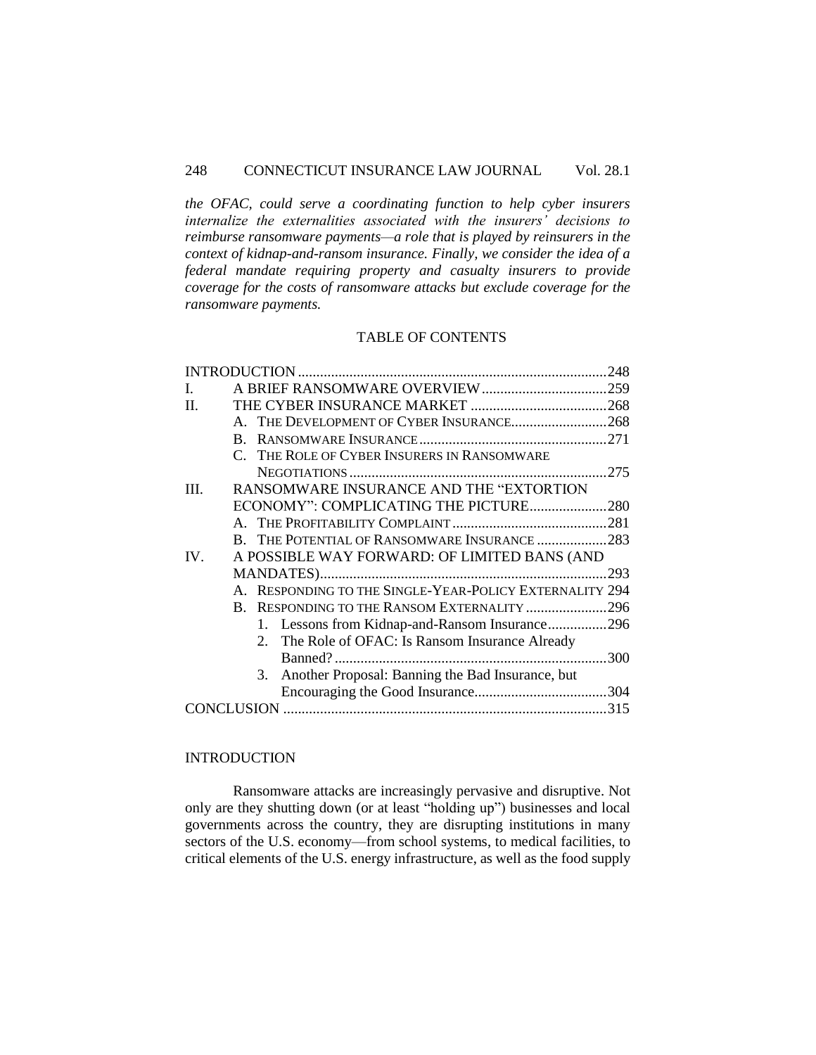*the OFAC, could serve a coordinating function to help cyber insurers internalize the externalities associated with the insurers' decisions to reimburse ransomware payments—a role that is played by reinsurers in the context of kidnap-and-ransom insurance. Finally, we consider the idea of a federal mandate requiring property and casualty insurers to provide coverage for the costs of ransomware attacks but exclude coverage for the ransomware payments.*

## TABLE OF CONTENTS

- INTRODUCTION ....................................................................................248
- I. A BRIEF RANSOMWARE OVERVIEW ..................................259
- II. THE CYBER INSURANCE MARKET .....................................268
  - A. THE DEVELOPMENT OF CYBER INSURANCE..........................268
  - B. RANSOMWARE INSURANCE ..................................................271
  - C. THE ROLE OF CYBER INSURERS IN RANSOMWARE NEGOTIATIONS ......................................................................275
- III. RANSOMWARE INSURANCE AND THE "EXTORTION ECONOMY": COMPLICATING THE PICTURE.....................280
  - A. THE PROFITABILITY COMPLAINT ..........................................281
  - B. THE POTENTIAL OF RANSOMWARE INSURANCE ...................283
- IV. A POSSIBLE WAY FORWARD: OF LIMITED BANS (AND MANDATES)..............................................................................293
  - A. RESPONDING TO THE SINGLE-YEAR-POLICY EXTERNALITY 294
  - B. RESPONDING TO THE RANSOM EXTERNALITY ......................296
    1. Lessons from Kidnap-and-Ransom Insurance................296
    2. The Role of OFAC: Is Ransom Insurance Already Banned? ..........................................................................300
    3. Another Proposal: Banning the Bad Insurance, but Encouraging the Good Insurance....................................304
- CONCLUSION ........................................................................................315

## INTRODUCTION

Ransomware attacks are increasingly pervasive and disruptive. Not only are they shutting down (or at least "holding up") businesses and local governments across the country, they are disrupting institutions in many sectors of the U.S. economy—from school systems, to medical facilities, to critical elements of the U.S. energy infrastructure, as well as the food supply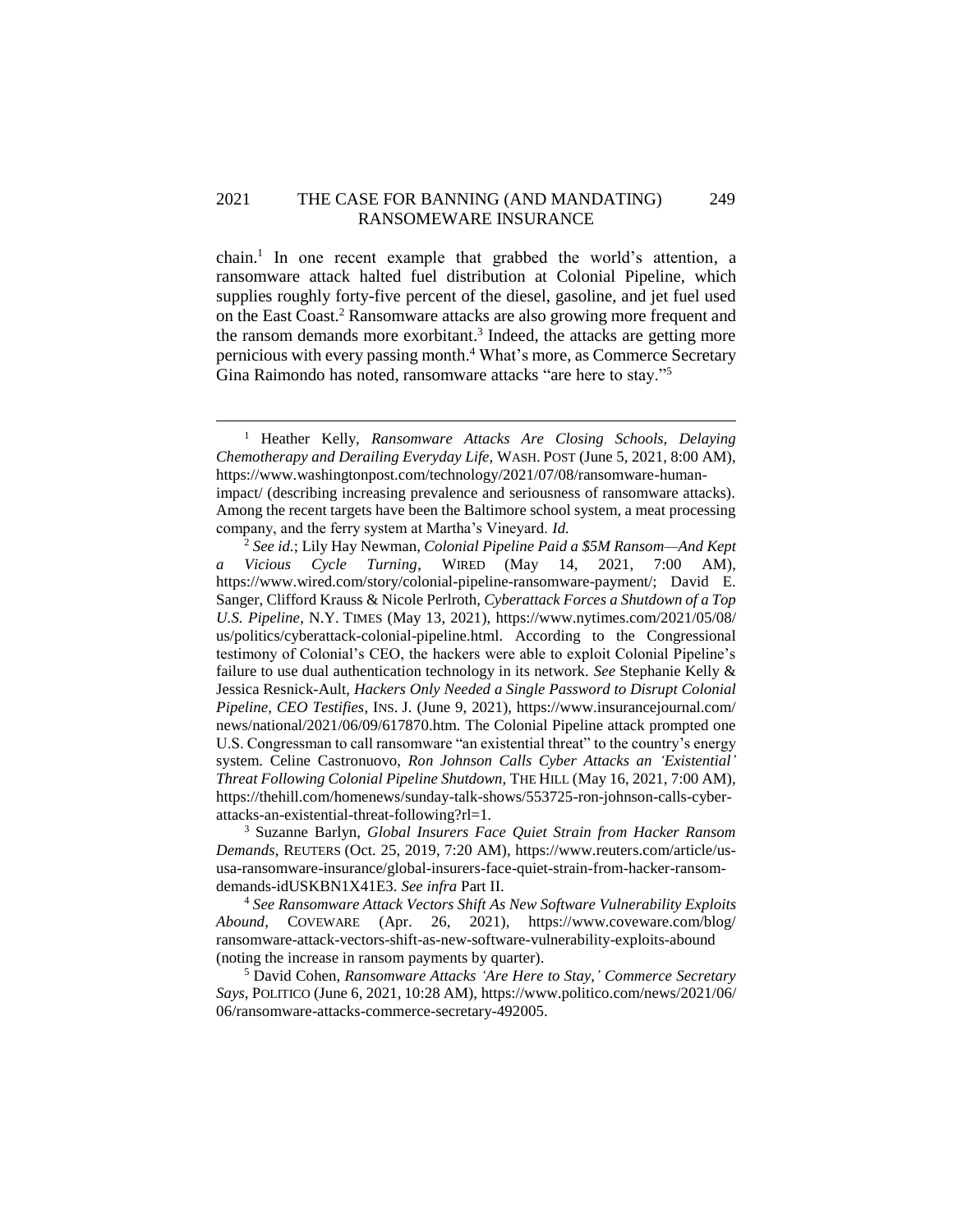chain.[1] In one recent example that grabbed the world's attention, a ransomware attack halted fuel distribution at Colonial Pipeline, which supplies roughly forty-five percent of the diesel, gasoline, and jet fuel used on the East Coast.[2] Ransomware attacks are also growing more frequent and the ransom demands more exorbitant.[3] Indeed, the attacks are getting more pernicious with every passing month.[4] What's more, as Commerce Secretary Gina Raimondo has noted, ransomware attacks "are here to stay."[5]

---

[1] Heather Kelly, *Ransomware Attacks Are Closing Schools, Delaying Chemotherapy and Derailing Everyday Life*, WASH. POST (June 5, 2021, 8:00 AM), https://www.washingtonpost.com/technology/2021/07/08/ransomware-human-impact/ (describing increasing prevalence and seriousness of ransomware attacks). Among the recent targets have been the Baltimore school system, a meat processing company, and the ferry system at Martha's Vineyard. *Id.*

[2] *See id.*; Lily Hay Newman, *Colonial Pipeline Paid a $5M Ransom—And Kept a Vicious Cycle Turning*, WIRED (May 14, 2021, 7:00 AM), https://www.wired.com/story/colonial-pipeline-ransomware-payment/; David E. Sanger, Clifford Krauss & Nicole Perlroth, *Cyberattack Forces a Shutdown of a Top U.S. Pipeline*, N.Y. TIMES (May 13, 2021), https://www.nytimes.com/2021/05/08/us/politics/cyberattack-colonial-pipeline.html. According to the Congressional testimony of Colonial's CEO, the hackers were able to exploit Colonial Pipeline's failure to use dual authentication technology in its network. *See* Stephanie Kelly & Jessica Resnick-Ault, *Hackers Only Needed a Single Password to Disrupt Colonial Pipeline, CEO Testifies*, INS. J. (June 9, 2021), https://www.insurancejournal.com/news/national/2021/06/09/617870.htm. The Colonial Pipeline attack prompted one U.S. Congressman to call ransomware "an existential threat" to the country's energy system. Celine Castronuovo, *Ron Johnson Calls Cyber Attacks an 'Existential' Threat Following Colonial Pipeline Shutdown*, THE HILL (May 16, 2021, 7:00 AM), https://thehill.com/homenews/sunday-talk-shows/553725-ron-johnson-calls-cyber-attacks-an-existential-threat-following?rl=1.

[3] Suzanne Barlyn, *Global Insurers Face Quiet Strain from Hacker Ransom Demands*, REUTERS (Oct. 25, 2019, 7:20 AM), https://www.reuters.com/article/us-usa-ransomware-insurance/global-insurers-face-quiet-strain-from-hacker-ransom-demands-idUSKBN1X41E3. *See infra* Part II.

[4] *See Ransomware Attack Vectors Shift As New Software Vulnerability Exploits Abound*, COVEWARE (Apr. 26, 2021), https://www.coveware.com/blog/ransomware-attack-vectors-shift-as-new-software-vulnerability-exploits-abound (noting the increase in ransom payments by quarter).

[5] David Cohen, *Ransomware Attacks 'Are Here to Stay,' Commerce Secretary Says*, POLITICO (June 6, 2021, 10:28 AM), https://www.politico.com/news/2021/06/06/ransomware-attacks-commerce-secretary-492005.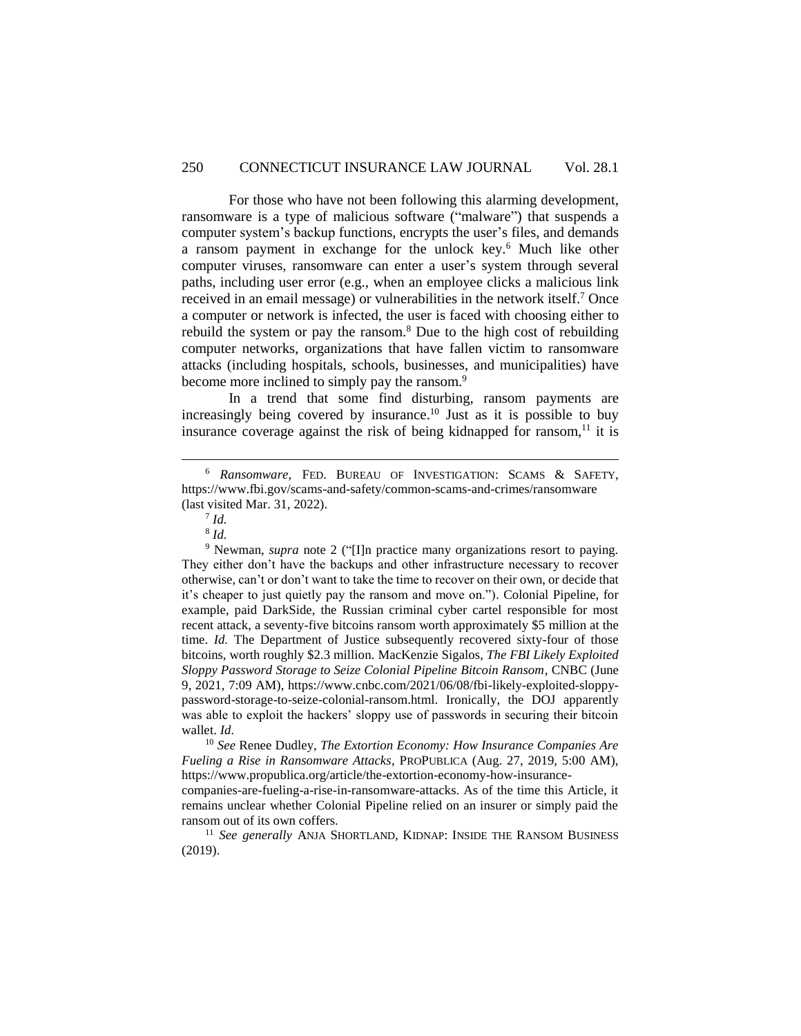For those who have not been following this alarming development, ransomware is a type of malicious software ("malware") that suspends a computer system's backup functions, encrypts the user's files, and demands a ransom payment in exchange for the unlock key.[6] Much like other computer viruses, ransomware can enter a user's system through several paths, including user error (e.g., when an employee clicks a malicious link received in an email message) or vulnerabilities in the network itself.[7] Once a computer or network is infected, the user is faced with choosing either to rebuild the system or pay the ransom.[8] Due to the high cost of rebuilding computer networks, organizations that have fallen victim to ransomware attacks (including hospitals, schools, businesses, and municipalities) have become more inclined to simply pay the ransom.[9]

In a trend that some find disturbing, ransom payments are increasingly being covered by insurance.[10] Just as it is possible to buy insurance coverage against the risk of being kidnapped for ransom,[11] it is

---

[6] *Ransomware*, FED. BUREAU OF INVESTIGATION: SCAMS & SAFETY, https://www.fbi.gov/scams-and-safety/common-scams-and-crimes/ransomware (last visited Mar. 31, 2022).

[7] *Id.*

[8] *Id.*

[9] Newman, *supra* note 2 ("[I]n practice many organizations resort to paying. They either don't have the backups and other infrastructure necessary to recover otherwise, can't or don't want to take the time to recover on their own, or decide that it's cheaper to just quietly pay the ransom and move on."). Colonial Pipeline, for example, paid DarkSide, the Russian criminal cyber cartel responsible for most recent attack, a seventy-five bitcoins ransom worth approximately $5 million at the time. *Id.* The Department of Justice subsequently recovered sixty-four of those bitcoins, worth roughly $2.3 million. MacKenzie Sigalos, *The FBI Likely Exploited Sloppy Password Storage to Seize Colonial Pipeline Bitcoin Ransom*, CNBC (June 9, 2021, 7:09 AM), https://www.cnbc.com/2021/06/08/fbi-likely-exploited-sloppy-password-storage-to-seize-colonial-ransom.html. Ironically, the DOJ apparently was able to exploit the hackers' sloppy use of passwords in securing their bitcoin wallet. *Id.*

[10] *See* Renee Dudley, *The Extortion Economy: How Insurance Companies Are Fueling a Rise in Ransomware Attacks*, PROPUBLICA (Aug. 27, 2019, 5:00 AM), https://www.propublica.org/article/the-extortion-economy-how-insurance-companies-are-fueling-a-rise-in-ransomware-attacks. As of the time this Article, it remains unclear whether Colonial Pipeline relied on an insurer or simply paid the ransom out of its own coffers.

[11] *See generally* ANJA SHORTLAND, KIDNAP: INSIDE THE RANSOM BUSINESS (2019).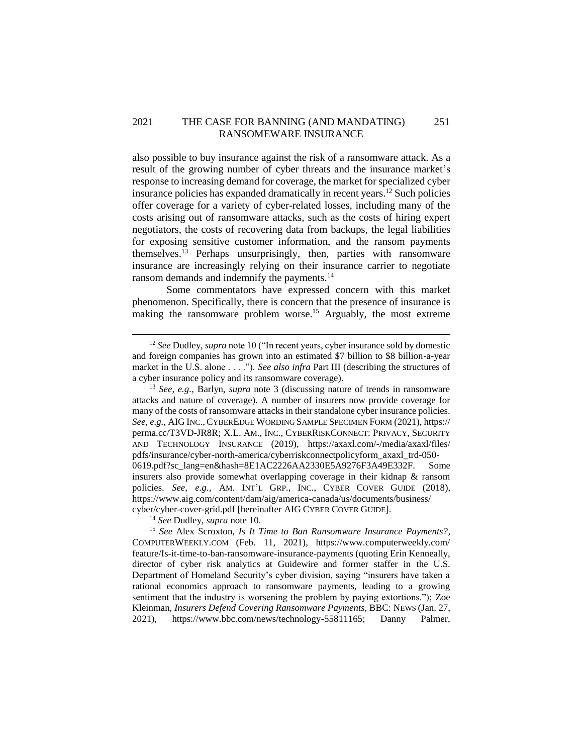also possible to buy insurance against the risk of a ransomware attack. As a result of the growing number of cyber threats and the insurance market's response to increasing demand for coverage, the market for specialized cyber insurance policies has expanded dramatically in recent years.[12] Such policies offer coverage for a variety of cyber-related losses, including many of the costs arising out of ransomware attacks, such as the costs of hiring expert negotiators, the costs of recovering data from backups, the legal liabilities for exposing sensitive customer information, and the ransom payments themselves.[13] Perhaps unsurprisingly, then, parties with ransomware insurance are increasingly relying on their insurance carrier to negotiate ransom demands and indemnify the payments.[14]

Some commentators have expressed concern with this market phenomenon. Specifically, there is concern that the presence of insurance is making the ransomware problem worse.[15] Arguably, the most extreme

---

[12] *See* Dudley, *supra* note 10 ("In recent years, cyber insurance sold by domestic and foreign companies has grown into an estimated $7 billion to $8 billion-a-year market in the U.S. alone . . . ."). *See also infra* Part III (describing the structures of a cyber insurance policy and its ransomware coverage).

[13] *See, e.g.*, Barlyn, *supra* note 3 (discussing nature of trends in ransomware attacks and nature of coverage). A number of insurers now provide coverage for many of the costs of ransomware attacks in their standalone cyber insurance policies. *See, e.g.*, AIG INC., CYBEREDGE WORDING SAMPLE SPECIMEN FORM (2021), https://perma.cc/T3VD-JR8R; X.L. AM., INC., CYBERRISKCONNECT: PRIVACY, SECURITY AND TECHNOLOGY INSURANCE (2019), https://axaxl.com/-/media/axaxl/files/pdfs/insurance/cyber-north-america/cyberriskconnectpolicyform_axaxl_trd-050-0619.pdf?sc_lang=en&hash=8E1AC2226AA2330E5A9276F3A49E332F. Some insurers also provide somewhat overlapping coverage in their kidnap & ransom policies. *See, e.g.*, AM. INT'L GRP., INC., CYBER COVER GUIDE (2018), https://www.aig.com/content/dam/aig/america-canada/us/documents/business/cyber/cyber-cover-grid.pdf [hereinafter AIG CYBER COVER GUIDE].

[14] *See* Dudley, *supra* note 10.

[15] *See* Alex Scroxton, *Is It Time to Ban Ransomware Insurance Payments?*, COMPUTERWEEKLY.COM (Feb. 11, 2021), https://www.computerweekly.com/feature/Is-it-time-to-ban-ransomware-insurance-payments (quoting Erin Kenneally, director of cyber risk analytics at Guidewire and former staffer in the U.S. Department of Homeland Security's cyber division, saying "insurers have taken a rational economics approach to ransomware payments, leading to a growing sentiment that the industry is worsening the problem by paying extortions."); Zoe Kleinman, *Insurers Defend Covering Ransomware Payments*, BBC: NEWS (Jan. 27, 2021), https://www.bbc.com/news/technology-55811165; Danny Palmer,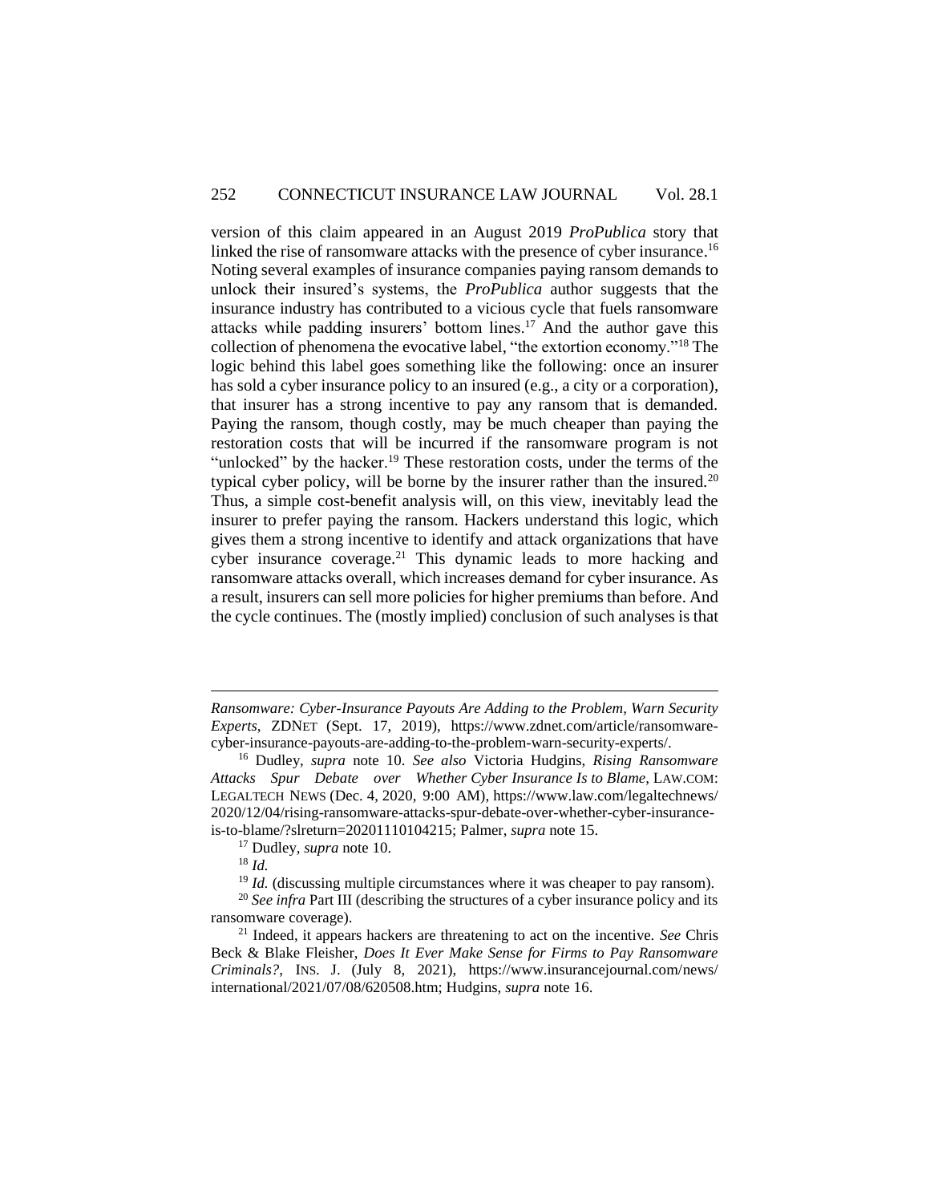version of this claim appeared in an August 2019 *ProPublica* story that linked the rise of ransomware attacks with the presence of cyber insurance.[16] Noting several examples of insurance companies paying ransom demands to unlock their insured's systems, the *ProPublica* author suggests that the insurance industry has contributed to a vicious cycle that fuels ransomware attacks while padding insurers' bottom lines.[17] And the author gave this collection of phenomena the evocative label, "the extortion economy."[18] The logic behind this label goes something like the following: once an insurer has sold a cyber insurance policy to an insured (e.g., a city or a corporation), that insurer has a strong incentive to pay any ransom that is demanded. Paying the ransom, though costly, may be much cheaper than paying the restoration costs that will be incurred if the ransomware program is not "unlocked" by the hacker.[19] These restoration costs, under the terms of the typical cyber policy, will be borne by the insurer rather than the insured.[20] Thus, a simple cost-benefit analysis will, on this view, inevitably lead the insurer to prefer paying the ransom. Hackers understand this logic, which gives them a strong incentive to identify and attack organizations that have cyber insurance coverage.[21] This dynamic leads to more hacking and ransomware attacks overall, which increases demand for cyber insurance. As a result, insurers can sell more policies for higher premiums than before. And the cycle continues. The (mostly implied) conclusion of such analyses is that

---

*Ransomware: Cyber-Insurance Payouts Are Adding to the Problem, Warn Security Experts*, ZDNET (Sept. 17, 2019), https://www.zdnet.com/article/ransomware-cyber-insurance-payouts-are-adding-to-the-problem-warn-security-experts/.

[16] Dudley, *supra* note 10. *See also* Victoria Hudgins, *Rising Ransomware Attacks Spur Debate over Whether Cyber Insurance Is to Blame*, LAW.COM: LEGALTECH NEWS (Dec. 4, 2020, 9:00 AM), https://www.law.com/legaltechnews/2020/12/04/rising-ransomware-attacks-spur-debate-over-whether-cyber-insurance-is-to-blame/?slreturn=20201110104215; Palmer, *supra* note 15.

[17] Dudley, *supra* note 10.

[18] *Id.*

[19] *Id.* (discussing multiple circumstances where it was cheaper to pay ransom).

[20] *See infra* Part III (describing the structures of a cyber insurance policy and its ransomware coverage).

[21] Indeed, it appears hackers are threatening to act on the incentive. *See* Chris Beck & Blake Fleisher, *Does It Ever Make Sense for Firms to Pay Ransomware Criminals?*, INS. J. (July 8, 2021), https://www.insurancejournal.com/news/international/2021/07/08/620508.htm; Hudgins, *supra* note 16.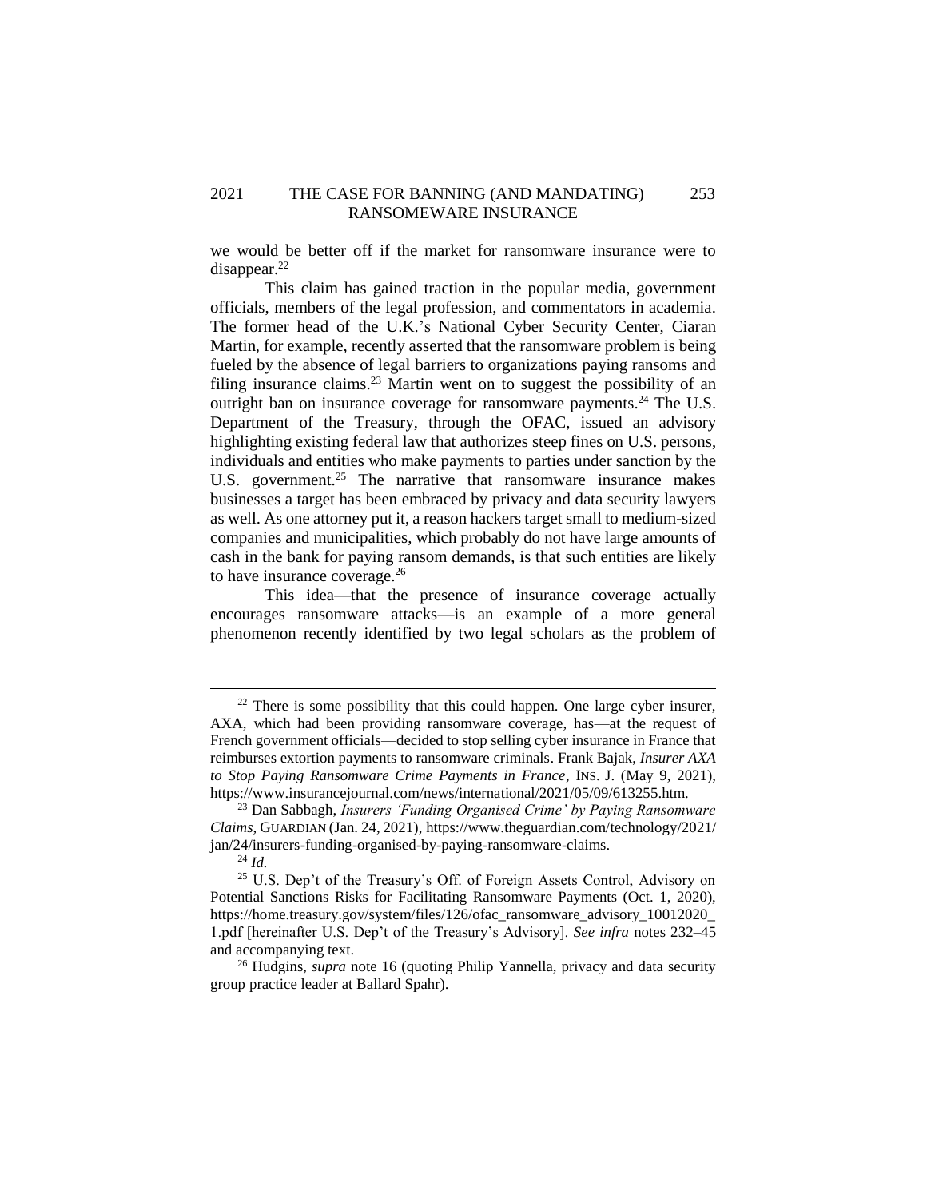we would be better off if the market for ransomware insurance were to disappear.[22]

This claim has gained traction in the popular media, government officials, members of the legal profession, and commentators in academia. The former head of the U.K.'s National Cyber Security Center, Ciaran Martin, for example, recently asserted that the ransomware problem is being fueled by the absence of legal barriers to organizations paying ransoms and filing insurance claims.[23] Martin went on to suggest the possibility of an outright ban on insurance coverage for ransomware payments.[24] The U.S. Department of the Treasury, through the OFAC, issued an advisory highlighting existing federal law that authorizes steep fines on U.S. persons, individuals and entities who make payments to parties under sanction by the U.S. government.[25] The narrative that ransomware insurance makes businesses a target has been embraced by privacy and data security lawyers as well. As one attorney put it, a reason hackers target small to medium-sized companies and municipalities, which probably do not have large amounts of cash in the bank for paying ransom demands, is that such entities are likely to have insurance coverage.[26]

This idea—that the presence of insurance coverage actually encourages ransomware attacks—is an example of a more general phenomenon recently identified by two legal scholars as the problem of

---

[22] There is some possibility that this could happen. One large cyber insurer, AXA, which had been providing ransomware coverage, has—at the request of French government officials—decided to stop selling cyber insurance in France that reimburses extortion payments to ransomware criminals. Frank Bajak, *Insurer AXA to Stop Paying Ransomware Crime Payments in France*, INS. J. (May 9, 2021), https://www.insurancejournal.com/news/international/2021/05/09/613255.htm.

[23] Dan Sabbagh, *Insurers 'Funding Organised Crime' by Paying Ransomware Claims*, GUARDIAN (Jan. 24, 2021), https://www.theguardian.com/technology/2021/jan/24/insurers-funding-organised-by-paying-ransomware-claims.

[24] *Id.*

[25] U.S. Dep't of the Treasury's Off. of Foreign Assets Control, Advisory on Potential Sanctions Risks for Facilitating Ransomware Payments (Oct. 1, 2020), https://home.treasury.gov/system/files/126/ofac_ransomware_advisory_10012020_1.pdf [hereinafter U.S. Dep't of the Treasury's Advisory]. *See infra* notes 232–45 and accompanying text.

[26] Hudgins, *supra* note 16 (quoting Philip Yannella, privacy and data security group practice leader at Ballard Spahr).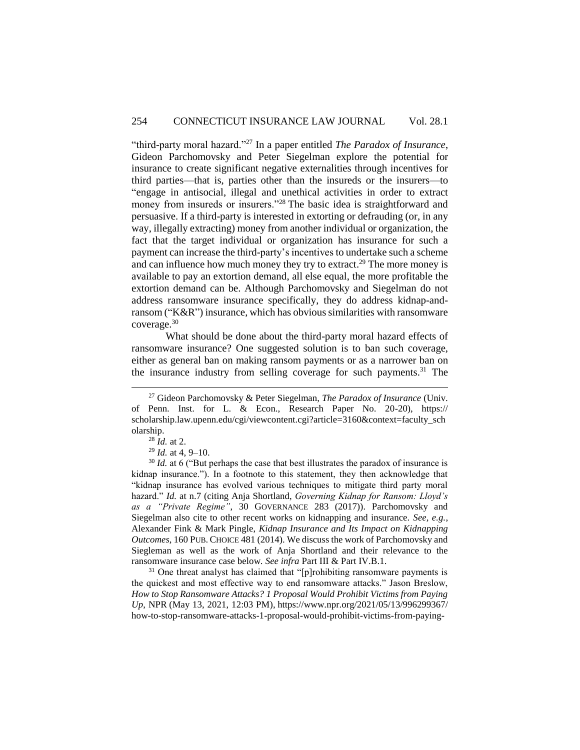"third-party moral hazard."[27] In a paper entitled *The Paradox of Insurance*, Gideon Parchomovsky and Peter Siegelman explore the potential for insurance to create significant negative externalities through incentives for third parties—that is, parties other than the insureds or the insurers—to "engage in antisocial, illegal and unethical activities in order to extract money from insureds or insurers."[28] The basic idea is straightforward and persuasive. If a third-party is interested in extorting or defrauding (or, in any way, illegally extracting) money from another individual or organization, the fact that the target individual or organization has insurance for such a payment can increase the third-party's incentives to undertake such a scheme and can influence how much money they try to extract.[29] The more money is available to pay an extortion demand, all else equal, the more profitable the extortion demand can be. Although Parchomovsky and Siegelman do not address ransomware insurance specifically, they do address kidnap-and-ransom ("K&R") insurance, which has obvious similarities with ransomware coverage.[30]

What should be done about the third-party moral hazard effects of ransomware insurance? One suggested solution is to ban such coverage, either as general ban on making ransom payments or as a narrower ban on the insurance industry from selling coverage for such payments.[31] The

---

[27] Gideon Parchomovsky & Peter Siegelman, *The Paradox of Insurance* (Univ. of Penn. Inst. for L. & Econ., Research Paper No. 20-20), https://scholarship.law.upenn.edu/cgi/viewcontent.cgi?article=3160&context=faculty_scholarship.

[28] *Id.* at 2.

[29] *Id.* at 4, 9–10.

[30] *Id.* at 6 ("But perhaps the case that best illustrates the paradox of insurance is kidnap insurance."). In a footnote to this statement, they then acknowledge that "kidnap insurance has evolved various techniques to mitigate third party moral hazard." *Id.* at n.7 (citing Anja Shortland, *Governing Kidnap for Ransom: Lloyd's as a "Private Regime"*, 30 GOVERNANCE 283 (2017)). Parchomovsky and Siegelman also cite to other recent works on kidnapping and insurance. *See, e.g.*, Alexander Fink & Mark Pingle, *Kidnap Insurance and Its Impact on Kidnapping Outcomes*, 160 PUB. CHOICE 481 (2014). We discuss the work of Parchomovsky and Siegleman as well as the work of Anja Shortland and their relevance to the ransomware insurance case below. *See infra* Part III & Part IV.B.1.

[31] One threat analyst has claimed that "[p]rohibiting ransomware payments is the quickest and most effective way to end ransomware attacks." Jason Breslow, *How to Stop Ransomware Attacks? 1 Proposal Would Prohibit Victims from Paying Up*, NPR (May 13, 2021, 12:03 PM), https://www.npr.org/2021/05/13/996299367/how-to-stop-ransomware-attacks-1-proposal-would-prohibit-victims-from-paying-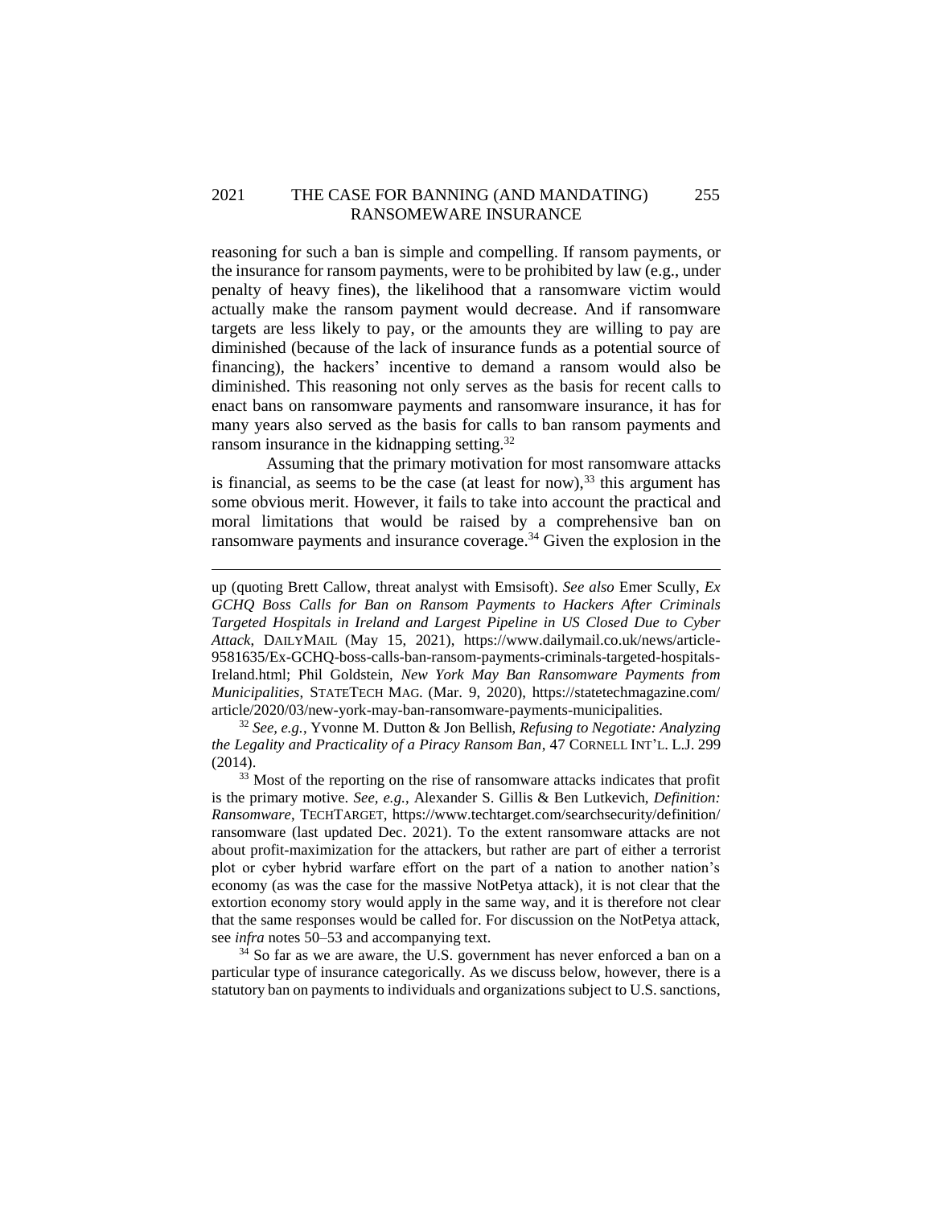reasoning for such a ban is simple and compelling. If ransom payments, or the insurance for ransom payments, were to be prohibited by law (e.g., under penalty of heavy fines), the likelihood that a ransomware victim would actually make the ransom payment would decrease. And if ransomware targets are less likely to pay, or the amounts they are willing to pay are diminished (because of the lack of insurance funds as a potential source of financing), the hackers' incentive to demand a ransom would also be diminished. This reasoning not only serves as the basis for recent calls to enact bans on ransomware payments and ransomware insurance, it has for many years also served as the basis for calls to ban ransom payments and ransom insurance in the kidnapping setting.[32]

Assuming that the primary motivation for most ransomware attacks is financial, as seems to be the case (at least for now),[33] this argument has some obvious merit. However, it fails to take into account the practical and moral limitations that would be raised by a comprehensive ban on ransomware payments and insurance coverage.[34] Given the explosion in the

---

up (quoting Brett Callow, threat analyst with Emsisoft). *See also* Emer Scully, *Ex GCHQ Boss Calls for Ban on Ransom Payments to Hackers After Criminals Targeted Hospitals in Ireland and Largest Pipeline in US Closed Due to Cyber Attack*, DAILYMAIL (May 15, 2021), https://www.dailymail.co.uk/news/article-9581635/Ex-GCHQ-boss-calls-ban-ransom-payments-criminals-targeted-hospitals-Ireland.html; Phil Goldstein, *New York May Ban Ransomware Payments from Municipalities*, STATETECH MAG. (Mar. 9, 2020), https://statetechmagazine.com/article/2020/03/new-york-may-ban-ransomware-payments-municipalities.

[32] *See, e.g.*, Yvonne M. Dutton & Jon Bellish, *Refusing to Negotiate: Analyzing the Legality and Practicality of a Piracy Ransom Ban*, 47 CORNELL INT'L. L.J. 299 (2014).

[33] Most of the reporting on the rise of ransomware attacks indicates that profit is the primary motive. *See, e.g.*, Alexander S. Gillis & Ben Lutkevich, *Definition: Ransomware*, TECHTARGET, https://www.techtarget.com/searchsecurity/definition/ransomware (last updated Dec. 2021). To the extent ransomware attacks are not about profit-maximization for the attackers, but rather are part of either a terrorist plot or cyber hybrid warfare effort on the part of a nation to another nation's economy (as was the case for the massive NotPetya attack), it is not clear that the extortion economy story would apply in the same way, and it is therefore not clear that the same responses would be called for. For discussion on the NotPetya attack, see *infra* notes 50–53 and accompanying text.

[34] So far as we are aware, the U.S. government has never enforced a ban on a particular type of insurance categorically. As we discuss below, however, there is a statutory ban on payments to individuals and organizations subject to U.S. sanctions,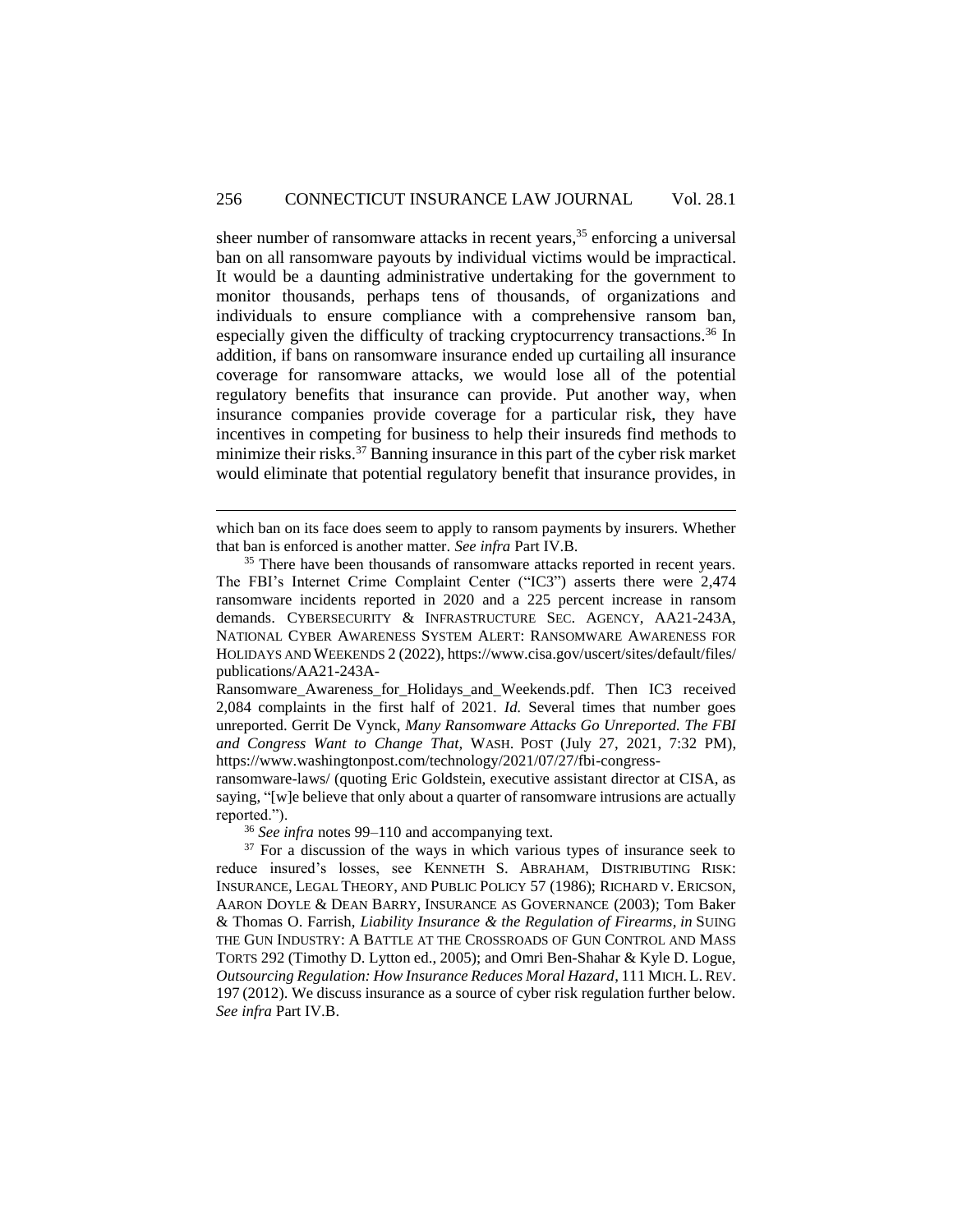sheer number of ransomware attacks in recent years,[35] enforcing a universal ban on all ransomware payouts by individual victims would be impractical. It would be a daunting administrative undertaking for the government to monitor thousands, perhaps tens of thousands, of organizations and individuals to ensure compliance with a comprehensive ransom ban, especially given the difficulty of tracking cryptocurrency transactions.[36] In addition, if bans on ransomware insurance ended up curtailing all insurance coverage for ransomware attacks, we would lose all of the potential regulatory benefits that insurance can provide. Put another way, when insurance companies provide coverage for a particular risk, they have incentives in competing for business to help their insureds find methods to minimize their risks.[37] Banning insurance in this part of the cyber risk market would eliminate that potential regulatory benefit that insurance provides, in

---

which ban on its face does seem to apply to ransom payments by insurers. Whether that ban is enforced is another matter. *See infra* Part IV.B.

[35] There have been thousands of ransomware attacks reported in recent years. The FBI's Internet Crime Complaint Center ("IC3") asserts there were 2,474 ransomware incidents reported in 2020 and a 225 percent increase in ransom demands. CYBERSECURITY & INFRASTRUCTURE SEC. AGENCY, AA21-243A, NATIONAL CYBER AWARENESS SYSTEM ALERT: RANSOMWARE AWARENESS FOR HOLIDAYS AND WEEKENDS 2 (2022), https://www.cisa.gov/uscert/sites/default/files/publications/AA21-243A-Ransomware_Awareness_for_Holidays_and_Weekends.pdf. Then IC3 received 2,084 complaints in the first half of 2021. *Id.* Several times that number goes unreported. Gerrit De Vynck, *Many Ransomware Attacks Go Unreported. The FBI and Congress Want to Change That*, WASH. POST (July 27, 2021, 7:32 PM), https://www.washingtonpost.com/technology/2021/07/27/fbi-congress-ransomware-laws/ (quoting Eric Goldstein, executive assistant director at CISA, as saying, "[w]e believe that only about a quarter of ransomware intrusions are actually reported.").

[36] *See infra* notes 99–110 and accompanying text.

[37] For a discussion of the ways in which various types of insurance seek to reduce insured's losses, see KENNETH S. ABRAHAM, DISTRIBUTING RISK: INSURANCE, LEGAL THEORY, AND PUBLIC POLICY 57 (1986); RICHARD V. ERICSON, AARON DOYLE & DEAN BARRY, INSURANCE AS GOVERNANCE (2003); Tom Baker & Thomas O. Farrish, *Liability Insurance & the Regulation of Firearms*, *in* SUING THE GUN INDUSTRY: A BATTLE AT THE CROSSROADS OF GUN CONTROL AND MASS TORTS 292 (Timothy D. Lytton ed., 2005); and Omri Ben-Shahar & Kyle D. Logue, *Outsourcing Regulation: How Insurance Reduces Moral Hazard*, 111 MICH. L. REV. 197 (2012). We discuss insurance as a source of cyber risk regulation further below. *See infra* Part IV.B.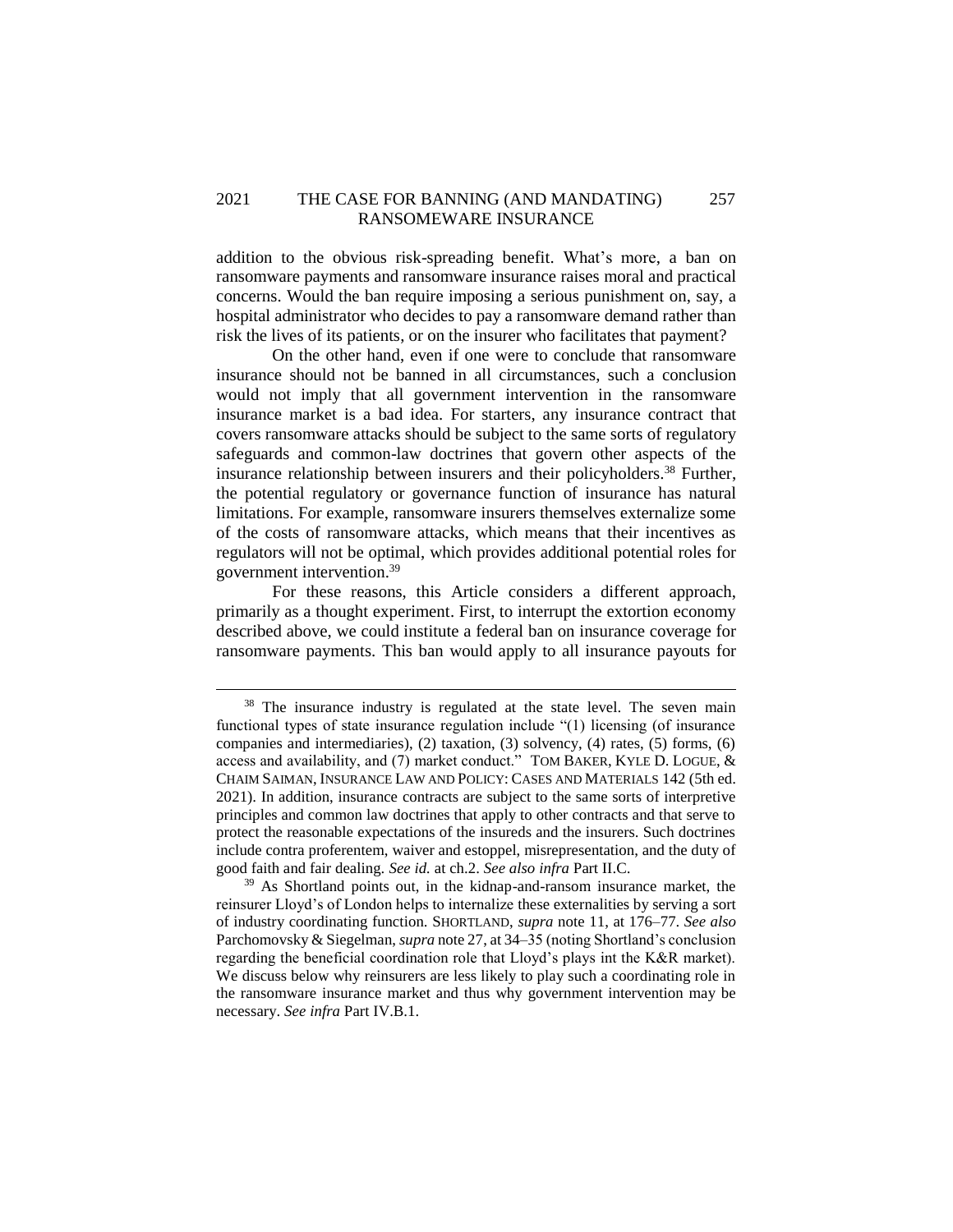addition to the obvious risk-spreading benefit. What's more, a ban on ransomware payments and ransomware insurance raises moral and practical concerns. Would the ban require imposing a serious punishment on, say, a hospital administrator who decides to pay a ransomware demand rather than risk the lives of its patients, or on the insurer who facilitates that payment?

On the other hand, even if one were to conclude that ransomware insurance should not be banned in all circumstances, such a conclusion would not imply that all government intervention in the ransomware insurance market is a bad idea. For starters, any insurance contract that covers ransomware attacks should be subject to the same sorts of regulatory safeguards and common-law doctrines that govern other aspects of the insurance relationship between insurers and their policyholders.[38] Further, the potential regulatory or governance function of insurance has natural limitations. For example, ransomware insurers themselves externalize some of the costs of ransomware attacks, which means that their incentives as regulators will not be optimal, which provides additional potential roles for government intervention.[39]

For these reasons, this Article considers a different approach, primarily as a thought experiment. First, to interrupt the extortion economy described above, we could institute a federal ban on insurance coverage for ransomware payments. This ban would apply to all insurance payouts for

---

[38] The insurance industry is regulated at the state level. The seven main functional types of state insurance regulation include "(1) licensing (of insurance companies and intermediaries), (2) taxation, (3) solvency, (4) rates, (5) forms, (6) access and availability, and (7) market conduct." TOM BAKER, KYLE D. LOGUE, & CHAIM SAIMAN, INSURANCE LAW AND POLICY: CASES AND MATERIALS 142 (5th ed. 2021). In addition, insurance contracts are subject to the same sorts of interpretive principles and common law doctrines that apply to other contracts and that serve to protect the reasonable expectations of the insureds and the insurers. Such doctrines include contra proferentem, waiver and estoppel, misrepresentation, and the duty of good faith and fair dealing. *See id.* at ch.2. *See also infra* Part II.C.

[39] As Shortland points out, in the kidnap-and-ransom insurance market, the reinsurer Lloyd's of London helps to internalize these externalities by serving a sort of industry coordinating function. SHORTLAND, *supra* note 11, at 176–77. *See also* Parchomovsky & Siegelman, *supra* note 27, at 34–35 (noting Shortland's conclusion regarding the beneficial coordination role that Lloyd's plays int the K&R market). We discuss below why reinsurers are less likely to play such a coordinating role in the ransomware insurance market and thus why government intervention may be necessary. *See infra* Part IV.B.1.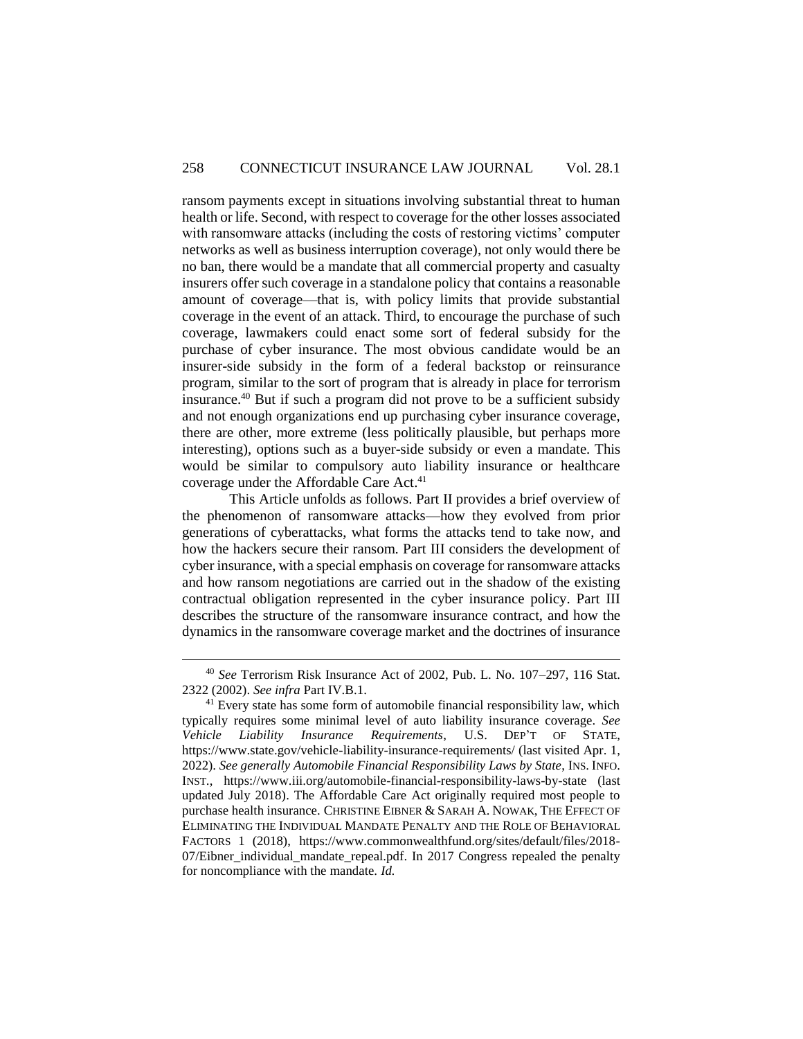ransom payments except in situations involving substantial threat to human health or life. Second, with respect to coverage for the other losses associated with ransomware attacks (including the costs of restoring victims' computer networks as well as business interruption coverage), not only would there be no ban, there would be a mandate that all commercial property and casualty insurers offer such coverage in a standalone policy that contains a reasonable amount of coverage—that is, with policy limits that provide substantial coverage in the event of an attack. Third, to encourage the purchase of such coverage, lawmakers could enact some sort of federal subsidy for the purchase of cyber insurance. The most obvious candidate would be an insurer-side subsidy in the form of a federal backstop or reinsurance program, similar to the sort of program that is already in place for terrorism insurance.[40] But if such a program did not prove to be a sufficient subsidy and not enough organizations end up purchasing cyber insurance coverage, there are other, more extreme (less politically plausible, but perhaps more interesting), options such as a buyer-side subsidy or even a mandate. This would be similar to compulsory auto liability insurance or healthcare coverage under the Affordable Care Act.[41]

This Article unfolds as follows. Part II provides a brief overview of the phenomenon of ransomware attacks—how they evolved from prior generations of cyberattacks, what forms the attacks tend to take now, and how the hackers secure their ransom. Part III considers the development of cyber insurance, with a special emphasis on coverage for ransomware attacks and how ransom negotiations are carried out in the shadow of the existing contractual obligation represented in the cyber insurance policy. Part III describes the structure of the ransomware insurance contract, and how the dynamics in the ransomware coverage market and the doctrines of insurance

---

[40] *See* Terrorism Risk Insurance Act of 2002, Pub. L. No. 107–297, 116 Stat. 2322 (2002). *See infra* Part IV.B.1.

[41] Every state has some form of automobile financial responsibility law, which typically requires some minimal level of auto liability insurance coverage. *See Vehicle Liability Insurance Requirements*, U.S. DEP'T OF STATE, https://www.state.gov/vehicle-liability-insurance-requirements/ (last visited Apr. 1, 2022). *See generally Automobile Financial Responsibility Laws by State*, INS. INFO. INST., https://www.iii.org/automobile-financial-responsibility-laws-by-state (last updated July 2018). The Affordable Care Act originally required most people to purchase health insurance. CHRISTINE EIBNER & SARAH A. NOWAK, THE EFFECT OF ELIMINATING THE INDIVIDUAL MANDATE PENALTY AND THE ROLE OF BEHAVIORAL FACTORS 1 (2018), https://www.commonwealthfund.org/sites/default/files/2018-07/Eibner_individual_mandate_repeal.pdf. In 2017 Congress repealed the penalty for noncompliance with the mandate. *Id.*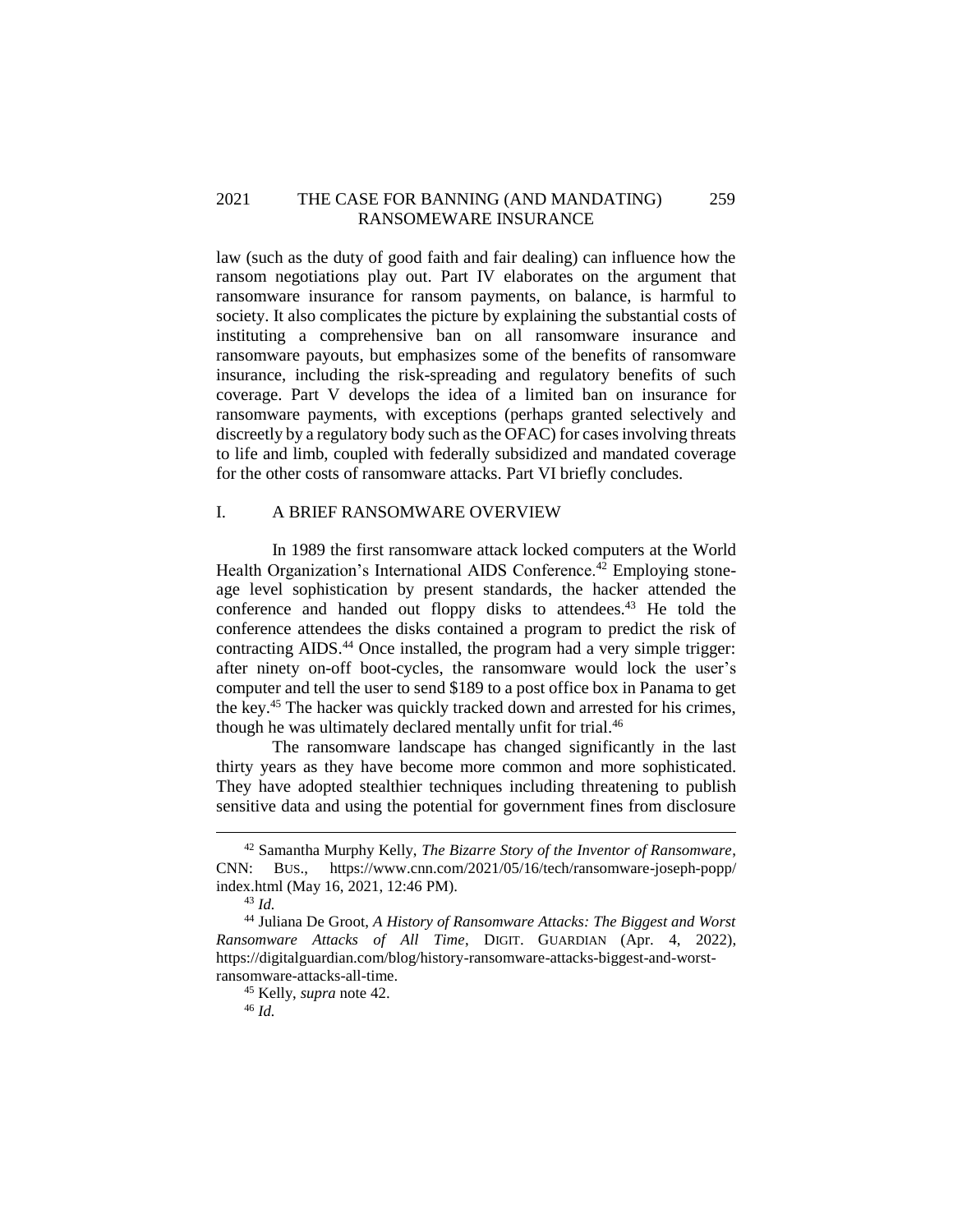law (such as the duty of good faith and fair dealing) can influence how the ransom negotiations play out. Part IV elaborates on the argument that ransomware insurance for ransom payments, on balance, is harmful to society. It also complicates the picture by explaining the substantial costs of instituting a comprehensive ban on all ransomware insurance and ransomware payouts, but emphasizes some of the benefits of ransomware insurance, including the risk-spreading and regulatory benefits of such coverage. Part V develops the idea of a limited ban on insurance for ransomware payments, with exceptions (perhaps granted selectively and discreetly by a regulatory body such as the OFAC) for cases involving threats to life and limb, coupled with federally subsidized and mandated coverage for the other costs of ransomware attacks. Part VI briefly concludes.

## I. A BRIEF RANSOMWARE OVERVIEW

In 1989 the first ransomware attack locked computers at the World Health Organization's International AIDS Conference.[42] Employing stone-age level sophistication by present standards, the hacker attended the conference and handed out floppy disks to attendees.[43] He told the conference attendees the disks contained a program to predict the risk of contracting AIDS.[44] Once installed, the program had a very simple trigger: after ninety on-off boot-cycles, the ransomware would lock the user's computer and tell the user to send $189 to a post office box in Panama to get the key.[45] The hacker was quickly tracked down and arrested for his crimes, though he was ultimately declared mentally unfit for trial.[46]

The ransomware landscape has changed significantly in the last thirty years as they have become more common and more sophisticated. They have adopted stealthier techniques including threatening to publish sensitive data and using the potential for government fines from disclosure

---

[42] Samantha Murphy Kelly, *The Bizarre Story of the Inventor of Ransomware*, CNN: BUS., https://www.cnn.com/2021/05/16/tech/ransomware-joseph-popp/index.html (May 16, 2021, 12:46 PM).

[43] *Id.*

[44] Juliana De Groot, *A History of Ransomware Attacks: The Biggest and Worst Ransomware Attacks of All Time*, DIGIT. GUARDIAN (Apr. 4, 2022), https://digitalguardian.com/blog/history-ransomware-attacks-biggest-and-worst-ransomware-attacks-all-time.

[45] Kelly, *supra* note 42.

[46] *Id.*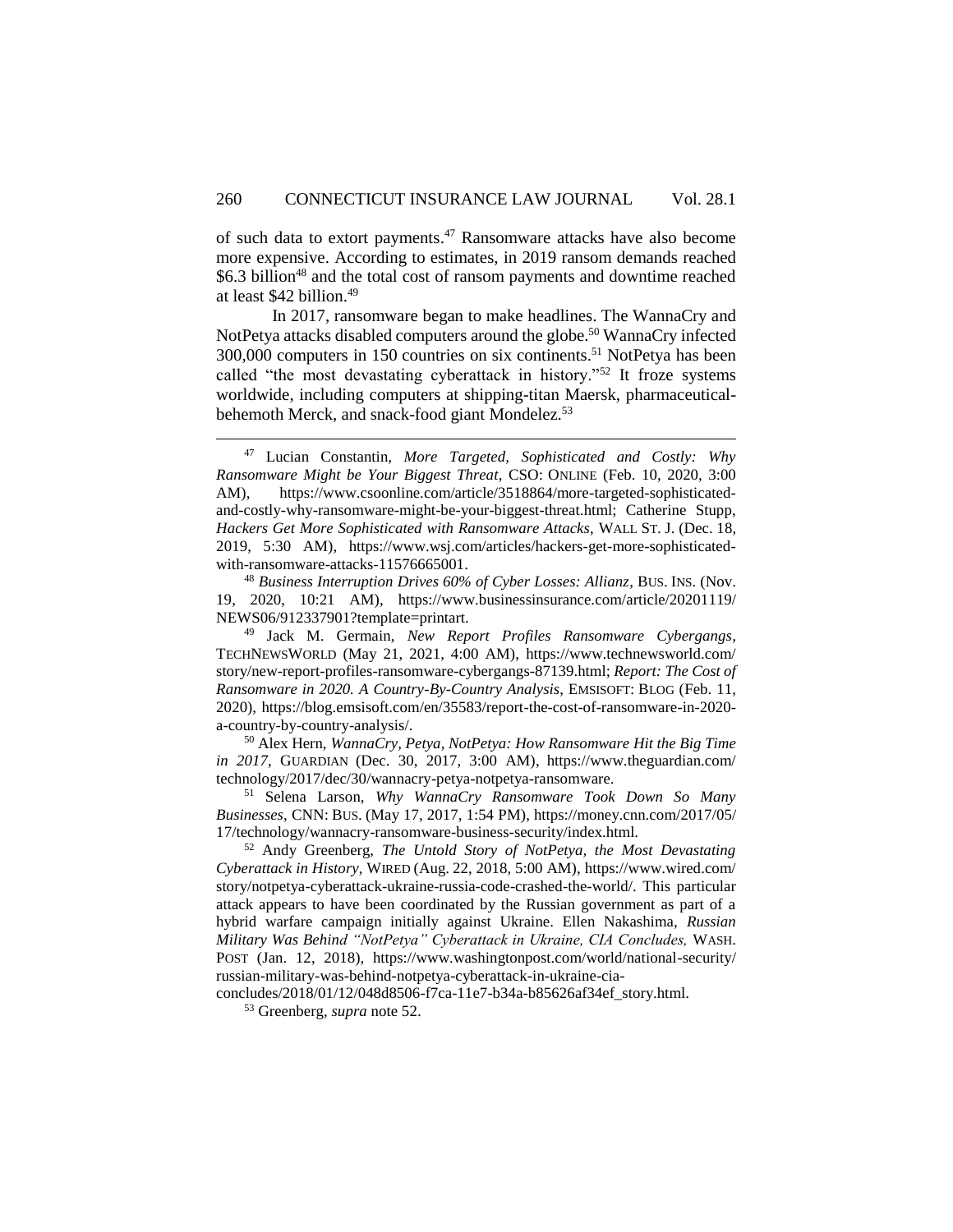of such data to extort payments.[47] Ransomware attacks have also become more expensive. According to estimates, in 2019 ransom demands reached \$6.3 billion[48] and the total cost of ransom payments and downtime reached at least \$42 billion.[49]

In 2017, ransomware began to make headlines. The WannaCry and NotPetya attacks disabled computers around the globe.[50] WannaCry infected 300,000 computers in 150 countries on six continents.[51] NotPetya has been called "the most devastating cyberattack in history."[52] It froze systems worldwide, including computers at shipping-titan Maersk, pharmaceutical-behemoth Merck, and snack-food giant Mondelez.[53]

---

[47] Lucian Constantin, *More Targeted, Sophisticated and Costly: Why Ransomware Might be Your Biggest Threat*, CSO: ONLINE (Feb. 10, 2020, 3:00 AM), https://www.csoonline.com/article/3518864/more-targeted-sophisticated-and-costly-why-ransomware-might-be-your-biggest-threat.html; Catherine Stupp, *Hackers Get More Sophisticated with Ransomware Attacks*, WALL ST. J. (Dec. 18, 2019, 5:30 AM), https://www.wsj.com/articles/hackers-get-more-sophisticated-with-ransomware-attacks-11576665001.

[48] *Business Interruption Drives 60% of Cyber Losses: Allianz*, BUS. INS. (Nov. 19, 2020, 10:21 AM), https://www.businessinsurance.com/article/20201119/NEWS06/912337901?template=printart.

[49] Jack M. Germain, *New Report Profiles Ransomware Cybergangs*, TECHNEWSWORLD (May 21, 2021, 4:00 AM), https://www.technewsworld.com/story/new-report-profiles-ransomware-cybergangs-87139.html; *Report: The Cost of Ransomware in 2020. A Country-By-Country Analysis*, EMSISOFT: BLOG (Feb. 11, 2020), https://blog.emsisoft.com/en/35583/report-the-cost-of-ransomware-in-2020-a-country-by-country-analysis/.

[50] Alex Hern, *WannaCry, Petya, NotPetya: How Ransomware Hit the Big Time in 2017*, GUARDIAN (Dec. 30, 2017, 3:00 AM), https://www.theguardian.com/technology/2017/dec/30/wannacry-petya-notpetya-ransomware.

[51] Selena Larson, *Why WannaCry Ransomware Took Down So Many Businesses*, CNN: BUS. (May 17, 2017, 1:54 PM), https://money.cnn.com/2017/05/17/technology/wannacry-ransomware-business-security/index.html.

[52] Andy Greenberg, *The Untold Story of NotPetya, the Most Devastating Cyberattack in History*, WIRED (Aug. 22, 2018, 5:00 AM), https://www.wired.com/story/notpetya-cyberattack-ukraine-russia-code-crashed-the-world/. This particular attack appears to have been coordinated by the Russian government as part of a hybrid warfare campaign initially against Ukraine. Ellen Nakashima, *Russian Military Was Behind "NotPetya" Cyberattack in Ukraine, CIA Concludes,* WASH. POST (Jan. 12, 2018), https://www.washingtonpost.com/world/national-security/russian-military-was-behind-notpetya-cyberattack-in-ukraine-cia-concludes/2018/01/12/048d8506-f7ca-11e7-b34a-b85626af34ef_story.html.

[53] Greenberg, *supra* note 52.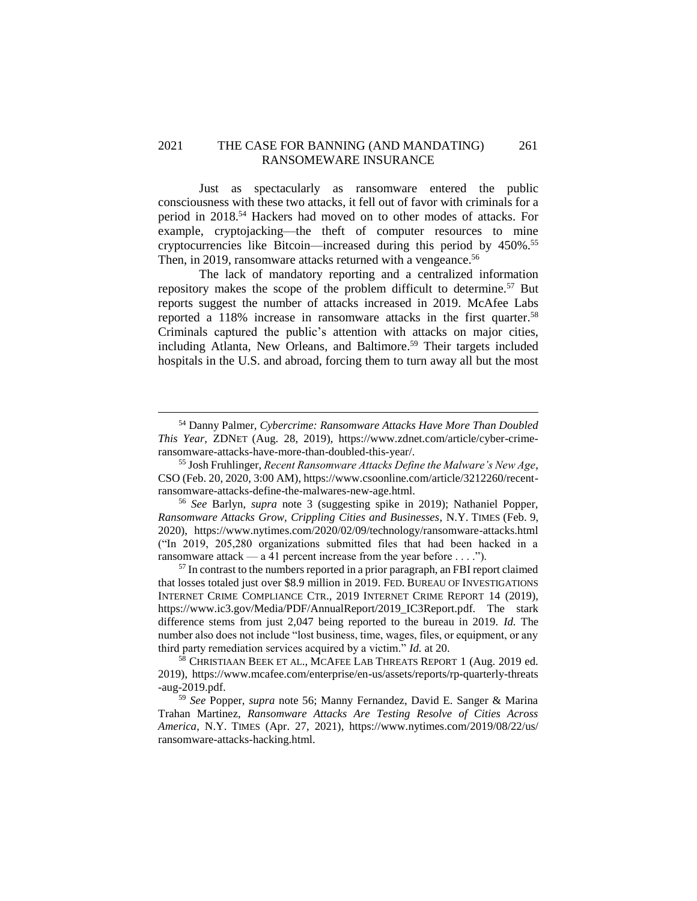Just as spectacularly as ransomware entered the public consciousness with these two attacks, it fell out of favor with criminals for a period in 2018.[54] Hackers had moved on to other modes of attacks. For example, cryptojacking—the theft of computer resources to mine cryptocurrencies like Bitcoin—increased during this period by 450%.[55] Then, in 2019, ransomware attacks returned with a vengeance.[56]

The lack of mandatory reporting and a centralized information repository makes the scope of the problem difficult to determine.[57] But reports suggest the number of attacks increased in 2019. McAfee Labs reported a 118% increase in ransomware attacks in the first quarter.[58] Criminals captured the public's attention with attacks on major cities, including Atlanta, New Orleans, and Baltimore.[59] Their targets included hospitals in the U.S. and abroad, forcing them to turn away all but the most

---

[54] Danny Palmer, *Cybercrime: Ransomware Attacks Have More Than Doubled This Year*, ZDNET (Aug. 28, 2019), https://www.zdnet.com/article/cyber-crime-ransomware-attacks-have-more-than-doubled-this-year/.

[55] Josh Fruhlinger, *Recent Ransomware Attacks Define the Malware's New Age*, CSO (Feb. 20, 2020, 3:00 AM), https://www.csoonline.com/article/3212260/recent-ransomware-attacks-define-the-malwares-new-age.html.

[56] *See* Barlyn, *supra* note 3 (suggesting spike in 2019); Nathaniel Popper, *Ransomware Attacks Grow, Crippling Cities and Businesses*, N.Y. TIMES (Feb. 9, 2020), https://www.nytimes.com/2020/02/09/technology/ransomware-attacks.html ("In 2019, 205,280 organizations submitted files that had been hacked in a ransomware attack — a 41 percent increase from the year before . . . .").

[57] In contrast to the numbers reported in a prior paragraph, an FBI report claimed that losses totaled just over $8.9 million in 2019. FED. BUREAU OF INVESTIGATIONS INTERNET CRIME COMPLIANCE CTR., 2019 INTERNET CRIME REPORT 14 (2019), https://www.ic3.gov/Media/PDF/AnnualReport/2019_IC3Report.pdf. The stark difference stems from just 2,047 being reported to the bureau in 2019. *Id.* The number also does not include "lost business, time, wages, files, or equipment, or any third party remediation services acquired by a victim." *Id.* at 20.

[58] CHRISTIAAN BEEK ET AL., MCAFEE LAB THREATS REPORT 1 (Aug. 2019 ed. 2019), https://www.mcafee.com/enterprise/en-us/assets/reports/rp-quarterly-threats-aug-2019.pdf.

[59] *See* Popper, *supra* note 56; Manny Fernandez, David E. Sanger & Marina Trahan Martinez, *Ransomware Attacks Are Testing Resolve of Cities Across America*, N.Y. TIMES (Apr. 27, 2021), https://www.nytimes.com/2019/08/22/us/ransomware-attacks-hacking.html.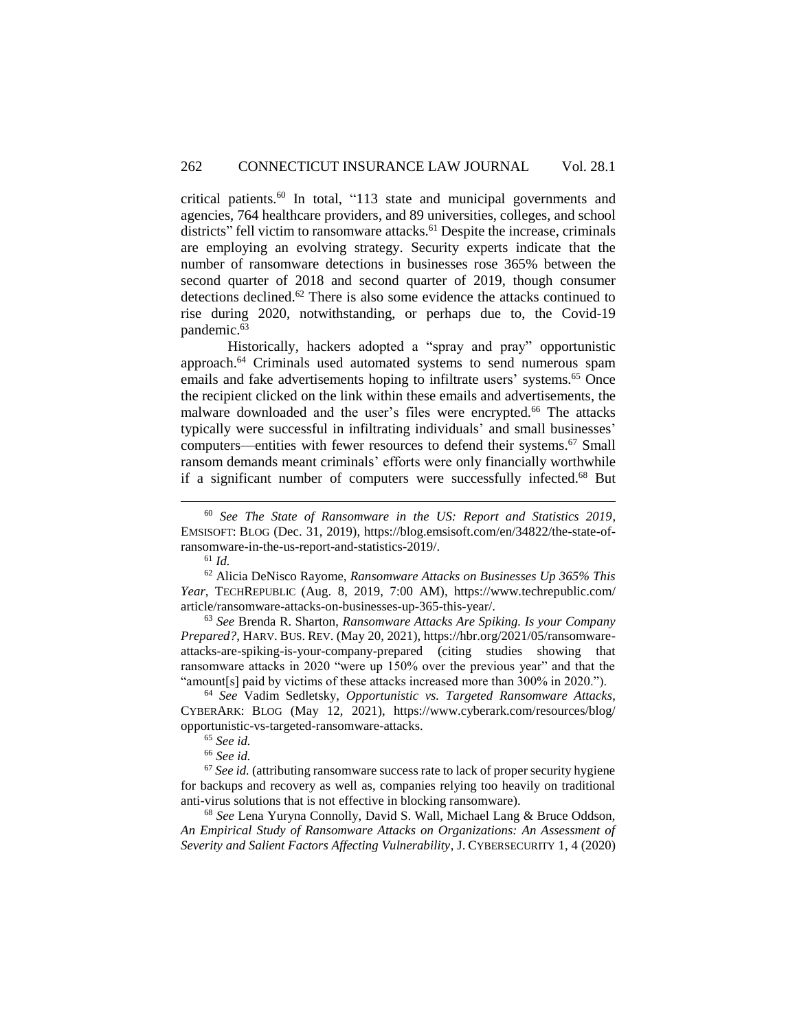critical patients.[60] In total, "113 state and municipal governments and agencies, 764 healthcare providers, and 89 universities, colleges, and school districts" fell victim to ransomware attacks.[61] Despite the increase, criminals are employing an evolving strategy. Security experts indicate that the number of ransomware detections in businesses rose 365% between the second quarter of 2018 and second quarter of 2019, though consumer detections declined.[62] There is also some evidence the attacks continued to rise during 2020, notwithstanding, or perhaps due to, the Covid-19 pandemic.[63]

Historically, hackers adopted a "spray and pray" opportunistic approach.[64] Criminals used automated systems to send numerous spam emails and fake advertisements hoping to infiltrate users' systems.[65] Once the recipient clicked on the link within these emails and advertisements, the malware downloaded and the user's files were encrypted.[66] The attacks typically were successful in infiltrating individuals' and small businesses' computers—entities with fewer resources to defend their systems.[67] Small ransom demands meant criminals' efforts were only financially worthwhile if a significant number of computers were successfully infected.[68] But

---

[60] *See The State of Ransomware in the US: Report and Statistics 2019*, EMSISOFT: BLOG (Dec. 31, 2019), https://blog.emsisoft.com/en/34822/the-state-of-ransomware-in-the-us-report-and-statistics-2019/.

[61] *Id.*

[62] Alicia DeNisco Rayome, *Ransomware Attacks on Businesses Up 365% This Year*, TECHREPUBLIC (Aug. 8, 2019, 7:00 AM), https://www.techrepublic.com/article/ransomware-attacks-on-businesses-up-365-this-year/.

[63] *See* Brenda R. Sharton, *Ransomware Attacks Are Spiking. Is your Company Prepared?*, HARV. BUS. REV. (May 20, 2021), https://hbr.org/2021/05/ransomware-attacks-are-spiking-is-your-company-prepared (citing studies showing that ransomware attacks in 2020 "were up 150% over the previous year" and that the "amount[s] paid by victims of these attacks increased more than 300% in 2020.").

[64] *See* Vadim Sedletsky, *Opportunistic vs. Targeted Ransomware Attacks*, CYBERARK: BLOG (May 12, 2021), https://www.cyberark.com/resources/blog/opportunistic-vs-targeted-ransomware-attacks.

[65] *See id.*

[66] *See id.*

[67] *See id.* (attributing ransomware success rate to lack of proper security hygiene for backups and recovery as well as, companies relying too heavily on traditional anti-virus solutions that is not effective in blocking ransomware).

[68] *See* Lena Yuryna Connolly, David S. Wall, Michael Lang & Bruce Oddson, *An Empirical Study of Ransomware Attacks on Organizations: An Assessment of Severity and Salient Factors Affecting Vulnerability*, J. CYBERSECURITY 1, 4 (2020)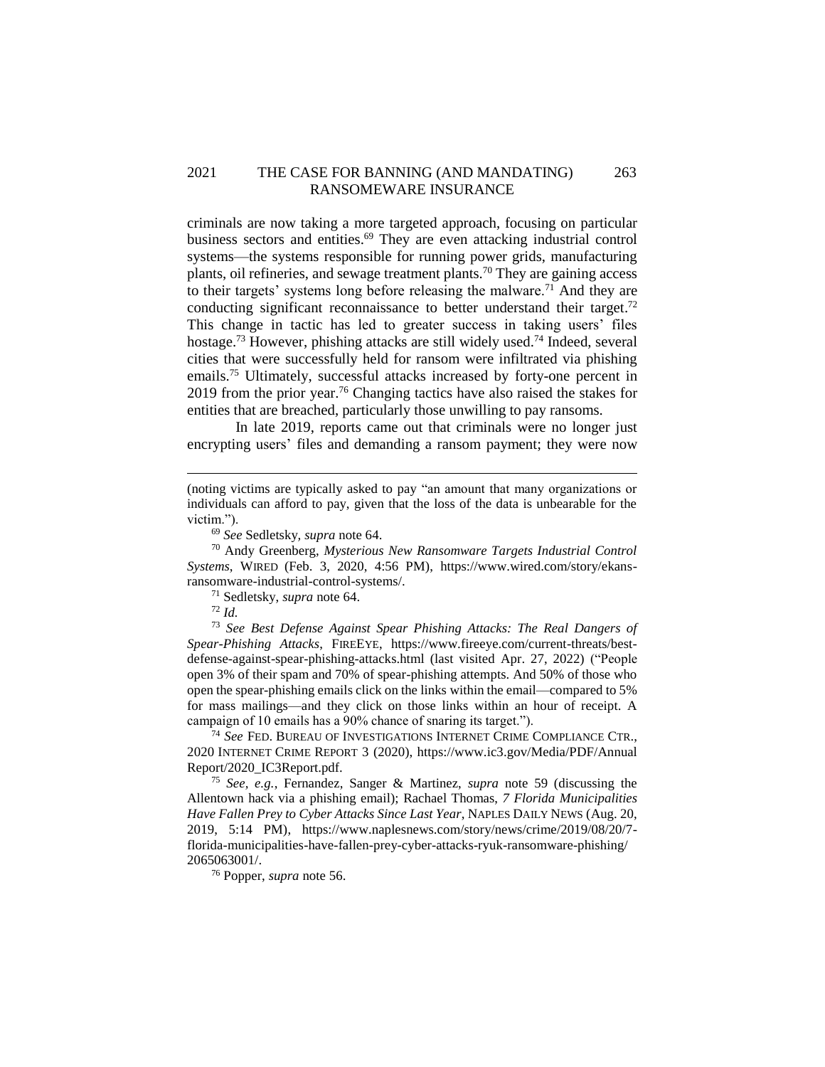criminals are now taking a more targeted approach, focusing on particular business sectors and entities.[69] They are even attacking industrial control systems—the systems responsible for running power grids, manufacturing plants, oil refineries, and sewage treatment plants.[70] They are gaining access to their targets' systems long before releasing the malware.[71] And they are conducting significant reconnaissance to better understand their target.[72] This change in tactic has led to greater success in taking users' files hostage.[73] However, phishing attacks are still widely used.[74] Indeed, several cities that were successfully held for ransom were infiltrated via phishing emails.[75] Ultimately, successful attacks increased by forty-one percent in 2019 from the prior year.[76] Changing tactics have also raised the stakes for entities that are breached, particularly those unwilling to pay ransoms.

In late 2019, reports came out that criminals were no longer just encrypting users' files and demanding a ransom payment; they were now

---

(noting victims are typically asked to pay "an amount that many organizations or individuals can afford to pay, given that the loss of the data is unbearable for the victim.").

[69] *See* Sedletsky, *supra* note 64.

[70] Andy Greenberg, *Mysterious New Ransomware Targets Industrial Control Systems*, WIRED (Feb. 3, 2020, 4:56 PM), https://www.wired.com/story/ekans-ransomware-industrial-control-systems/.

[71] Sedletsky, *supra* note 64.

[72] *Id.*

[73] *See Best Defense Against Spear Phishing Attacks: The Real Dangers of Spear-Phishing Attacks*, FIREEYE, https://www.fireeye.com/current-threats/best-defense-against-spear-phishing-attacks.html (last visited Apr. 27, 2022) ("People open 3% of their spam and 70% of spear-phishing attempts. And 50% of those who open the spear-phishing emails click on the links within the email—compared to 5% for mass mailings—and they click on those links within an hour of receipt. A campaign of 10 emails has a 90% chance of snaring its target.").

[74] *See* FED. BUREAU OF INVESTIGATIONS INTERNET CRIME COMPLIANCE CTR., 2020 INTERNET CRIME REPORT 3 (2020), https://www.ic3.gov/Media/PDF/AnnualReport/2020_IC3Report.pdf.

[75] *See, e.g.*, Fernandez, Sanger & Martinez, *supra* note 59 (discussing the Allentown hack via a phishing email); Rachael Thomas, *7 Florida Municipalities Have Fallen Prey to Cyber Attacks Since Last Year*, NAPLES DAILY NEWS (Aug. 20, 2019, 5:14 PM), https://www.naplesnews.com/story/news/crime/2019/08/20/7-florida-municipalities-have-fallen-prey-cyber-attacks-ryuk-ransomware-phishing/2065063001/.

[76] Popper, *supra* note 56.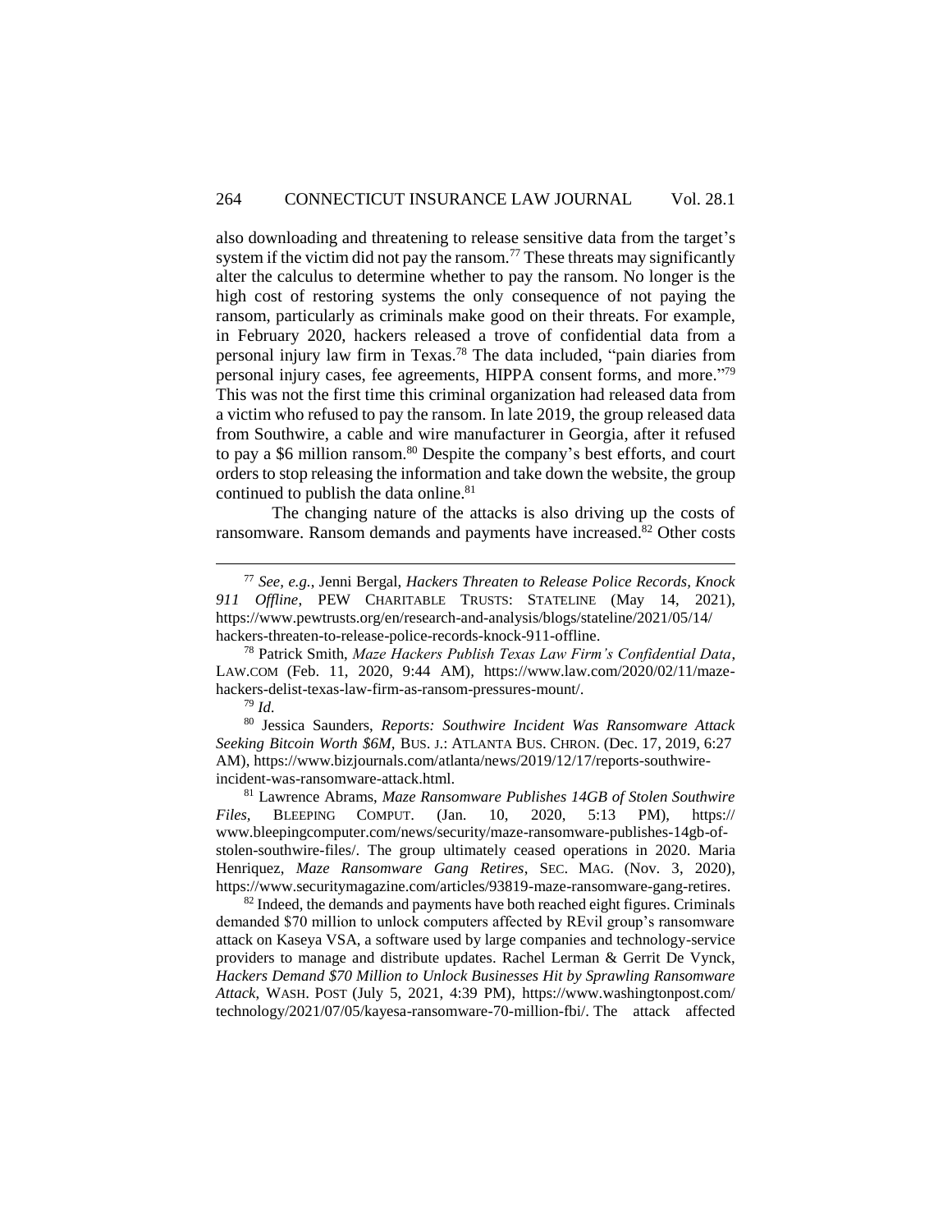also downloading and threatening to release sensitive data from the target's system if the victim did not pay the ransom.[77] These threats may significantly alter the calculus to determine whether to pay the ransom. No longer is the high cost of restoring systems the only consequence of not paying the ransom, particularly as criminals make good on their threats. For example, in February 2020, hackers released a trove of confidential data from a personal injury law firm in Texas.[78] The data included, "pain diaries from personal injury cases, fee agreements, HIPPA consent forms, and more."[79] This was not the first time this criminal organization had released data from a victim who refused to pay the ransom. In late 2019, the group released data from Southwire, a cable and wire manufacturer in Georgia, after it refused to pay a $6 million ransom.[80] Despite the company's best efforts, and court orders to stop releasing the information and take down the website, the group continued to publish the data online.[81]

The changing nature of the attacks is also driving up the costs of ransomware. Ransom demands and payments have increased.[82] Other costs

---

[77] *See, e.g.*, Jenni Bergal, *Hackers Threaten to Release Police Records, Knock 911 Offline*, PEW CHARITABLE TRUSTS: STATELINE (May 14, 2021), https://www.pewtrusts.org/en/research-and-analysis/blogs/stateline/2021/05/14/hackers-threaten-to-release-police-records-knock-911-offline.

[78] Patrick Smith, *Maze Hackers Publish Texas Law Firm's Confidential Data*, LAW.COM (Feb. 11, 2020, 9:44 AM), https://www.law.com/2020/02/11/maze-hackers-delist-texas-law-firm-as-ransom-pressures-mount/.

[79] *Id.*

[80] Jessica Saunders, *Reports: Southwire Incident Was Ransomware Attack Seeking Bitcoin Worth $6M*, BUS. J.: ATLANTA BUS. CHRON. (Dec. 17, 2019, 6:27 AM), https://www.bizjournals.com/atlanta/news/2019/12/17/reports-southwire-incident-was-ransomware-attack.html.

[81] Lawrence Abrams, *Maze Ransomware Publishes 14GB of Stolen Southwire Files,* BLEEPING COMPUT. (Jan. 10, 2020, 5:13 PM), https://www.bleepingcomputer.com/news/security/maze-ransomware-publishes-14gb-of-stolen-southwire-files/. The group ultimately ceased operations in 2020. Maria Henriquez, *Maze Ransomware Gang Retires*, SEC. MAG. (Nov. 3, 2020), https://www.securitymagazine.com/articles/93819-maze-ransomware-gang-retires.

[82] Indeed, the demands and payments have both reached eight figures. Criminals demanded $70 million to unlock computers affected by REvil group's ransomware attack on Kaseya VSA, a software used by large companies and technology-service providers to manage and distribute updates. Rachel Lerman & Gerrit De Vynck, *Hackers Demand $70 Million to Unlock Businesses Hit by Sprawling Ransomware Attack*, WASH. POST (July 5, 2021, 4:39 PM), https://www.washingtonpost.com/technology/2021/07/05/kayesa-ransomware-70-million-fbi/. The attack affected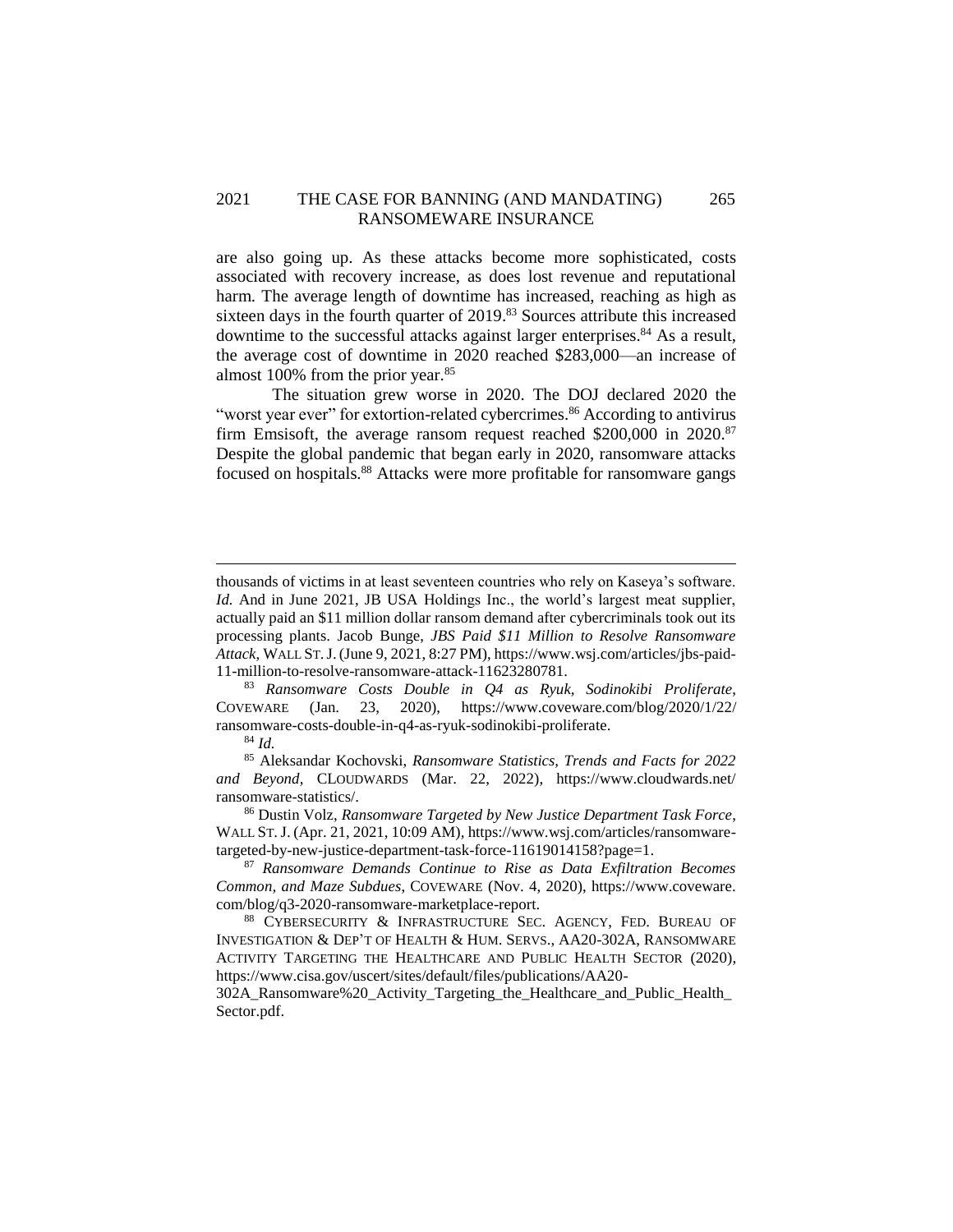are also going up. As these attacks become more sophisticated, costs associated with recovery increase, as does lost revenue and reputational harm. The average length of downtime has increased, reaching as high as sixteen days in the fourth quarter of 2019.[83] Sources attribute this increased downtime to the successful attacks against larger enterprises.[84] As a result, the average cost of downtime in 2020 reached $283,000—an increase of almost 100% from the prior year.[85]

The situation grew worse in 2020. The DOJ declared 2020 the "worst year ever" for extortion-related cybercrimes.[86] According to antivirus firm Emsisoft, the average ransom request reached $200,000 in 2020.[87] Despite the global pandemic that began early in 2020, ransomware attacks focused on hospitals.[88] Attacks were more profitable for ransomware gangs

---

thousands of victims in at least seventeen countries who rely on Kaseya's software. *Id.* And in June 2021, JB USA Holdings Inc., the world's largest meat supplier, actually paid an $11 million dollar ransom demand after cybercriminals took out its processing plants. Jacob Bunge, *JBS Paid $11 Million to Resolve Ransomware Attack*, WALL ST. J. (June 9, 2021, 8:27 PM), https://www.wsj.com/articles/jbs-paid-11-million-to-resolve-ransomware-attack-11623280781.

[83] *Ransomware Costs Double in Q4 as Ryuk, Sodinokibi Proliferate*, COVEWARE (Jan. 23, 2020), https://www.coveware.com/blog/2020/1/22/ransomware-costs-double-in-q4-as-ryuk-sodinokibi-proliferate.

[84] *Id.*

[85] Aleksandar Kochovski, *Ransomware Statistics, Trends and Facts for 2022 and Beyond*, CLOUDWARDS (Mar. 22, 2022), https://www.cloudwards.net/ransomware-statistics/.

[86] Dustin Volz, *Ransomware Targeted by New Justice Department Task Force*, WALL ST. J. (Apr. 21, 2021, 10:09 AM), https://www.wsj.com/articles/ransomware-targeted-by-new-justice-department-task-force-11619014158?page=1.

[87] *Ransomware Demands Continue to Rise as Data Exfiltration Becomes Common, and Maze Subdues*, COVEWARE (Nov. 4, 2020), https://www.coveware.com/blog/q3-2020-ransomware-marketplace-report.

[88] CYBERSECURITY & INFRASTRUCTURE SEC. AGENCY, FED. BUREAU OF INVESTIGATION & DEP'T OF HEALTH & HUM. SERVS., AA20-302A, RANSOMWARE ACTIVITY TARGETING THE HEALTHCARE AND PUBLIC HEALTH SECTOR (2020), https://www.cisa.gov/uscert/sites/default/files/publications/AA20-302A_Ransomware%20_Activity_Targeting_the_Healthcare_and_Public_Health_Sector.pdf.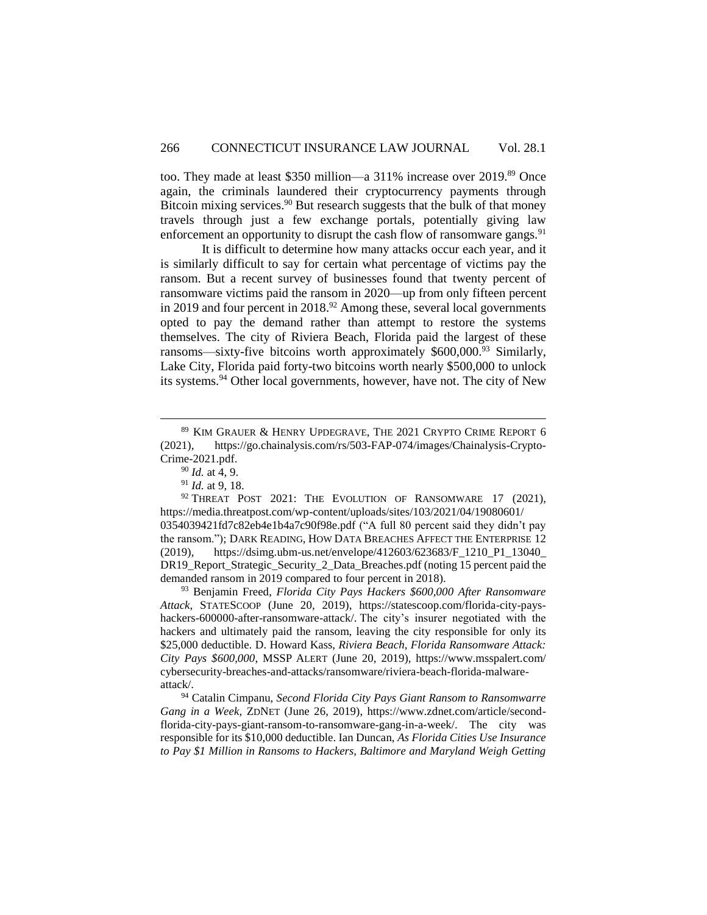too. They made at least $350 million—a 311% increase over 2019.[89] Once again, the criminals laundered their cryptocurrency payments through Bitcoin mixing services.[90] But research suggests that the bulk of that money travels through just a few exchange portals, potentially giving law enforcement an opportunity to disrupt the cash flow of ransomware gangs.[91]

It is difficult to determine how many attacks occur each year, and it is similarly difficult to say for certain what percentage of victims pay the ransom. But a recent survey of businesses found that twenty percent of ransomware victims paid the ransom in 2020—up from only fifteen percent in 2019 and four percent in 2018.[92] Among these, several local governments opted to pay the demand rather than attempt to restore the systems themselves. The city of Riviera Beach, Florida paid the largest of these ransoms—sixty-five bitcoins worth approximately $600,000.[93] Similarly, Lake City, Florida paid forty-two bitcoins worth nearly $500,000 to unlock its systems.[94] Other local governments, however, have not. The city of New

---

[89] KIM GRAUER & HENRY UPDEGRAVE, THE 2021 CRYPTO CRIME REPORT 6 (2021), https://go.chainalysis.com/rs/503-FAP-074/images/Chainalysis-Crypto-Crime-2021.pdf.

[90] *Id.* at 4, 9.

[91] *Id.* at 9, 18.

[92] THREAT POST 2021: THE EVOLUTION OF RANSOMWARE 17 (2021), https://media.threatpost.com/wp-content/uploads/sites/103/2021/04/19080601/0354039421fd7c82eb4e1b4a7c90f98e.pdf ("A full 80 percent said they didn't pay the ransom."); DARK READING, HOW DATA BREACHES AFFECT THE ENTERPRISE 12 (2019), https://dsimg.ubm-us.net/envelope/412603/623683/F_1210_P1_13040_DR19_Report_Strategic_Security_2_Data_Breaches.pdf (noting 15 percent paid the demanded ransom in 2019 compared to four percent in 2018).

[93] Benjamin Freed, *Florida City Pays Hackers $600,000 After Ransomware Attack*, STATESCOOP (June 20, 2019), https://statescoop.com/florida-city-pays-hackers-600000-after-ransomware-attack/. The city's insurer negotiated with the hackers and ultimately paid the ransom, leaving the city responsible for only its $25,000 deductible. D. Howard Kass, *Riviera Beach, Florida Ransomware Attack: City Pays $600,000*, MSSP ALERT (June 20, 2019), https://www.msspalert.com/cybersecurity-breaches-and-attacks/ransomware/riviera-beach-florida-malware-attack/.

[94] Catalin Cimpanu, *Second Florida City Pays Giant Ransom to Ransomwarre Gang in a Week,* ZDNET (June 26, 2019), https://www.zdnet.com/article/second-florida-city-pays-giant-ransom-to-ransomware-gang-in-a-week/. The city was responsible for its $10,000 deductible. Ian Duncan, *As Florida Cities Use Insurance to Pay $1 Million in Ransoms to Hackers, Baltimore and Maryland Weigh Getting*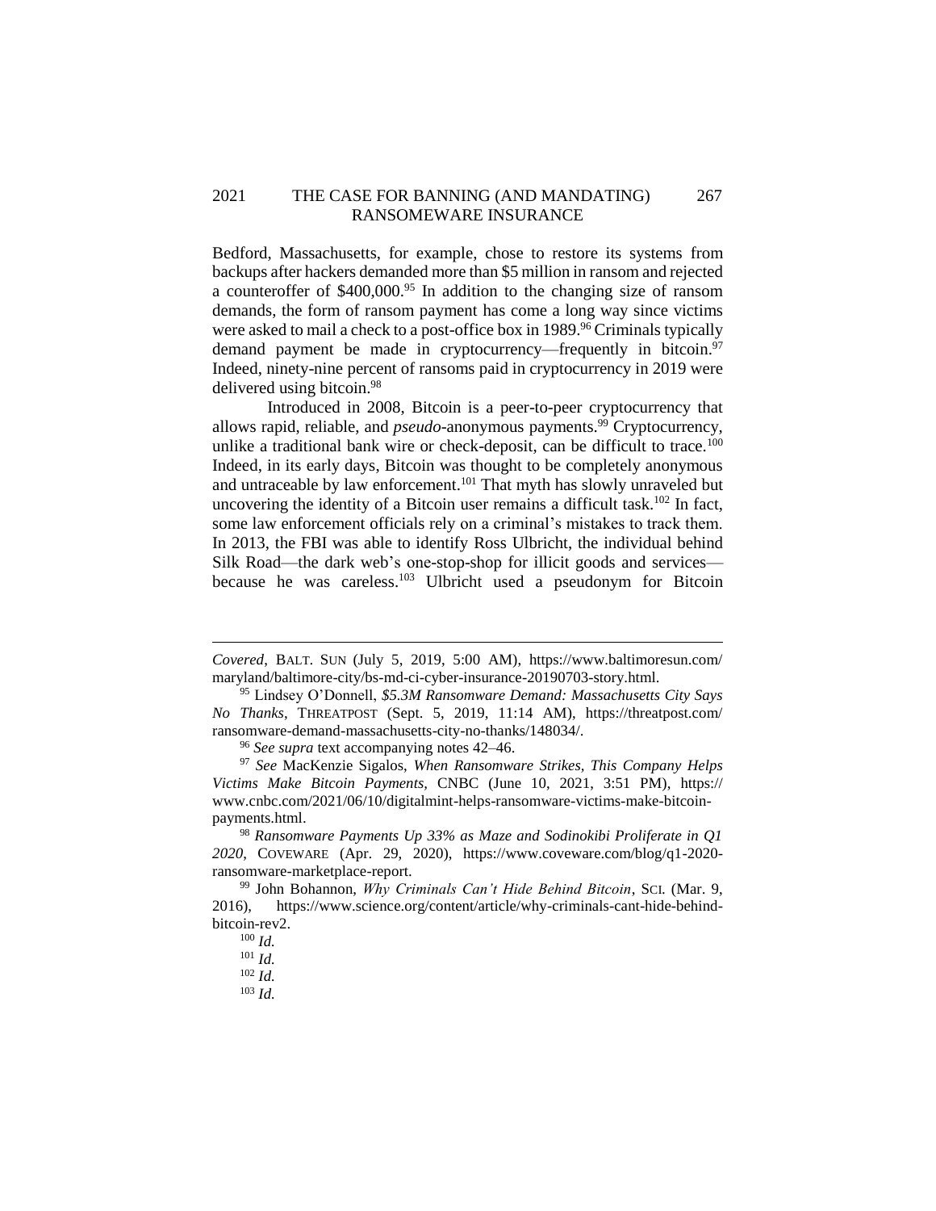Bedford, Massachusetts, for example, chose to restore its systems from backups after hackers demanded more than $5 million in ransom and rejected a counteroffer of $400,000.[95] In addition to the changing size of ransom demands, the form of ransom payment has come a long way since victims were asked to mail a check to a post-office box in 1989.[96] Criminals typically demand payment be made in cryptocurrency—frequently in bitcoin.[97] Indeed, ninety-nine percent of ransoms paid in cryptocurrency in 2019 were delivered using bitcoin.[98]

Introduced in 2008, Bitcoin is a peer-to-peer cryptocurrency that allows rapid, reliable, and *pseudo*-anonymous payments.[99] Cryptocurrency, unlike a traditional bank wire or check-deposit, can be difficult to trace.[100] Indeed, in its early days, Bitcoin was thought to be completely anonymous and untraceable by law enforcement.[101] That myth has slowly unraveled but uncovering the identity of a Bitcoin user remains a difficult task.[102] In fact, some law enforcement officials rely on a criminal's mistakes to track them. In 2013, the FBI was able to identify Ross Ulbricht, the individual behind Silk Road—the dark web's one-stop-shop for illicit goods and services—because he was careless.[103] Ulbricht used a pseudonym for Bitcoin

---

*Covered*, BALT. SUN (July 5, 2019, 5:00 AM), https://www.baltimoresun.com/maryland/baltimore-city/bs-md-ci-cyber-insurance-20190703-story.html.

[95] Lindsey O'Donnell, *$5.3M Ransomware Demand: Massachusetts City Says No Thanks*, THREATPOST (Sept. 5, 2019, 11:14 AM), https://threatpost.com/ransomware-demand-massachusetts-city-no-thanks/148034/.

[96] *See supra* text accompanying notes 42–46.

[97] *See* MacKenzie Sigalos, *When Ransomware Strikes, This Company Helps Victims Make Bitcoin Payments,* CNBC (June 10, 2021, 3:51 PM), https://www.cnbc.com/2021/06/10/digitalmint-helps-ransomware-victims-make-bitcoin-payments.html.

[98] *Ransomware Payments Up 33% as Maze and Sodinokibi Proliferate in Q1 2020*, COVEWARE (Apr. 29, 2020), https://www.coveware.com/blog/q1-2020-ransomware-marketplace-report.

[99] John Bohannon, *Why Criminals Can't Hide Behind Bitcoin*, SCI. (Mar. 9, 2016), https://www.science.org/content/article/why-criminals-cant-hide-behind-bitcoin-rev2.

[100] *Id.*

[101] *Id.*

[102] *Id.*

[103] *Id.*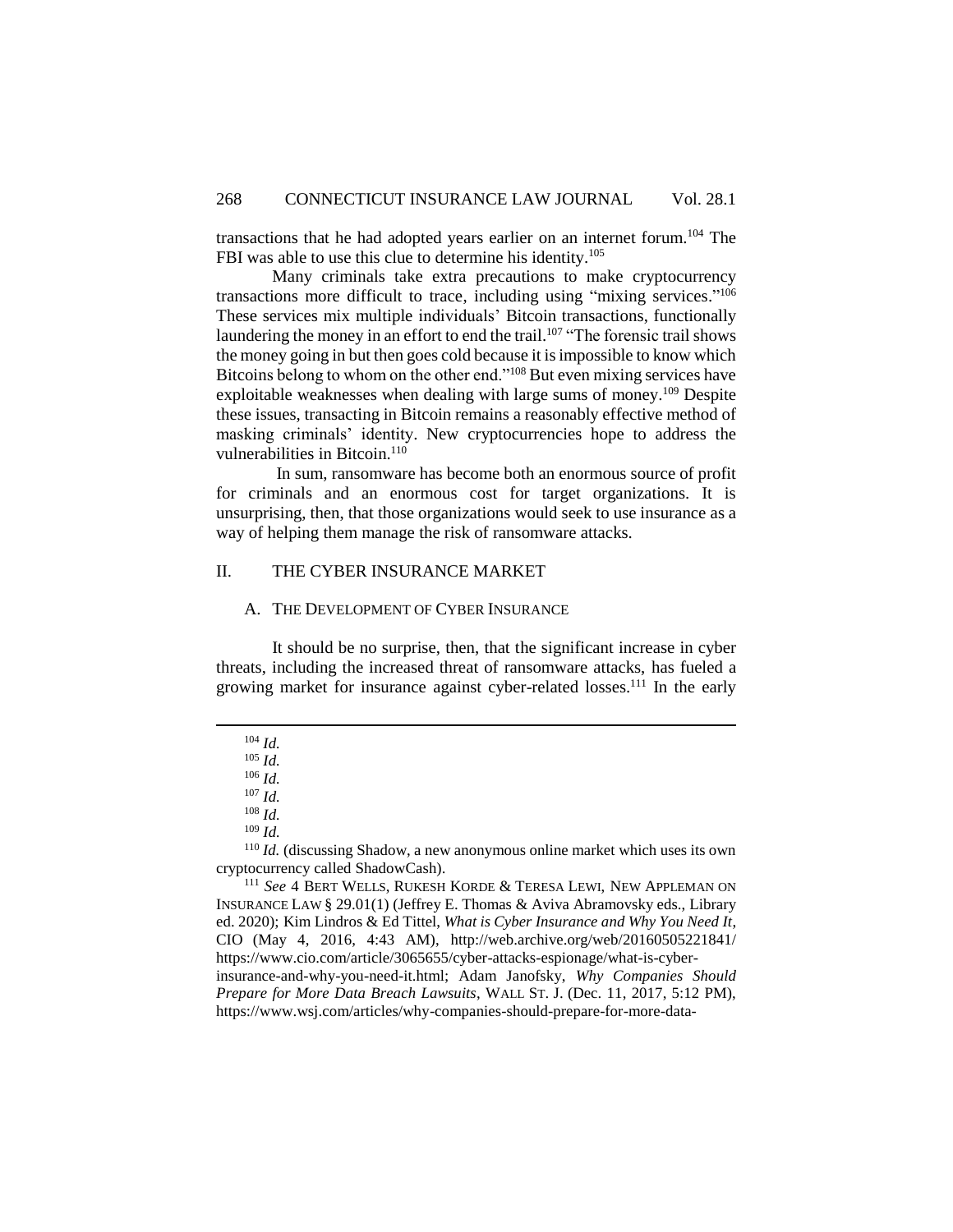transactions that he had adopted years earlier on an internet forum.[104] The FBI was able to use this clue to determine his identity.[105]

Many criminals take extra precautions to make cryptocurrency transactions more difficult to trace, including using "mixing services."[106] These services mix multiple individuals' Bitcoin transactions, functionally laundering the money in an effort to end the trail.[107] "The forensic trail shows the money going in but then goes cold because it is impossible to know which Bitcoins belong to whom on the other end."[108] But even mixing services have exploitable weaknesses when dealing with large sums of money.[109] Despite these issues, transacting in Bitcoin remains a reasonably effective method of masking criminals' identity. New cryptocurrencies hope to address the vulnerabilities in Bitcoin.[110]

In sum, ransomware has become both an enormous source of profit for criminals and an enormous cost for target organizations. It is unsurprising, then, that those organizations would seek to use insurance as a way of helping them manage the risk of ransomware attacks.

## II. THE CYBER INSURANCE MARKET

### A. THE DEVELOPMENT OF CYBER INSURANCE

It should be no surprise, then, that the significant increase in cyber threats, including the increased threat of ransomware attacks, has fueled a growing market for insurance against cyber-related losses.[111] In the early

---

[104] *Id.*

[105] *Id.*

[106] *Id.*

[107] *Id.*

[108] *Id.*

[109] *Id.*

[110] *Id.* (discussing Shadow, a new anonymous online market which uses its own cryptocurrency called ShadowCash).

[111] *See* 4 BERT WELLS, RUKESH KORDE & TERESA LEWI, NEW APPLEMAN ON INSURANCE LAW § 29.01(1) (Jeffrey E. Thomas & Aviva Abramovsky eds., Library ed. 2020); Kim Lindros & Ed Tittel, *What is Cyber Insurance and Why You Need It*, CIO (May 4, 2016, 4:43 AM), http://web.archive.org/web/20160505221841/https://www.cio.com/article/3065655/cyber-attacks-espionage/what-is-cyber-insurance-and-why-you-need-it.html; Adam Janofsky, *Why Companies Should Prepare for More Data Breach Lawsuits*, WALL ST. J. (Dec. 11, 2017, 5:12 PM), https://www.wsj.com/articles/why-companies-should-prepare-for-more-data-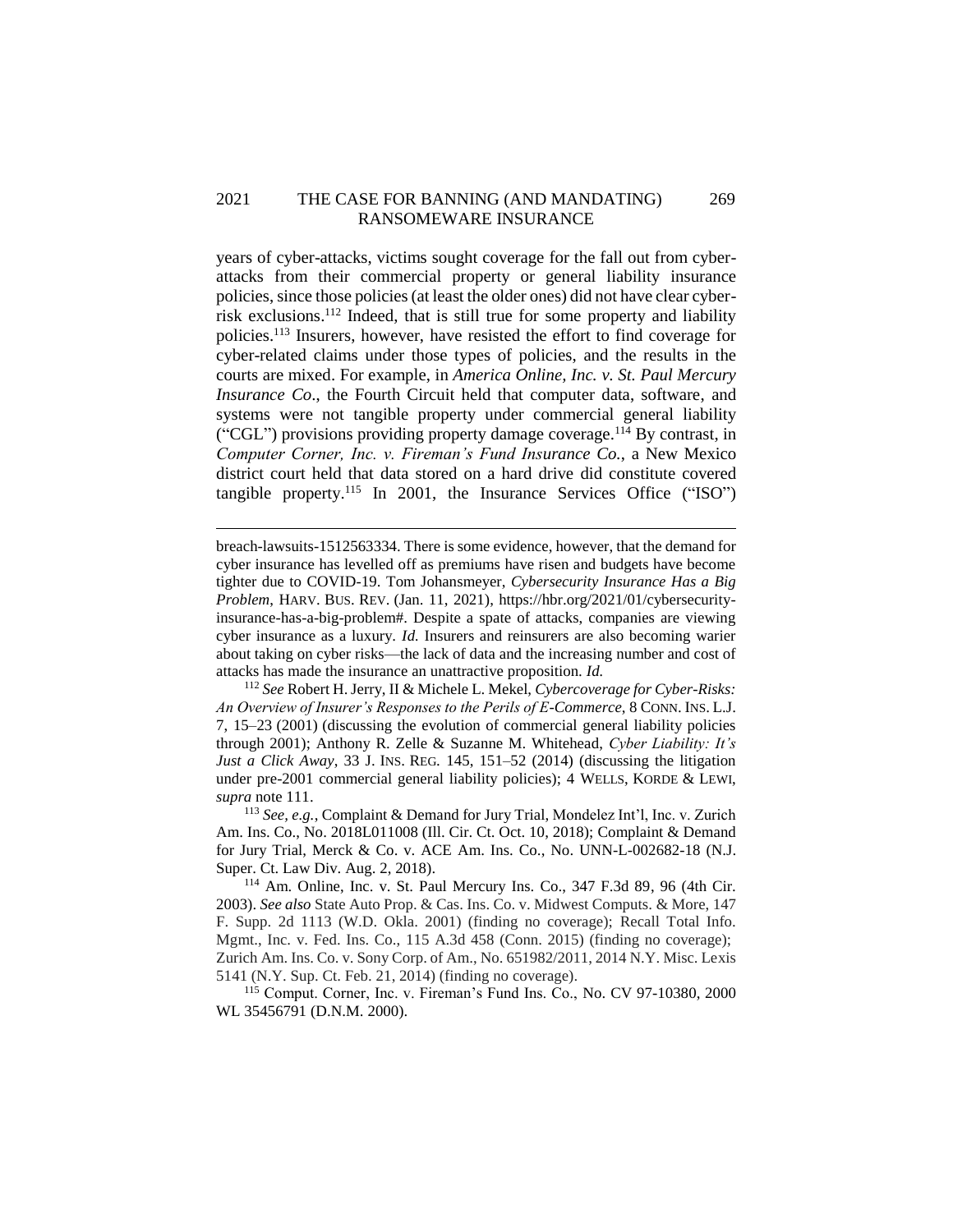years of cyber-attacks, victims sought coverage for the fall out from cyber-attacks from their commercial property or general liability insurance policies, since those policies (at least the older ones) did not have clear cyber-risk exclusions.[112] Indeed, that is still true for some property and liability policies.[113] Insurers, however, have resisted the effort to find coverage for cyber-related claims under those types of policies, and the results in the courts are mixed. For example, in *America Online, Inc. v. St. Paul Mercury Insurance Co*., the Fourth Circuit held that computer data, software, and systems were not tangible property under commercial general liability ("CGL") provisions providing property damage coverage.[114] By contrast, in *Computer Corner, Inc. v. Fireman's Fund Insurance Co.*, a New Mexico district court held that data stored on a hard drive did constitute covered tangible property.[115] In 2001, the Insurance Services Office ("ISO")

---

breach-lawsuits-1512563334. There is some evidence, however, that the demand for cyber insurance has levelled off as premiums have risen and budgets have become tighter due to COVID-19. Tom Johansmeyer, *Cybersecurity Insurance Has a Big Problem*, HARV. BUS. REV. (Jan. 11, 2021), https://hbr.org/2021/01/cybersecurity-insurance-has-a-big-problem#. Despite a spate of attacks, companies are viewing cyber insurance as a luxury. *Id.* Insurers and reinsurers are also becoming warier about taking on cyber risks—the lack of data and the increasing number and cost of attacks has made the insurance an unattractive proposition. *Id.*

[112] *See* Robert H. Jerry, II & Michele L. Mekel, *Cybercoverage for Cyber-Risks: An Overview of Insurer's Responses to the Perils of E-Commerce*, 8 CONN. INS. L.J. 7, 15–23 (2001) (discussing the evolution of commercial general liability policies through 2001); Anthony R. Zelle & Suzanne M. Whitehead, *Cyber Liability: It's Just a Click Away*, 33 J. INS. REG. 145, 151–52 (2014) (discussing the litigation under pre-2001 commercial general liability policies); 4 WELLS, KORDE & LEWI, *supra* note 111.

[113] *See, e.g.*, Complaint & Demand for Jury Trial, Mondelez Int'l, Inc. v. Zurich Am. Ins. Co., No. 2018L011008 (Ill. Cir. Ct. Oct. 10, 2018); Complaint & Demand for Jury Trial, Merck & Co. v. ACE Am. Ins. Co., No. UNN-L-002682-18 (N.J. Super. Ct. Law Div. Aug. 2, 2018).

[114] Am. Online, Inc. v. St. Paul Mercury Ins. Co., 347 F.3d 89, 96 (4th Cir. 2003). *See also* State Auto Prop. & Cas. Ins. Co. v. Midwest Computs. & More, 147 F. Supp. 2d 1113 (W.D. Okla. 2001) (finding no coverage); Recall Total Info. Mgmt., Inc. v. Fed. Ins. Co., 115 A.3d 458 (Conn. 2015) (finding no coverage); Zurich Am. Ins. Co. v. Sony Corp. of Am., No. 651982/2011, 2014 N.Y. Misc. Lexis 5141 (N.Y. Sup. Ct. Feb. 21, 2014) (finding no coverage).

[115] Comput. Corner, Inc. v. Fireman's Fund Ins. Co., No. CV 97-10380, 2000 WL 35456791 (D.N.M. 2000).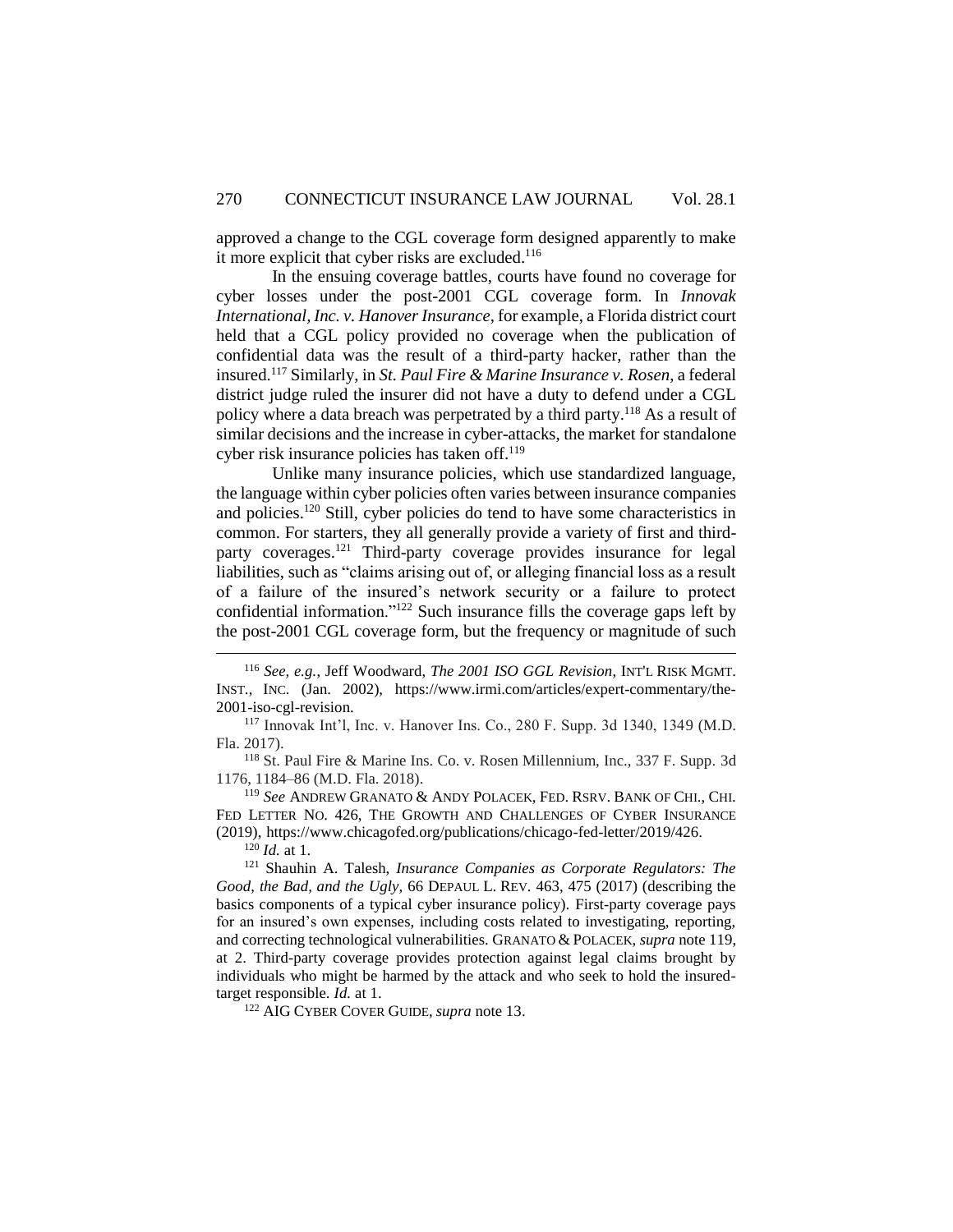approved a change to the CGL coverage form designed apparently to make it more explicit that cyber risks are excluded.[116]

In the ensuing coverage battles, courts have found no coverage for cyber losses under the post-2001 CGL coverage form. In *Innovak International, Inc. v. Hanover Insurance*, for example, a Florida district court held that a CGL policy provided no coverage when the publication of confidential data was the result of a third-party hacker, rather than the insured.[117] Similarly, in *St. Paul Fire & Marine Insurance v. Rosen*, a federal district judge ruled the insurer did not have a duty to defend under a CGL policy where a data breach was perpetrated by a third party.[118] As a result of similar decisions and the increase in cyber-attacks, the market for standalone cyber risk insurance policies has taken off.[119]

Unlike many insurance policies, which use standardized language, the language within cyber policies often varies between insurance companies and policies.[120] Still, cyber policies do tend to have some characteristics in common. For starters, they all generally provide a variety of first and third-party coverages.[121] Third-party coverage provides insurance for legal liabilities, such as "claims arising out of, or alleging financial loss as a result of a failure of the insured's network security or a failure to protect confidential information."[122] Such insurance fills the coverage gaps left by the post-2001 CGL coverage form, but the frequency or magnitude of such

---

[116] *See, e.g.*, Jeff Woodward, *The 2001 ISO GGL Revision*, INT'L RISK MGMT. INST., INC. (Jan. 2002), https://www.irmi.com/articles/expert-commentary/the-2001-iso-cgl-revision.

[117] Innovak Int'l, Inc. v. Hanover Ins. Co., 280 F. Supp. 3d 1340, 1349 (M.D. Fla. 2017).

[118] St. Paul Fire & Marine Ins. Co. v. Rosen Millennium, Inc., 337 F. Supp. 3d 1176, 1184–86 (M.D. Fla. 2018).

[119] *See* ANDREW GRANATO & ANDY POLACEK, FED. RSRV. BANK OF CHI., CHI. FED LETTER NO. 426, THE GROWTH AND CHALLENGES OF CYBER INSURANCE (2019), https://www.chicagofed.org/publications/chicago-fed-letter/2019/426.

[120] *Id.* at 1.

[121] Shauhin A. Talesh, *Insurance Companies as Corporate Regulators: The Good, the Bad, and the Ugly*, 66 DEPAUL L. REV. 463, 475 (2017) (describing the basics components of a typical cyber insurance policy). First-party coverage pays for an insured's own expenses, including costs related to investigating, reporting, and correcting technological vulnerabilities. GRANATO & POLACEK, *supra* note 119, at 2. Third-party coverage provides protection against legal claims brought by individuals who might be harmed by the attack and who seek to hold the insured-target responsible. *Id.* at 1.

[122] AIG CYBER COVER GUIDE, *supra* note 13.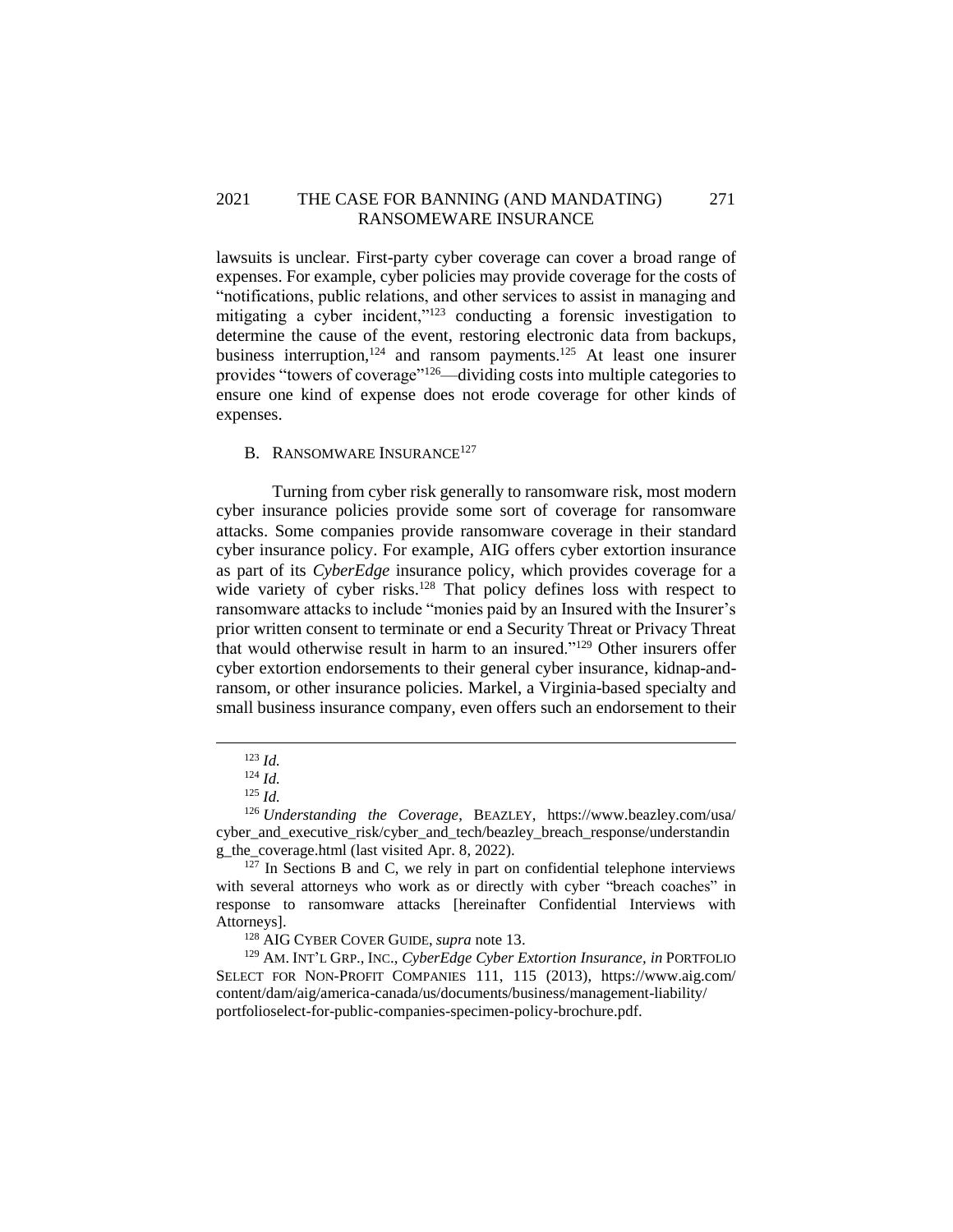lawsuits is unclear. First-party cyber coverage can cover a broad range of expenses. For example, cyber policies may provide coverage for the costs of "notifications, public relations, and other services to assist in managing and mitigating a cyber incident,"[123] conducting a forensic investigation to determine the cause of the event, restoring electronic data from backups, business interruption,[124] and ransom payments.[125] At least one insurer provides "towers of coverage"[126]—dividing costs into multiple categories to ensure one kind of expense does not erode coverage for other kinds of expenses.

## B. RANSOMWARE INSURANCE[127]

Turning from cyber risk generally to ransomware risk, most modern cyber insurance policies provide some sort of coverage for ransomware attacks. Some companies provide ransomware coverage in their standard cyber insurance policy. For example, AIG offers cyber extortion insurance as part of its *CyberEdge* insurance policy, which provides coverage for a wide variety of cyber risks.[128] That policy defines loss with respect to ransomware attacks to include "monies paid by an Insured with the Insurer's prior written consent to terminate or end a Security Threat or Privacy Threat that would otherwise result in harm to an insured."[129] Other insurers offer cyber extortion endorsements to their general cyber insurance, kidnap-and-ransom, or other insurance policies. Markel, a Virginia-based specialty and small business insurance company, even offers such an endorsement to their

---

[123] *Id.*

[124] *Id.*

[125] *Id.*

[126] *Understanding the Coverage*, BEAZLEY, https://www.beazley.com/usa/cyber_and_executive_risk/cyber_and_tech/beazley_breach_response/understanding_the_coverage.html (last visited Apr. 8, 2022).

[127] In Sections B and C, we rely in part on confidential telephone interviews with several attorneys who work as or directly with cyber "breach coaches" in response to ransomware attacks [hereinafter Confidential Interviews with Attorneys].

[128] AIG CYBER COVER GUIDE, *supra* note 13.

[129] AM. INT'L GRP., INC., *CyberEdge Cyber Extortion Insurance*, *in* PORTFOLIO SELECT FOR NON-PROFIT COMPANIES 111, 115 (2013), https://www.aig.com/content/dam/aig/america-canada/us/documents/business/management-liability/portfolioselect-for-public-companies-specimen-policy-brochure.pdf.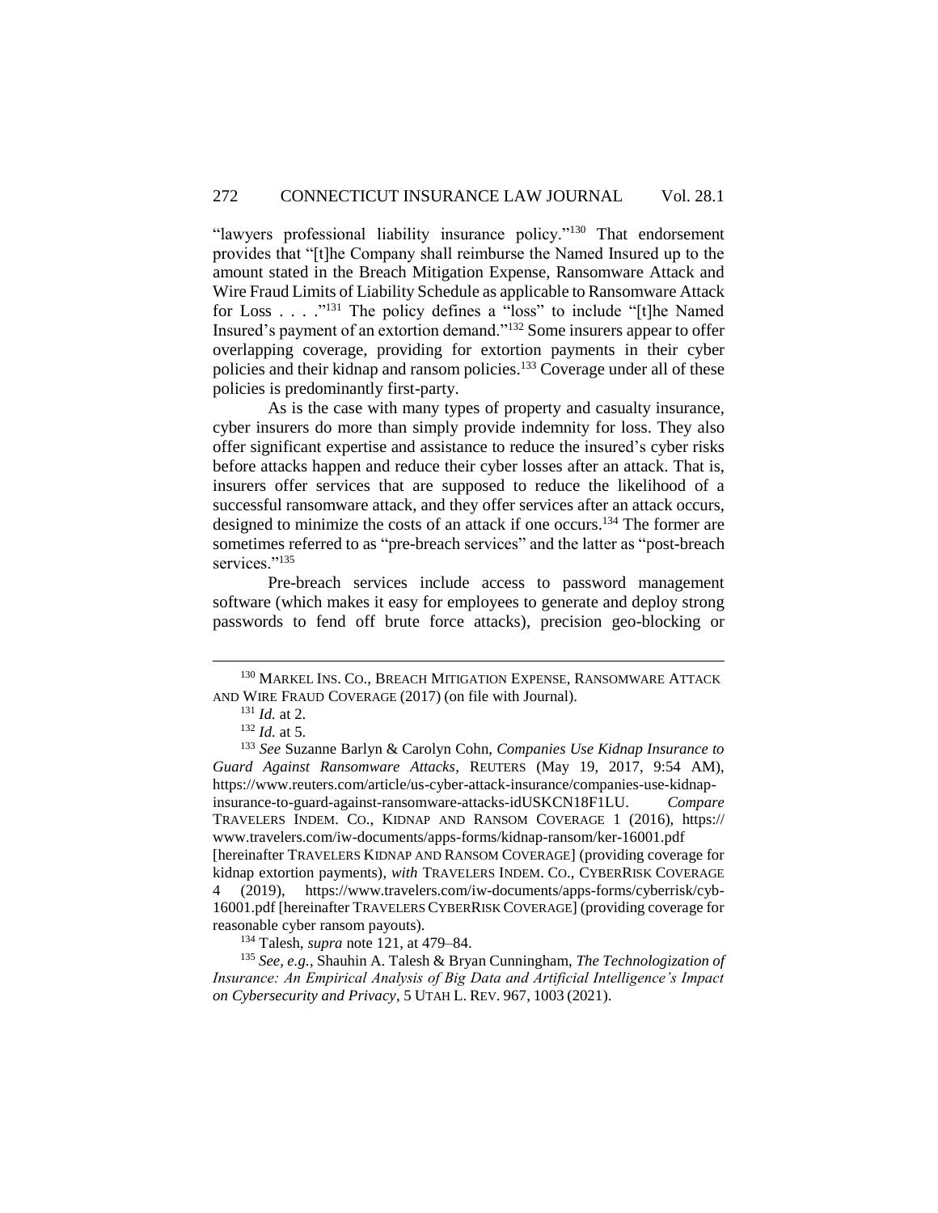"lawyers professional liability insurance policy."[130] That endorsement provides that "[t]he Company shall reimburse the Named Insured up to the amount stated in the Breach Mitigation Expense, Ransomware Attack and Wire Fraud Limits of Liability Schedule as applicable to Ransomware Attack for Loss . . . ."[131] The policy defines a "loss" to include "[t]he Named Insured's payment of an extortion demand."[132] Some insurers appear to offer overlapping coverage, providing for extortion payments in their cyber policies and their kidnap and ransom policies.[133] Coverage under all of these policies is predominantly first-party.

As is the case with many types of property and casualty insurance, cyber insurers do more than simply provide indemnity for loss. They also offer significant expertise and assistance to reduce the insured's cyber risks before attacks happen and reduce their cyber losses after an attack. That is, insurers offer services that are supposed to reduce the likelihood of a successful ransomware attack, and they offer services after an attack occurs, designed to minimize the costs of an attack if one occurs.[134] The former are sometimes referred to as "pre-breach services" and the latter as "post-breach services."[135]

Pre-breach services include access to password management software (which makes it easy for employees to generate and deploy strong passwords to fend off brute force attacks), precision geo-blocking or

---

[130] MARKEL INS. CO., BREACH MITIGATION EXPENSE, RANSOMWARE ATTACK AND WIRE FRAUD COVERAGE (2017) (on file with Journal).

[131] *Id.* at 2.

[132] *Id.* at 5.

[133] *See* Suzanne Barlyn & Carolyn Cohn, *Companies Use Kidnap Insurance to Guard Against Ransomware Attacks*, REUTERS (May 19, 2017, 9:54 AM), https://www.reuters.com/article/us-cyber-attack-insurance/companies-use-kidnap-insurance-to-guard-against-ransomware-attacks-idUSKCN18F1LU. *Compare* TRAVELERS INDEM. CO., KIDNAP AND RANSOM COVERAGE 1 (2016), https://www.travelers.com/iw-documents/apps-forms/kidnap-ransom/ker-16001.pdf [hereinafter TRAVELERS KIDNAP AND RANSOM COVERAGE] (providing coverage for kidnap extortion payments), *with* TRAVELERS INDEM. CO., CYBERRISK COVERAGE 4 (2019), https://www.travelers.com/iw-documents/apps-forms/cyberrisk/cyb-16001.pdf [hereinafter TRAVELERS CYBERRISK COVERAGE] (providing coverage for reasonable cyber ransom payouts).

[134] Talesh, *supra* note 121, at 479–84.

[135] *See, e.g.*, Shauhin A. Talesh & Bryan Cunningham, *The Technologization of Insurance: An Empirical Analysis of Big Data and Artificial Intelligence's Impact on Cybersecurity and Privacy*, 5 UTAH L. REV. 967, 1003 (2021).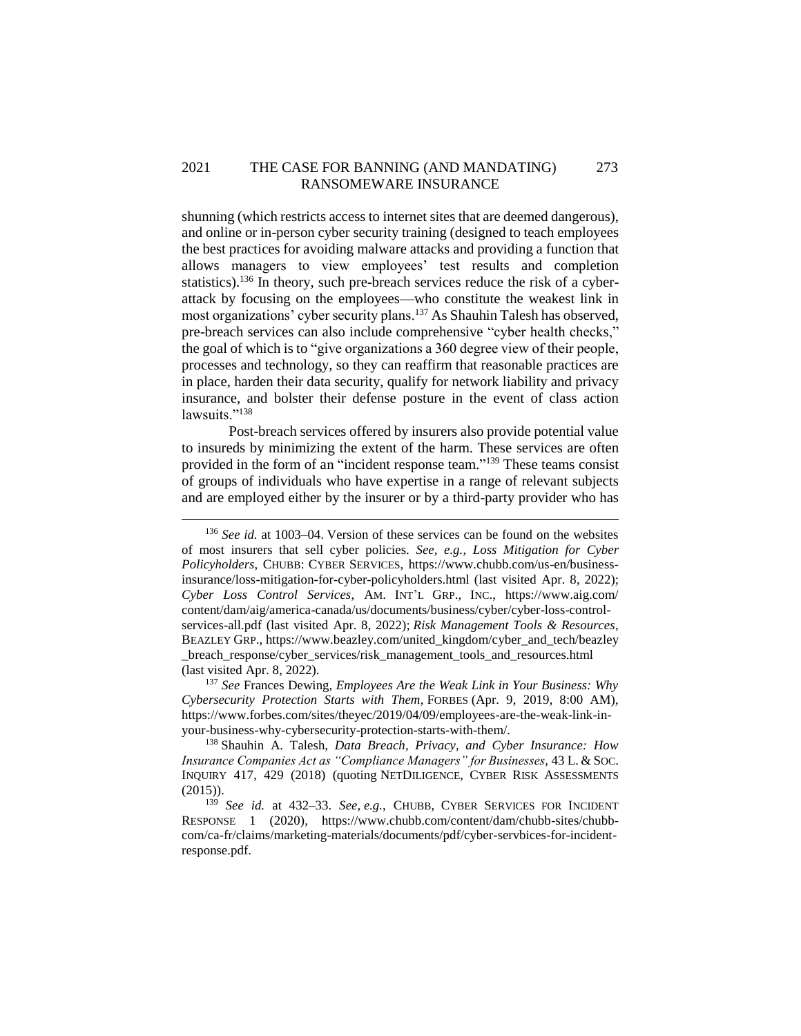shunning (which restricts access to internet sites that are deemed dangerous), and online or in-person cyber security training (designed to teach employees the best practices for avoiding malware attacks and providing a function that allows managers to view employees' test results and completion statistics).[136] In theory, such pre-breach services reduce the risk of a cyber-attack by focusing on the employees—who constitute the weakest link in most organizations' cyber security plans.[137] As Shauhin Talesh has observed, pre-breach services can also include comprehensive "cyber health checks," the goal of which is to "give organizations a 360 degree view of their people, processes and technology, so they can reaffirm that reasonable practices are in place, harden their data security, qualify for network liability and privacy insurance, and bolster their defense posture in the event of class action lawsuits."[138]

Post-breach services offered by insurers also provide potential value to insureds by minimizing the extent of the harm. These services are often provided in the form of an "incident response team."[139] These teams consist of groups of individuals who have expertise in a range of relevant subjects and are employed either by the insurer or by a third-party provider who has

---

[136] *See id.* at 1003–04. Version of these services can be found on the websites of most insurers that sell cyber policies. *See, e.g.*, *Loss Mitigation for Cyber Policyholders*, CHUBB: CYBER SERVICES, https://www.chubb.com/us-en/business-insurance/loss-mitigation-for-cyber-policyholders.html (last visited Apr. 8, 2022); *Cyber Loss Control Services*, AM. INT'L GRP., INC., https://www.aig.com/content/dam/aig/america-canada/us/documents/business/cyber/cyber-loss-control-services-all.pdf (last visited Apr. 8, 2022); *Risk Management Tools & Resources*, BEAZLEY GRP., https://www.beazley.com/united_kingdom/cyber_and_tech/beazley_breach_response/cyber_services/risk_management_tools_and_resources.html (last visited Apr. 8, 2022).

[137] *See* Frances Dewing, *Employees Are the Weak Link in Your Business: Why Cybersecurity Protection Starts with Them*, FORBES (Apr. 9, 2019, 8:00 AM), https://www.forbes.com/sites/theyec/2019/04/09/employees-are-the-weak-link-in-your-business-why-cybersecurity-protection-starts-with-them/.

[138] Shauhin A. Talesh, *Data Breach, Privacy, and Cyber Insurance: How Insurance Companies Act as "Compliance Managers" for Businesses*, 43 L. & SOC. INQUIRY 417, 429 (2018) (quoting NETDILIGENCE, CYBER RISK ASSESSMENTS (2015)).

[139] *See id.* at 432–33. *See, e.g.*, CHUBB, CYBER SERVICES FOR INCIDENT RESPONSE 1 (2020), https://www.chubb.com/content/dam/chubb-sites/chubb-com/ca-fr/claims/marketing-materials/documents/pdf/cyber-servbices-for-incident-response.pdf.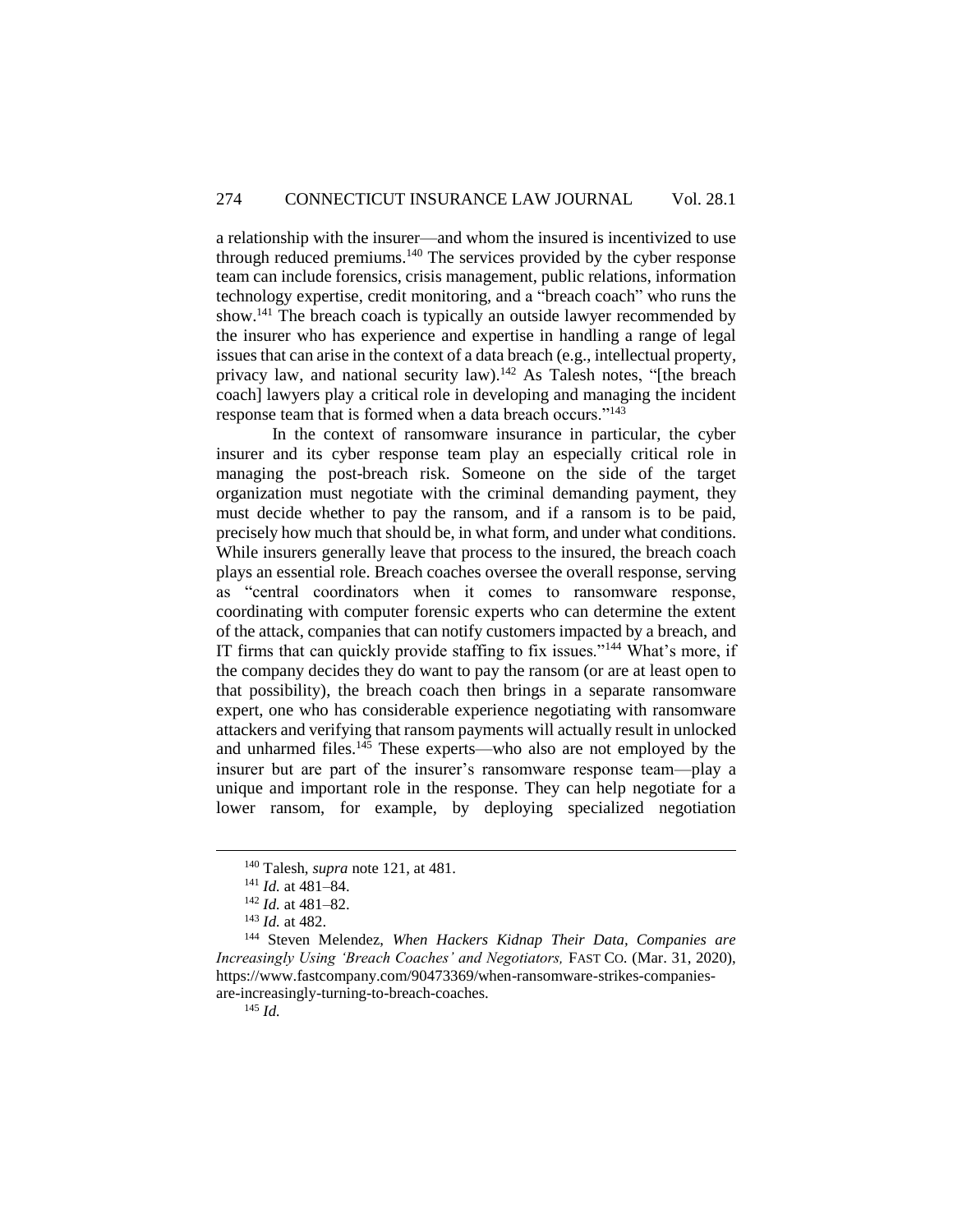a relationship with the insurer—and whom the insured is incentivized to use through reduced premiums.[140] The services provided by the cyber response team can include forensics, crisis management, public relations, information technology expertise, credit monitoring, and a "breach coach" who runs the show.[141] The breach coach is typically an outside lawyer recommended by the insurer who has experience and expertise in handling a range of legal issues that can arise in the context of a data breach (e.g., intellectual property, privacy law, and national security law).[142] As Talesh notes, "[the breach coach] lawyers play a critical role in developing and managing the incident response team that is formed when a data breach occurs."[143]

In the context of ransomware insurance in particular, the cyber insurer and its cyber response team play an especially critical role in managing the post-breach risk. Someone on the side of the target organization must negotiate with the criminal demanding payment, they must decide whether to pay the ransom, and if a ransom is to be paid, precisely how much that should be, in what form, and under what conditions. While insurers generally leave that process to the insured, the breach coach plays an essential role. Breach coaches oversee the overall response, serving as "central coordinators when it comes to ransomware response, coordinating with computer forensic experts who can determine the extent of the attack, companies that can notify customers impacted by a breach, and IT firms that can quickly provide staffing to fix issues."[144] What's more, if the company decides they do want to pay the ransom (or are at least open to that possibility), the breach coach then brings in a separate ransomware expert, one who has considerable experience negotiating with ransomware attackers and verifying that ransom payments will actually result in unlocked and unharmed files.[145] These experts—who also are not employed by the insurer but are part of the insurer's ransomware response team—play a unique and important role in the response. They can help negotiate for a lower ransom, for example, by deploying specialized negotiation

---

[140] Talesh, *supra* note 121, at 481.

[141] *Id.* at 481–84.

[142] *Id.* at 481–82.

[143] *Id.* at 482.

[144] Steven Melendez, *When Hackers Kidnap Their Data, Companies are Increasingly Using 'Breach Coaches' and Negotiators,* FAST CO. (Mar. 31, 2020), https://www.fastcompany.com/90473369/when-ransomware-strikes-companies-are-increasingly-turning-to-breach-coaches.

[145] *Id.*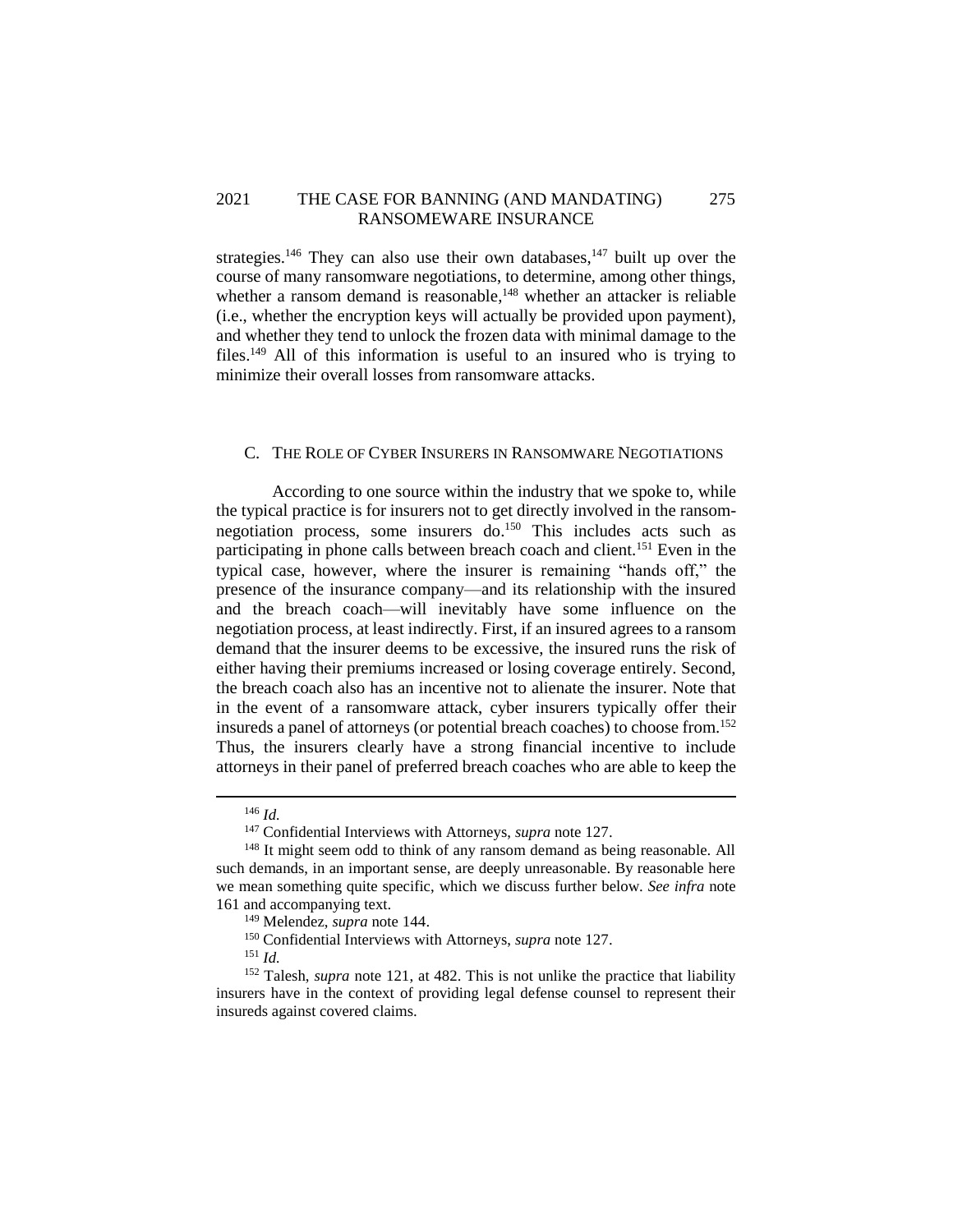strategies.[146] They can also use their own databases,[147] built up over the course of many ransomware negotiations, to determine, among other things, whether a ransom demand is reasonable,[148] whether an attacker is reliable (i.e., whether the encryption keys will actually be provided upon payment), and whether they tend to unlock the frozen data with minimal damage to the files.[149] All of this information is useful to an insured who is trying to minimize their overall losses from ransomware attacks.

### C. THE ROLE OF CYBER INSURERS IN RANSOMWARE NEGOTIATIONS

According to one source within the industry that we spoke to, while the typical practice is for insurers not to get directly involved in the ransom-negotiation process, some insurers do.[150] This includes acts such as participating in phone calls between breach coach and client.[151] Even in the typical case, however, where the insurer is remaining "hands off," the presence of the insurance company—and its relationship with the insured and the breach coach—will inevitably have some influence on the negotiation process, at least indirectly. First, if an insured agrees to a ransom demand that the insurer deems to be excessive, the insured runs the risk of either having their premiums increased or losing coverage entirely. Second, the breach coach also has an incentive not to alienate the insurer. Note that in the event of a ransomware attack, cyber insurers typically offer their insureds a panel of attorneys (or potential breach coaches) to choose from.[152] Thus, the insurers clearly have a strong financial incentive to include attorneys in their panel of preferred breach coaches who are able to keep the

---

[146] *Id.*

[147] Confidential Interviews with Attorneys, *supra* note 127.

[148] It might seem odd to think of any ransom demand as being reasonable. All such demands, in an important sense, are deeply unreasonable. By reasonable here we mean something quite specific, which we discuss further below. *See infra* note 161 and accompanying text.

[149] Melendez, *supra* note 144.

[150] Confidential Interviews with Attorneys, *supra* note 127.

[151] *Id.*

[152] Talesh, *supra* note 121, at 482. This is not unlike the practice that liability insurers have in the context of providing legal defense counsel to represent their insureds against covered claims.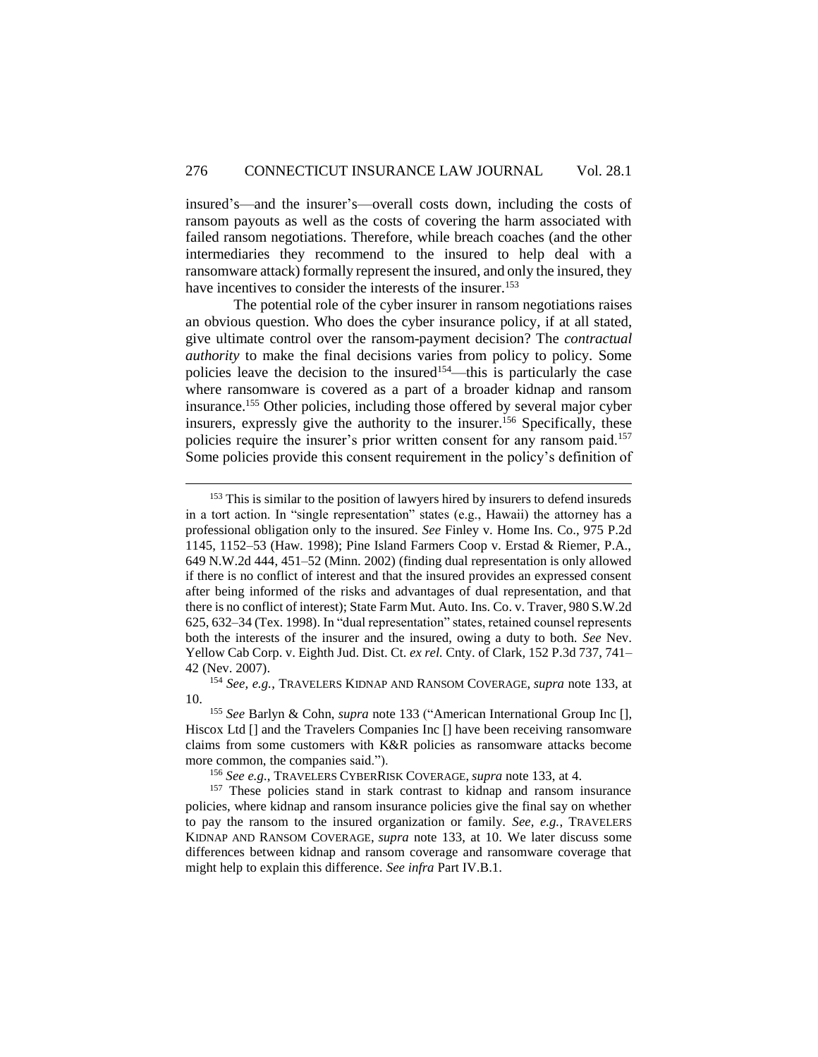insured's—and the insurer's—overall costs down, including the costs of ransom payouts as well as the costs of covering the harm associated with failed ransom negotiations. Therefore, while breach coaches (and the other intermediaries they recommend to the insured to help deal with a ransomware attack) formally represent the insured, and only the insured, they have incentives to consider the interests of the insurer.[153]

The potential role of the cyber insurer in ransom negotiations raises an obvious question. Who does the cyber insurance policy, if at all stated, give ultimate control over the ransom-payment decision? The *contractual authority* to make the final decisions varies from policy to policy. Some policies leave the decision to the insured[154]—this is particularly the case where ransomware is covered as a part of a broader kidnap and ransom insurance.[155] Other policies, including those offered by several major cyber insurers, expressly give the authority to the insurer.[156] Specifically, these policies require the insurer's prior written consent for any ransom paid.[157] Some policies provide this consent requirement in the policy's definition of

---

[153] This is similar to the position of lawyers hired by insurers to defend insureds in a tort action. In "single representation" states (e.g., Hawaii) the attorney has a professional obligation only to the insured. *See* Finley v. Home Ins. Co., 975 P.2d 1145, 1152–53 (Haw. 1998); Pine Island Farmers Coop v. Erstad & Riemer, P.A., 649 N.W.2d 444, 451–52 (Minn. 2002) (finding dual representation is only allowed if there is no conflict of interest and that the insured provides an expressed consent after being informed of the risks and advantages of dual representation, and that there is no conflict of interest); State Farm Mut. Auto. Ins. Co. v. Traver, 980 S.W.2d 625, 632–34 (Tex. 1998). In "dual representation" states, retained counsel represents both the interests of the insurer and the insured, owing a duty to both. *See* Nev. Yellow Cab Corp. v. Eighth Jud. Dist. Ct. *ex rel.* Cnty. of Clark, 152 P.3d 737, 741–42 (Nev. 2007).

[154] *See, e.g.*, TRAVELERS KIDNAP AND RANSOM COVERAGE, *supra* note 133, at 10.

[155] *See* Barlyn & Cohn, *supra* note 133 ("American International Group Inc [], Hiscox Ltd [] and the Travelers Companies Inc [] have been receiving ransomware claims from some customers with K&R policies as ransomware attacks become more common, the companies said.").

[156] *See e.g.*, TRAVELERS CYBERRISK COVERAGE, *supra* note 133, at 4.

[157] These policies stand in stark contrast to kidnap and ransom insurance policies, where kidnap and ransom insurance policies give the final say on whether to pay the ransom to the insured organization or family. *See, e.g.*, TRAVELERS KIDNAP AND RANSOM COVERAGE, *supra* note 133, at 10. We later discuss some differences between kidnap and ransom coverage and ransomware coverage that might help to explain this difference. *See infra* Part IV.B.1.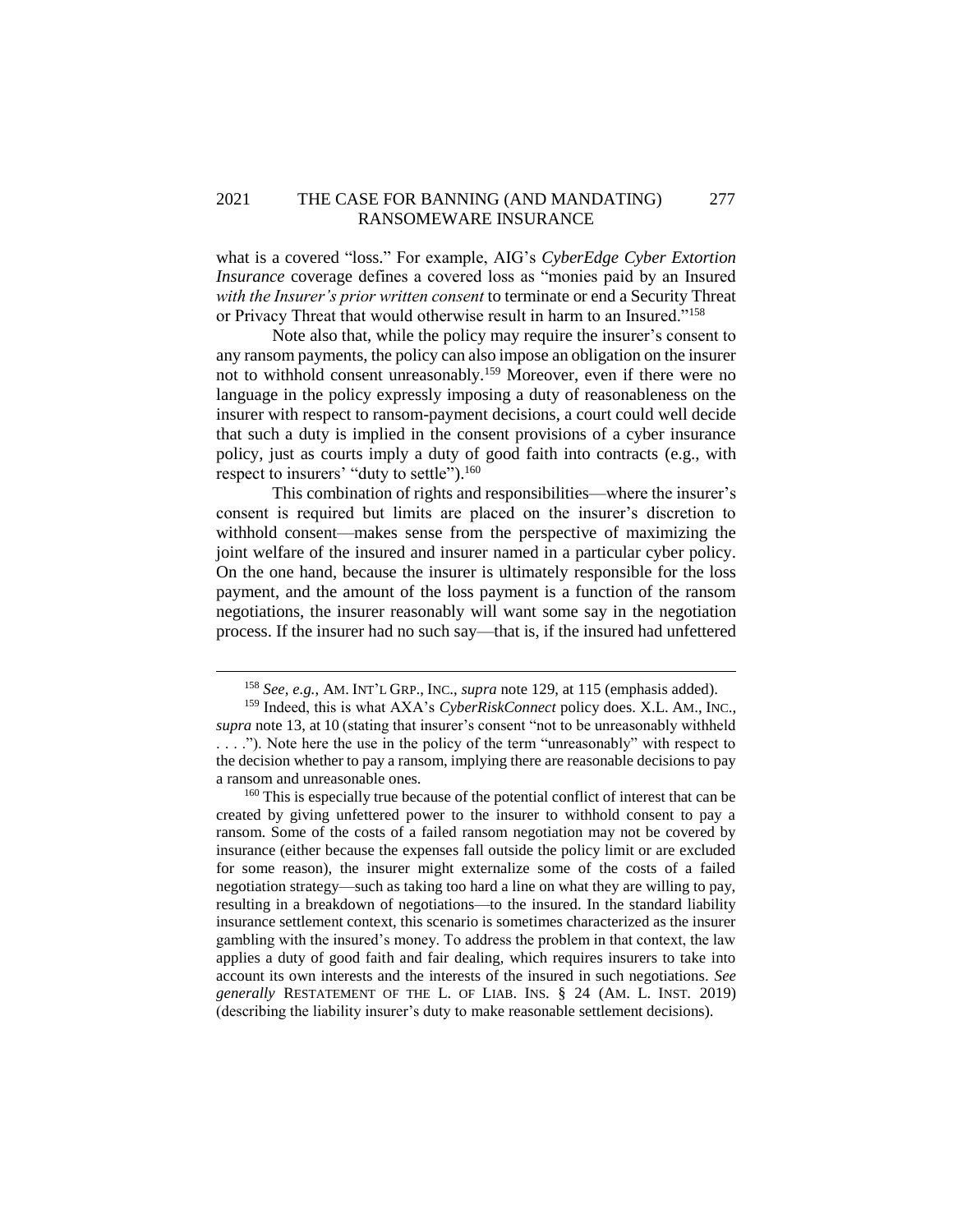what is a covered "loss." For example, AIG's *CyberEdge Cyber Extortion Insurance* coverage defines a covered loss as "monies paid by an Insured *with the Insurer's prior written consent* to terminate or end a Security Threat or Privacy Threat that would otherwise result in harm to an Insured."[158]

Note also that, while the policy may require the insurer's consent to any ransom payments, the policy can also impose an obligation on the insurer not to withhold consent unreasonably.[159] Moreover, even if there were no language in the policy expressly imposing a duty of reasonableness on the insurer with respect to ransom-payment decisions, a court could well decide that such a duty is implied in the consent provisions of a cyber insurance policy, just as courts imply a duty of good faith into contracts (e.g., with respect to insurers' "duty to settle").[160]

This combination of rights and responsibilities—where the insurer's consent is required but limits are placed on the insurer's discretion to withhold consent—makes sense from the perspective of maximizing the joint welfare of the insured and insurer named in a particular cyber policy. On the one hand, because the insurer is ultimately responsible for the loss payment, and the amount of the loss payment is a function of the ransom negotiations, the insurer reasonably will want some say in the negotiation process. If the insurer had no such say—that is, if the insured had unfettered

---

[158] *See, e.g.*, AM. INT'L GRP., INC., *supra* note 129, at 115 (emphasis added).

[159] Indeed, this is what AXA's *CyberRiskConnect* policy does. X.L. AM., INC., *supra* note 13, at 10 (stating that insurer's consent "not to be unreasonably withheld . . . ."). Note here the use in the policy of the term "unreasonably" with respect to the decision whether to pay a ransom, implying there are reasonable decisions to pay a ransom and unreasonable ones.

[160] This is especially true because of the potential conflict of interest that can be created by giving unfettered power to the insurer to withhold consent to pay a ransom. Some of the costs of a failed ransom negotiation may not be covered by insurance (either because the expenses fall outside the policy limit or are excluded for some reason), the insurer might externalize some of the costs of a failed negotiation strategy—such as taking too hard a line on what they are willing to pay, resulting in a breakdown of negotiations—to the insured. In the standard liability insurance settlement context, this scenario is sometimes characterized as the insurer gambling with the insured's money. To address the problem in that context, the law applies a duty of good faith and fair dealing, which requires insurers to take into account its own interests and the interests of the insured in such negotiations. *See generally* RESTATEMENT OF THE L. OF LIAB. INS. § 24 (AM. L. INST. 2019) (describing the liability insurer's duty to make reasonable settlement decisions).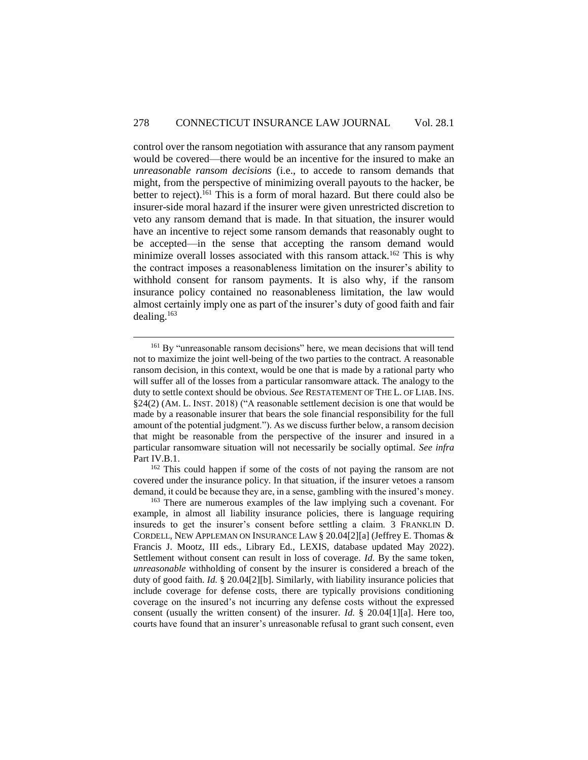control over the ransom negotiation with assurance that any ransom payment would be covered—there would be an incentive for the insured to make an *unreasonable ransom decisions* (i.e., to accede to ransom demands that might, from the perspective of minimizing overall payouts to the hacker, be better to reject).[161] This is a form of moral hazard. But there could also be insurer-side moral hazard if the insurer were given unrestricted discretion to veto any ransom demand that is made. In that situation, the insurer would have an incentive to reject some ransom demands that reasonably ought to be accepted—in the sense that accepting the ransom demand would minimize overall losses associated with this ransom attack.[162] This is why the contract imposes a reasonableness limitation on the insurer's ability to withhold consent for ransom payments. It is also why, if the ransom insurance policy contained no reasonableness limitation, the law would almost certainly imply one as part of the insurer's duty of good faith and fair dealing.[163]

---

[161] By "unreasonable ransom decisions" here, we mean decisions that will tend not to maximize the joint well-being of the two parties to the contract. A reasonable ransom decision, in this context, would be one that is made by a rational party who will suffer all of the losses from a particular ransomware attack. The analogy to the duty to settle context should be obvious. *See* RESTATEMENT OF THE L. OF LIAB. INS. §24(2) (AM. L. INST. 2018) ("A reasonable settlement decision is one that would be made by a reasonable insurer that bears the sole financial responsibility for the full amount of the potential judgment."). As we discuss further below, a ransom decision that might be reasonable from the perspective of the insurer and insured in a particular ransomware situation will not necessarily be socially optimal. *See infra* Part IV.B.1.

[162] This could happen if some of the costs of not paying the ransom are not covered under the insurance policy. In that situation, if the insurer vetoes a ransom demand, it could be because they are, in a sense, gambling with the insured's money.

[163] There are numerous examples of the law implying such a covenant. For example, in almost all liability insurance policies, there is language requiring insureds to get the insurer's consent before settling a claim. 3 FRANKLIN D. CORDELL, NEW APPLEMAN ON INSURANCE LAW § 20.04[2][a] (Jeffrey E. Thomas & Francis J. Mootz, III eds., Library Ed., LEXIS, database updated May 2022). Settlement without consent can result in loss of coverage. *Id.* By the same token, *unreasonable* withholding of consent by the insurer is considered a breach of the duty of good faith. *Id.* § 20.04[2][b]. Similarly, with liability insurance policies that include coverage for defense costs, there are typically provisions conditioning coverage on the insured's not incurring any defense costs without the expressed consent (usually the written consent) of the insurer. *Id.* § 20.04[1][a]. Here too, courts have found that an insurer's unreasonable refusal to grant such consent, even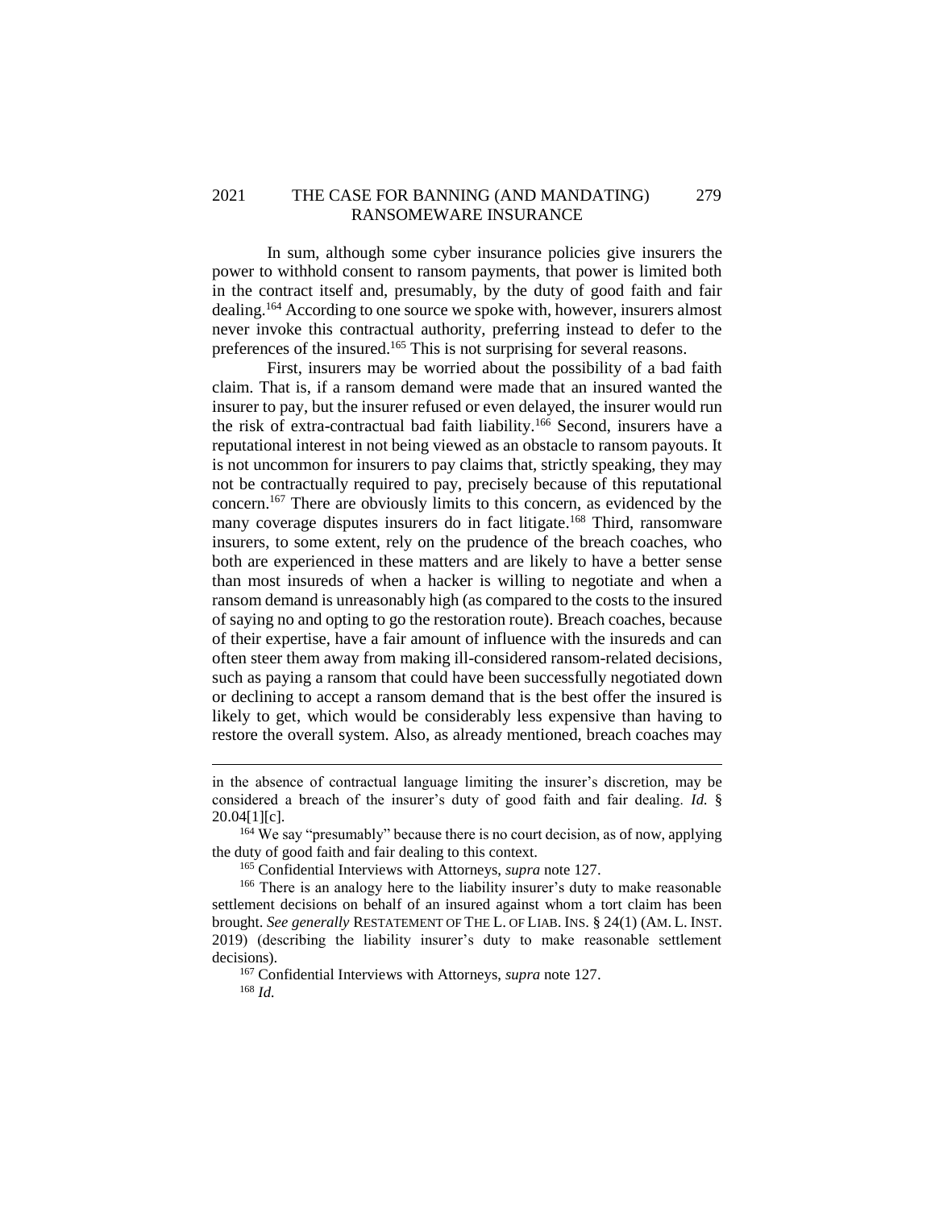In sum, although some cyber insurance policies give insurers the power to withhold consent to ransom payments, that power is limited both in the contract itself and, presumably, by the duty of good faith and fair dealing.[164] According to one source we spoke with, however, insurers almost never invoke this contractual authority, preferring instead to defer to the preferences of the insured.[165] This is not surprising for several reasons.

First, insurers may be worried about the possibility of a bad faith claim. That is, if a ransom demand were made that an insured wanted the insurer to pay, but the insurer refused or even delayed, the insurer would run the risk of extra-contractual bad faith liability.[166] Second, insurers have a reputational interest in not being viewed as an obstacle to ransom payouts. It is not uncommon for insurers to pay claims that, strictly speaking, they may not be contractually required to pay, precisely because of this reputational concern.[167] There are obviously limits to this concern, as evidenced by the many coverage disputes insurers do in fact litigate.[168] Third, ransomware insurers, to some extent, rely on the prudence of the breach coaches, who both are experienced in these matters and are likely to have a better sense than most insureds of when a hacker is willing to negotiate and when a ransom demand is unreasonably high (as compared to the costs to the insured of saying no and opting to go the restoration route). Breach coaches, because of their expertise, have a fair amount of influence with the insureds and can often steer them away from making ill-considered ransom-related decisions, such as paying a ransom that could have been successfully negotiated down or declining to accept a ransom demand that is the best offer the insured is likely to get, which would be considerably less expensive than having to restore the overall system. Also, as already mentioned, breach coaches may

---

in the absence of contractual language limiting the insurer's discretion, may be considered a breach of the insurer's duty of good faith and fair dealing. *Id.* § 20.04[1][c].

[164] We say "presumably" because there is no court decision, as of now, applying the duty of good faith and fair dealing to this context.

[165] Confidential Interviews with Attorneys, *supra* note 127.

[166] There is an analogy here to the liability insurer's duty to make reasonable settlement decisions on behalf of an insured against whom a tort claim has been brought. *See generally* RESTATEMENT OF THE L. OF LIAB. INS. § 24(1) (AM. L. INST. 2019) (describing the liability insurer's duty to make reasonable settlement decisions).

[167] Confidential Interviews with Attorneys, *supra* note 127.

[168] *Id.*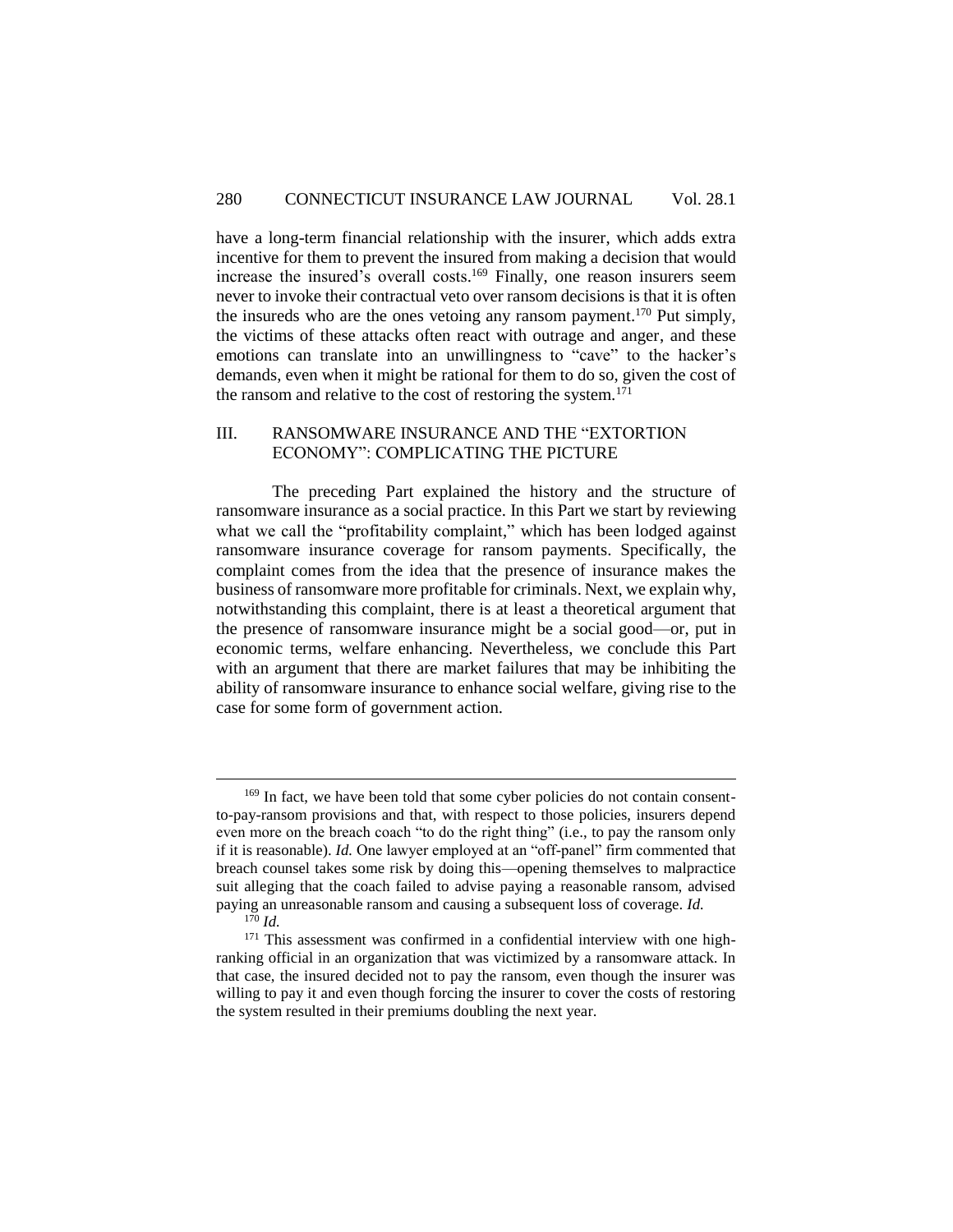have a long-term financial relationship with the insurer, which adds extra incentive for them to prevent the insured from making a decision that would increase the insured's overall costs.[169] Finally, one reason insurers seem never to invoke their contractual veto over ransom decisions is that it is often the insureds who are the ones vetoing any ransom payment.[170] Put simply, the victims of these attacks often react with outrage and anger, and these emotions can translate into an unwillingness to "cave" to the hacker's demands, even when it might be rational for them to do so, given the cost of the ransom and relative to the cost of restoring the system.[171]

## III. RANSOMWARE INSURANCE AND THE "EXTORTION ECONOMY": COMPLICATING THE PICTURE

The preceding Part explained the history and the structure of ransomware insurance as a social practice. In this Part we start by reviewing what we call the "profitability complaint," which has been lodged against ransomware insurance coverage for ransom payments. Specifically, the complaint comes from the idea that the presence of insurance makes the business of ransomware more profitable for criminals. Next, we explain why, notwithstanding this complaint, there is at least a theoretical argument that the presence of ransomware insurance might be a social good—or, put in economic terms, welfare enhancing. Nevertheless, we conclude this Part with an argument that there are market failures that may be inhibiting the ability of ransomware insurance to enhance social welfare, giving rise to the case for some form of government action.

---

[169] In fact, we have been told that some cyber policies do not contain consent-to-pay-ransom provisions and that, with respect to those policies, insurers depend even more on the breach coach "to do the right thing" (i.e., to pay the ransom only if it is reasonable). *Id.* One lawyer employed at an "off-panel" firm commented that breach counsel takes some risk by doing this—opening themselves to malpractice suit alleging that the coach failed to advise paying a reasonable ransom, advised paying an unreasonable ransom and causing a subsequent loss of coverage. *Id.*

[170] *Id.*

[171] This assessment was confirmed in a confidential interview with one high-ranking official in an organization that was victimized by a ransomware attack. In that case, the insured decided not to pay the ransom, even though the insurer was willing to pay it and even though forcing the insurer to cover the costs of restoring the system resulted in their premiums doubling the next year.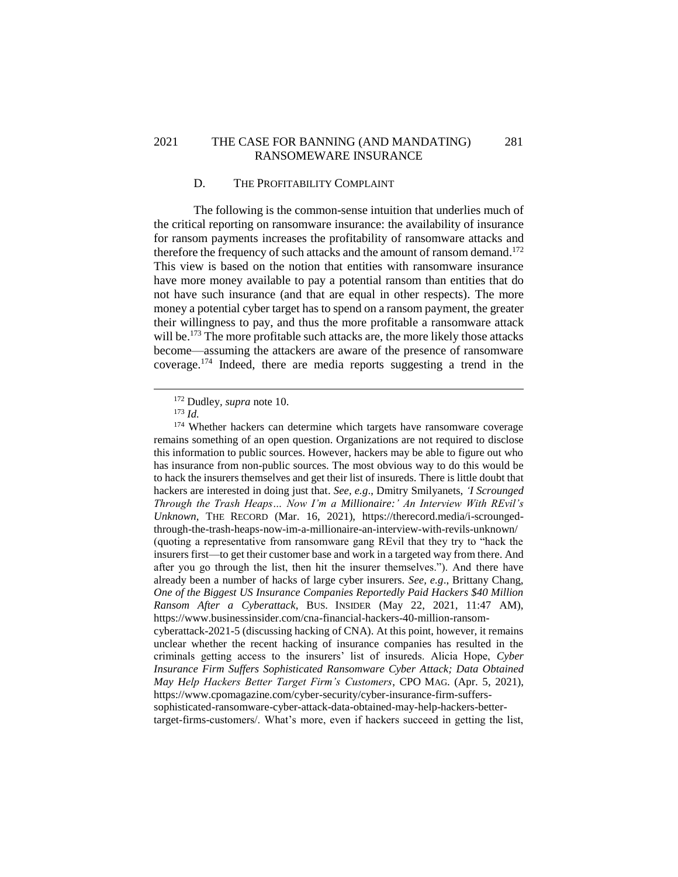### D. THE PROFITABILITY COMPLAINT

The following is the common-sense intuition that underlies much of the critical reporting on ransomware insurance: the availability of insurance for ransom payments increases the profitability of ransomware attacks and therefore the frequency of such attacks and the amount of ransom demand.[172] This view is based on the notion that entities with ransomware insurance have more money available to pay a potential ransom than entities that do not have such insurance (and that are equal in other respects). The more money a potential cyber target has to spend on a ransom payment, the greater their willingness to pay, and thus the more profitable a ransomware attack will be.[173] The more profitable such attacks are, the more likely those attacks become—assuming the attackers are aware of the presence of ransomware coverage.[174] Indeed, there are media reports suggesting a trend in the

---

[172] Dudley, *supra* note 10.

[173] *Id.*

[174] Whether hackers can determine which targets have ransomware coverage remains something of an open question. Organizations are not required to disclose this information to public sources. However, hackers may be able to figure out who has insurance from non-public sources. The most obvious way to do this would be to hack the insurers themselves and get their list of insureds. There is little doubt that hackers are interested in doing just that. *See, e.g*., Dmitry Smilyanets, *'I Scrounged Through the Trash Heaps… Now I'm a Millionaire:' An Interview With REvil's Unknown*, THE RECORD (Mar. 16, 2021), https://therecord.media/i-scrounged-through-the-trash-heaps-now-im-a-millionaire-an-interview-with-revils-unknown/ (quoting a representative from ransomware gang REvil that they try to "hack the insurers first—to get their customer base and work in a targeted way from there. And after you go through the list, then hit the insurer themselves."). And there have already been a number of hacks of large cyber insurers. *See, e.g*., Brittany Chang, *One of the Biggest US Insurance Companies Reportedly Paid Hackers $40 Million Ransom After a Cyberattack*, BUS. INSIDER (May 22, 2021, 11:47 AM), https://www.businessinsider.com/cna-financial-hackers-40-million-ransom-cyberattack-2021-5 (discussing hacking of CNA). At this point, however, it remains unclear whether the recent hacking of insurance companies has resulted in the criminals getting access to the insurers' list of insureds. Alicia Hope, *Cyber Insurance Firm Suffers Sophisticated Ransomware Cyber Attack; Data Obtained May Help Hackers Better Target Firm's Customers*, CPO MAG. (Apr. 5, 2021), https://www.cpomagazine.com/cyber-security/cyber-insurance-firm-suffers-sophisticated-ransomware-cyber-attack-data-obtained-may-help-hackers-better-target-firms-customers/. What's more, even if hackers succeed in getting the list,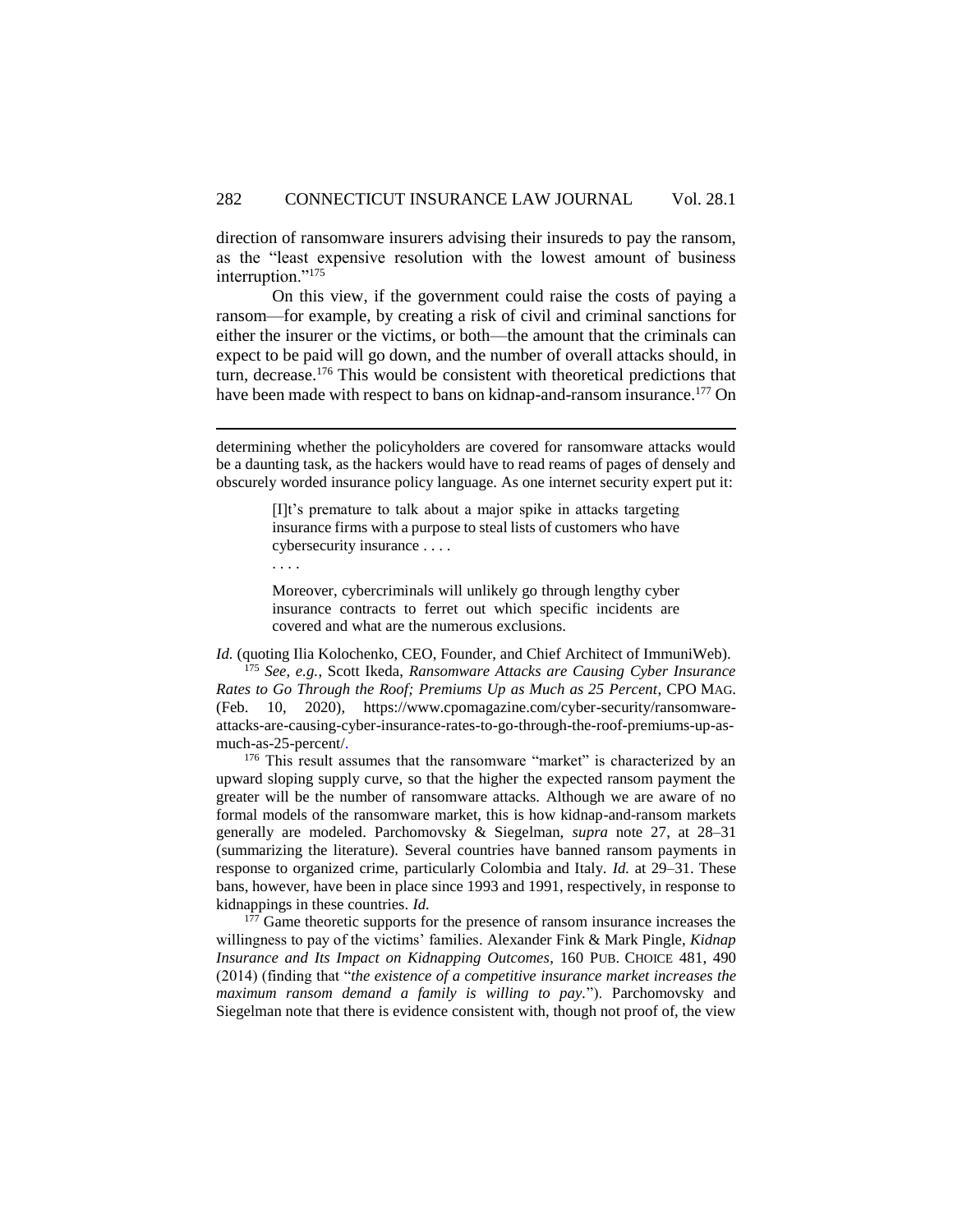direction of ransomware insurers advising their insureds to pay the ransom, as the "least expensive resolution with the lowest amount of business interruption."[175]

On this view, if the government could raise the costs of paying a ransom—for example, by creating a risk of civil and criminal sanctions for either the insurer or the victims, or both—the amount that the criminals can expect to be paid will go down, and the number of overall attacks should, in turn, decrease.[176] This would be consistent with theoretical predictions that have been made with respect to bans on kidnap-and-ransom insurance.[177] On

---

determining whether the policyholders are covered for ransomware attacks would be a daunting task, as the hackers would have to read reams of pages of densely and obscurely worded insurance policy language. As one internet security expert put it:

> [I]t's premature to talk about a major spike in attacks targeting insurance firms with a purpose to steal lists of customers who have cybersecurity insurance . . . .
>
> . . . .
>
> Moreover, cybercriminals will unlikely go through lengthy cyber insurance contracts to ferret out which specific incidents are covered and what are the numerous exclusions.

*Id.* (quoting Ilia Kolochenko, CEO, Founder, and Chief Architect of ImmuniWeb).

[175] *See, e.g.*, Scott Ikeda, *Ransomware Attacks are Causing Cyber Insurance Rates to Go Through the Roof; Premiums Up as Much as 25 Percent*, CPO MAG. (Feb. 10, 2020), https://www.cpomagazine.com/cyber-security/ransomware-attacks-are-causing-cyber-insurance-rates-to-go-through-the-roof-premiums-up-as-much-as-25-percent/.

[176] This result assumes that the ransomware "market" is characterized by an upward sloping supply curve, so that the higher the expected ransom payment the greater will be the number of ransomware attacks. Although we are aware of no formal models of the ransomware market, this is how kidnap-and-ransom markets generally are modeled. Parchomovsky & Siegelman, *supra* note 27, at 28–31 (summarizing the literature). Several countries have banned ransom payments in response to organized crime, particularly Colombia and Italy. *Id.* at 29–31. These bans, however, have been in place since 1993 and 1991, respectively, in response to kidnappings in these countries. *Id.*

[177] Game theoretic supports for the presence of ransom insurance increases the willingness to pay of the victims' families. Alexander Fink & Mark Pingle, *Kidnap Insurance and Its Impact on Kidnapping Outcomes*, 160 PUB. CHOICE 481, 490 (2014) (finding that "*the existence of a competitive insurance market increases the maximum ransom demand a family is willing to pay.*"). Parchomovsky and Siegelman note that there is evidence consistent with, though not proof of, the view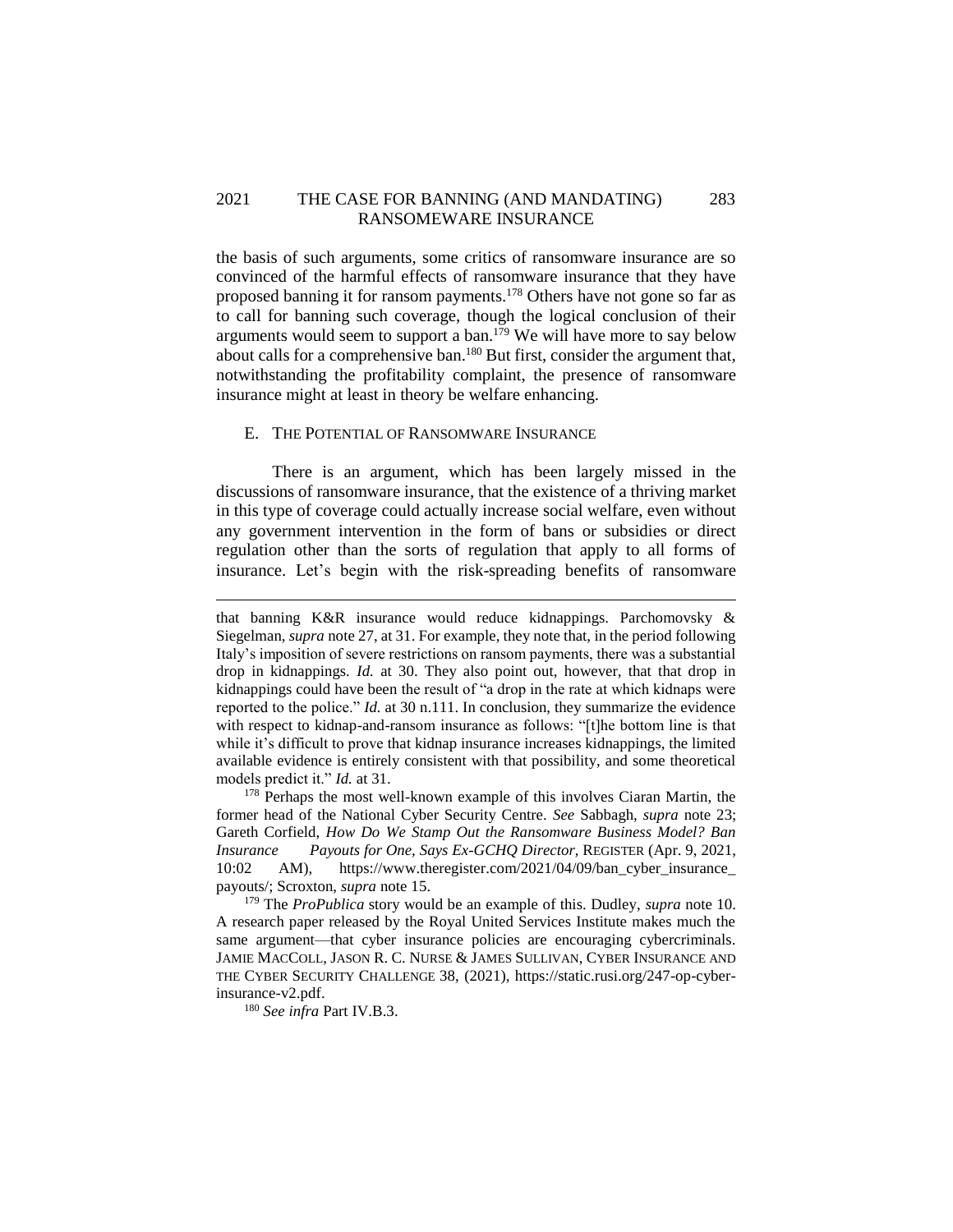the basis of such arguments, some critics of ransomware insurance are so convinced of the harmful effects of ransomware insurance that they have proposed banning it for ransom payments.[178] Others have not gone so far as to call for banning such coverage, though the logical conclusion of their arguments would seem to support a ban.[179] We will have more to say below about calls for a comprehensive ban.[180] But first, consider the argument that, notwithstanding the profitability complaint, the presence of ransomware insurance might at least in theory be welfare enhancing.

### E. The Potential of Ransomware Insurance

There is an argument, which has been largely missed in the discussions of ransomware insurance, that the existence of a thriving market in this type of coverage could actually increase social welfare, even without any government intervention in the form of bans or subsidies or direct regulation other than the sorts of regulation that apply to all forms of insurance. Let's begin with the risk-spreading benefits of ransomware

---

that banning K&R insurance would reduce kidnappings. Parchomovsky & Siegelman, *supra* note 27, at 31. For example, they note that, in the period following Italy's imposition of severe restrictions on ransom payments, there was a substantial drop in kidnappings. *Id.* at 30. They also point out, however, that that drop in kidnappings could have been the result of "a drop in the rate at which kidnaps were reported to the police." *Id.* at 30 n.111. In conclusion, they summarize the evidence with respect to kidnap-and-ransom insurance as follows: "[t]he bottom line is that while it's difficult to prove that kidnap insurance increases kidnappings, the limited available evidence is entirely consistent with that possibility, and some theoretical models predict it." *Id.* at 31.

[178] Perhaps the most well-known example of this involves Ciaran Martin, the former head of the National Cyber Security Centre. *See* Sabbagh, *supra* note 23; Gareth Corfield, *How Do We Stamp Out the Ransomware Business Model? Ban Insurance Payouts for One, Says Ex-GCHQ Director*, REGISTER (Apr. 9, 2021, 10:02 AM), https://www.theregister.com/2021/04/09/ban_cyber_insurance_payouts/; Scroxton, *supra* note 15.

[179] The *ProPublica* story would be an example of this. Dudley, *supra* note 10. A research paper released by the Royal United Services Institute makes much the same argument—that cyber insurance policies are encouraging cybercriminals. JAMIE MACCOLL, JASON R. C. NURSE & JAMES SULLIVAN, CYBER INSURANCE AND THE CYBER SECURITY CHALLENGE 38, (2021), https://static.rusi.org/247-op-cyber-insurance-v2.pdf.

[180] *See infra* Part IV.B.3.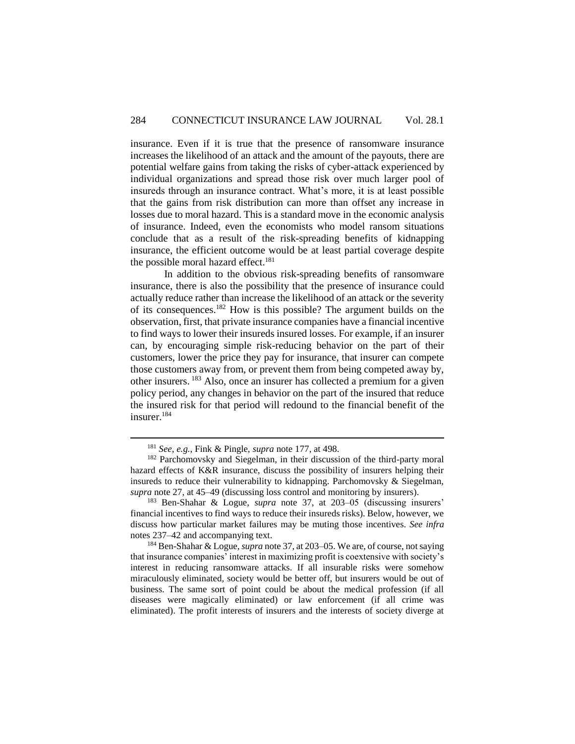insurance. Even if it is true that the presence of ransomware insurance increases the likelihood of an attack and the amount of the payouts, there are potential welfare gains from taking the risks of cyber-attack experienced by individual organizations and spread those risk over much larger pool of insureds through an insurance contract. What's more, it is at least possible that the gains from risk distribution can more than offset any increase in losses due to moral hazard. This is a standard move in the economic analysis of insurance. Indeed, even the economists who model ransom situations conclude that as a result of the risk-spreading benefits of kidnapping insurance, the efficient outcome would be at least partial coverage despite the possible moral hazard effect.[181]

In addition to the obvious risk-spreading benefits of ransomware insurance, there is also the possibility that the presence of insurance could actually reduce rather than increase the likelihood of an attack or the severity of its consequences.[182] How is this possible? The argument builds on the observation, first, that private insurance companies have a financial incentive to find ways to lower their insureds insured losses. For example, if an insurer can, by encouraging simple risk-reducing behavior on the part of their customers, lower the price they pay for insurance, that insurer can compete those customers away from, or prevent them from being competed away by, other insurers.[183] Also, once an insurer has collected a premium for a given policy period, any changes in behavior on the part of the insured that reduce the insured risk for that period will redound to the financial benefit of the insurer.[184]

---

[181] *See, e.g.*, Fink & Pingle, *supra* note 177, at 498.

[182] Parchomovsky and Siegelman, in their discussion of the third-party moral hazard effects of K&R insurance, discuss the possibility of insurers helping their insureds to reduce their vulnerability to kidnapping. Parchomovsky & Siegelman, *supra* note 27, at 45–49 (discussing loss control and monitoring by insurers).

[183] Ben-Shahar & Logue, *supra* note 37, at 203–05 (discussing insurers' financial incentives to find ways to reduce their insureds risks). Below, however, we discuss how particular market failures may be muting those incentives. *See infra* notes 237–42 and accompanying text.

[184] Ben-Shahar & Logue, *supra* note 37, at 203–05. We are, of course, not saying that insurance companies' interest in maximizing profit is coextensive with society's interest in reducing ransomware attacks. If all insurable risks were somehow miraculously eliminated, society would be better off, but insurers would be out of business. The same sort of point could be about the medical profession (if all diseases were magically eliminated) or law enforcement (if all crime was eliminated). The profit interests of insurers and the interests of society diverge at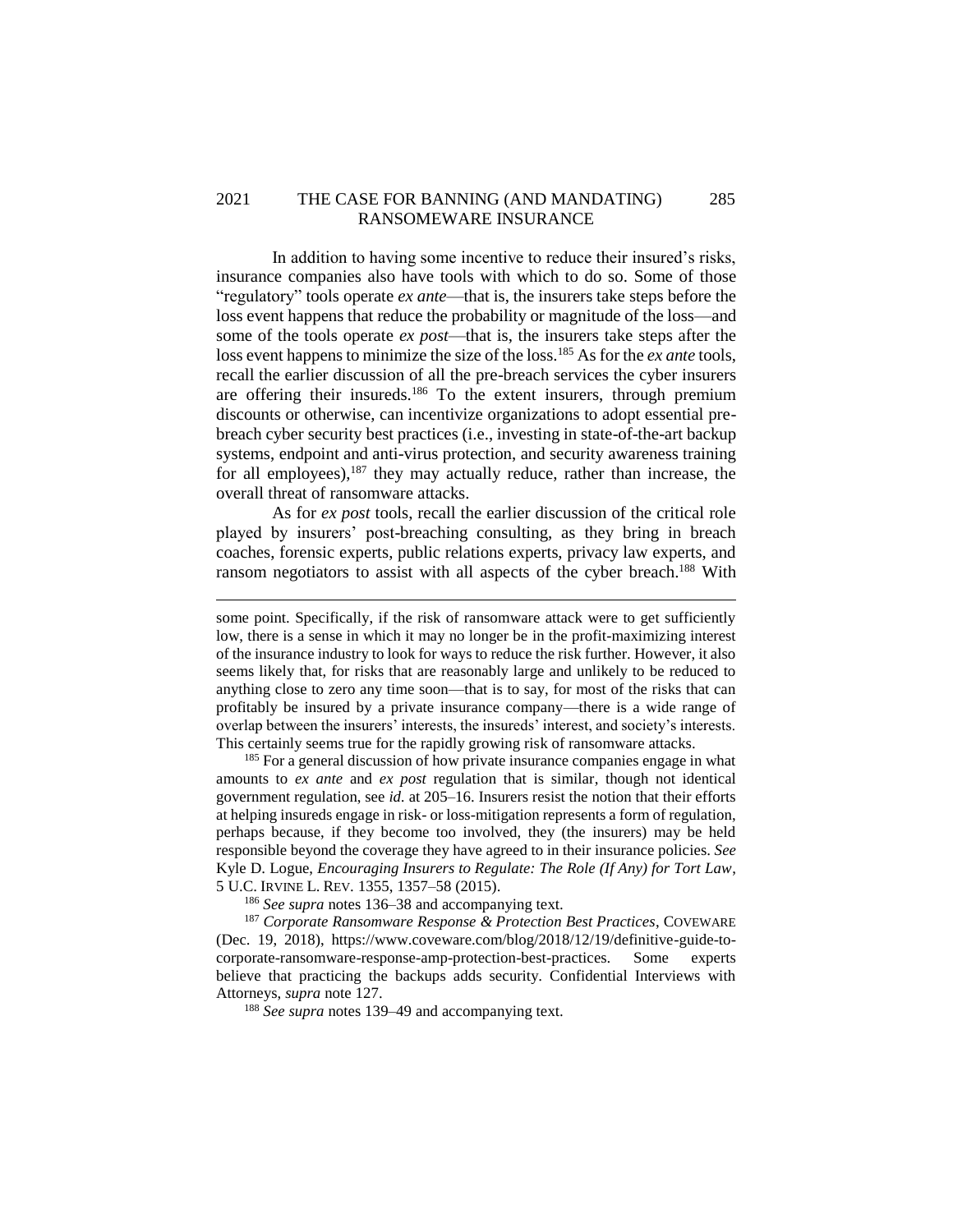In addition to having some incentive to reduce their insured's risks, insurance companies also have tools with which to do so. Some of those "regulatory" tools operate *ex ante*—that is, the insurers take steps before the loss event happens that reduce the probability or magnitude of the loss—and some of the tools operate *ex post*—that is, the insurers take steps after the loss event happens to minimize the size of the loss.[185] As for the *ex ante* tools, recall the earlier discussion of all the pre-breach services the cyber insurers are offering their insureds.[186] To the extent insurers, through premium discounts or otherwise, can incentivize organizations to adopt essential pre-breach cyber security best practices (i.e., investing in state-of-the-art backup systems, endpoint and anti-virus protection, and security awareness training for all employees),[187] they may actually reduce, rather than increase, the overall threat of ransomware attacks.

As for *ex post* tools, recall the earlier discussion of the critical role played by insurers' post-breaching consulting, as they bring in breach coaches, forensic experts, public relations experts, privacy law experts, and ransom negotiators to assist with all aspects of the cyber breach.[188] With

---

some point. Specifically, if the risk of ransomware attack were to get sufficiently low, there is a sense in which it may no longer be in the profit-maximizing interest of the insurance industry to look for ways to reduce the risk further. However, it also seems likely that, for risks that are reasonably large and unlikely to be reduced to anything close to zero any time soon—that is to say, for most of the risks that can profitably be insured by a private insurance company—there is a wide range of overlap between the insurers' interests, the insureds' interest, and society's interests. This certainly seems true for the rapidly growing risk of ransomware attacks.

[185] For a general discussion of how private insurance companies engage in what amounts to *ex ante* and *ex post* regulation that is similar, though not identical government regulation, see *id.* at 205–16. Insurers resist the notion that their efforts at helping insureds engage in risk- or loss-mitigation represents a form of regulation, perhaps because, if they become too involved, they (the insurers) may be held responsible beyond the coverage they have agreed to in their insurance policies. *See* Kyle D. Logue, *Encouraging Insurers to Regulate: The Role (If Any) for Tort Law*, 5 U.C. IRVINE L. REV. 1355, 1357–58 (2015).

[186] *See supra* notes 136–38 and accompanying text.

[187] *Corporate Ransomware Response & Protection Best Practices*, COVEWARE (Dec. 19, 2018), https://www.coveware.com/blog/2018/12/19/definitive-guide-to-corporate-ransomware-response-amp-protection-best-practices. Some experts believe that practicing the backups adds security. Confidential Interviews with Attorneys, *supra* note 127.

[188] *See supra* notes 139–49 and accompanying text.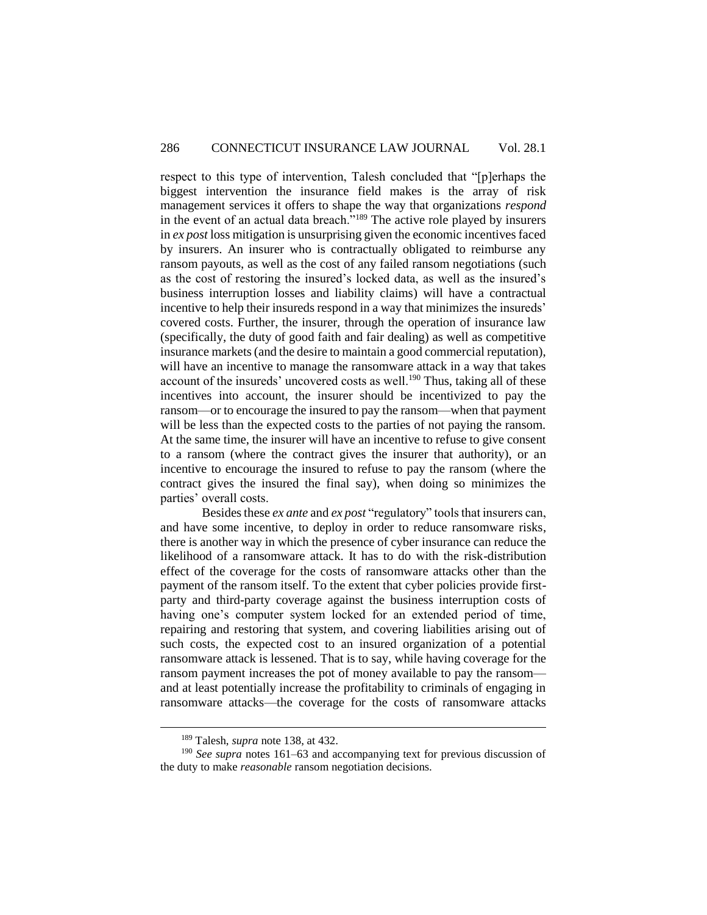respect to this type of intervention, Talesh concluded that "[p]erhaps the biggest intervention the insurance field makes is the array of risk management services it offers to shape the way that organizations *respond* in the event of an actual data breach."[189] The active role played by insurers in *ex post* loss mitigation is unsurprising given the economic incentives faced by insurers. An insurer who is contractually obligated to reimburse any ransom payouts, as well as the cost of any failed ransom negotiations (such as the cost of restoring the insured's locked data, as well as the insured's business interruption losses and liability claims) will have a contractual incentive to help their insureds respond in a way that minimizes the insureds' covered costs. Further, the insurer, through the operation of insurance law (specifically, the duty of good faith and fair dealing) as well as competitive insurance markets (and the desire to maintain a good commercial reputation), will have an incentive to manage the ransomware attack in a way that takes account of the insureds' uncovered costs as well.[190] Thus, taking all of these incentives into account, the insurer should be incentivized to pay the ransom—or to encourage the insured to pay the ransom—when that payment will be less than the expected costs to the parties of not paying the ransom. At the same time, the insurer will have an incentive to refuse to give consent to a ransom (where the contract gives the insurer that authority), or an incentive to encourage the insured to refuse to pay the ransom (where the contract gives the insured the final say), when doing so minimizes the parties' overall costs.

Besides these *ex ante* and *ex post* "regulatory" tools that insurers can, and have some incentive, to deploy in order to reduce ransomware risks, there is another way in which the presence of cyber insurance can reduce the likelihood of a ransomware attack. It has to do with the risk-distribution effect of the coverage for the costs of ransomware attacks other than the payment of the ransom itself. To the extent that cyber policies provide first-party and third-party coverage against the business interruption costs of having one's computer system locked for an extended period of time, repairing and restoring that system, and covering liabilities arising out of such costs, the expected cost to an insured organization of a potential ransomware attack is lessened. That is to say, while having coverage for the ransom payment increases the pot of money available to pay the ransom—and at least potentially increase the profitability to criminals of engaging in ransomware attacks—the coverage for the costs of ransomware attacks

[189] Talesh, *supra* note 138, at 432.

[190] *See supra* notes 161–63 and accompanying text for previous discussion of the duty to make *reasonable* ransom negotiation decisions.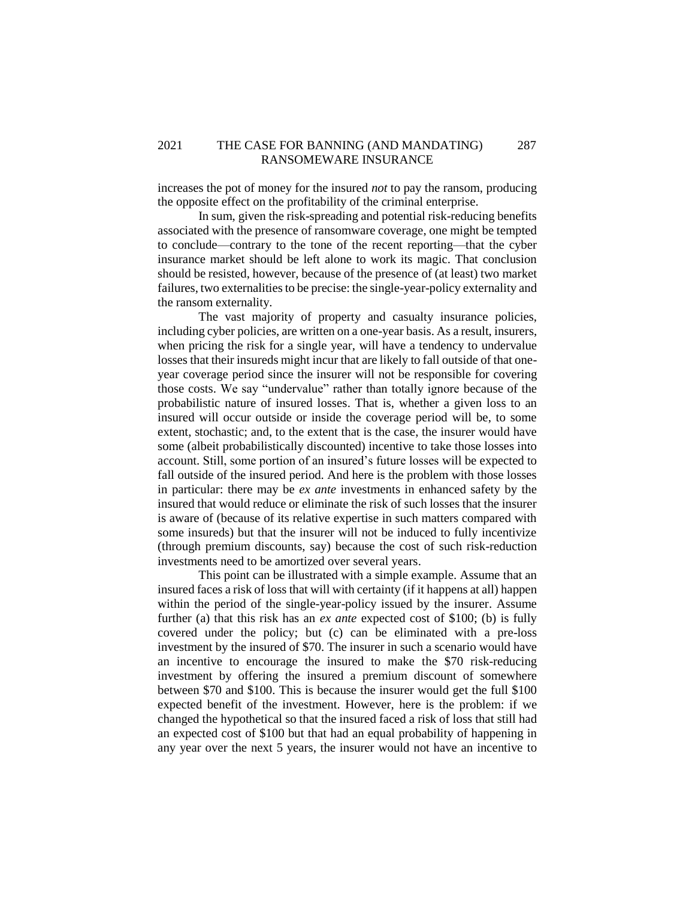increases the pot of money for the insured *not* to pay the ransom, producing the opposite effect on the profitability of the criminal enterprise.

In sum, given the risk-spreading and potential risk-reducing benefits associated with the presence of ransomware coverage, one might be tempted to conclude—contrary to the tone of the recent reporting—that the cyber insurance market should be left alone to work its magic. That conclusion should be resisted, however, because of the presence of (at least) two market failures, two externalities to be precise: the single-year-policy externality and the ransom externality.

The vast majority of property and casualty insurance policies, including cyber policies, are written on a one-year basis. As a result, insurers, when pricing the risk for a single year, will have a tendency to undervalue losses that their insureds might incur that are likely to fall outside of that one-year coverage period since the insurer will not be responsible for covering those costs. We say "undervalue" rather than totally ignore because of the probabilistic nature of insured losses. That is, whether a given loss to an insured will occur outside or inside the coverage period will be, to some extent, stochastic; and, to the extent that is the case, the insurer would have some (albeit probabilistically discounted) incentive to take those losses into account. Still, some portion of an insured's future losses will be expected to fall outside of the insured period. And here is the problem with those losses in particular: there may be *ex ante* investments in enhanced safety by the insured that would reduce or eliminate the risk of such losses that the insurer is aware of (because of its relative expertise in such matters compared with some insureds) but that the insurer will not be induced to fully incentivize (through premium discounts, say) because the cost of such risk-reduction investments need to be amortized over several years.

This point can be illustrated with a simple example. Assume that an insured faces a risk of loss that will with certainty (if it happens at all) happen within the period of the single-year-policy issued by the insurer. Assume further (a) that this risk has an *ex ante* expected cost of $100; (b) is fully covered under the policy; but (c) can be eliminated with a pre-loss investment by the insured of $70. The insurer in such a scenario would have an incentive to encourage the insured to make the $70 risk-reducing investment by offering the insured a premium discount of somewhere between $70 and $100. This is because the insurer would get the full $100 expected benefit of the investment. However, here is the problem: if we changed the hypothetical so that the insured faced a risk of loss that still had an expected cost of $100 but that had an equal probability of happening in any year over the next 5 years, the insurer would not have an incentive to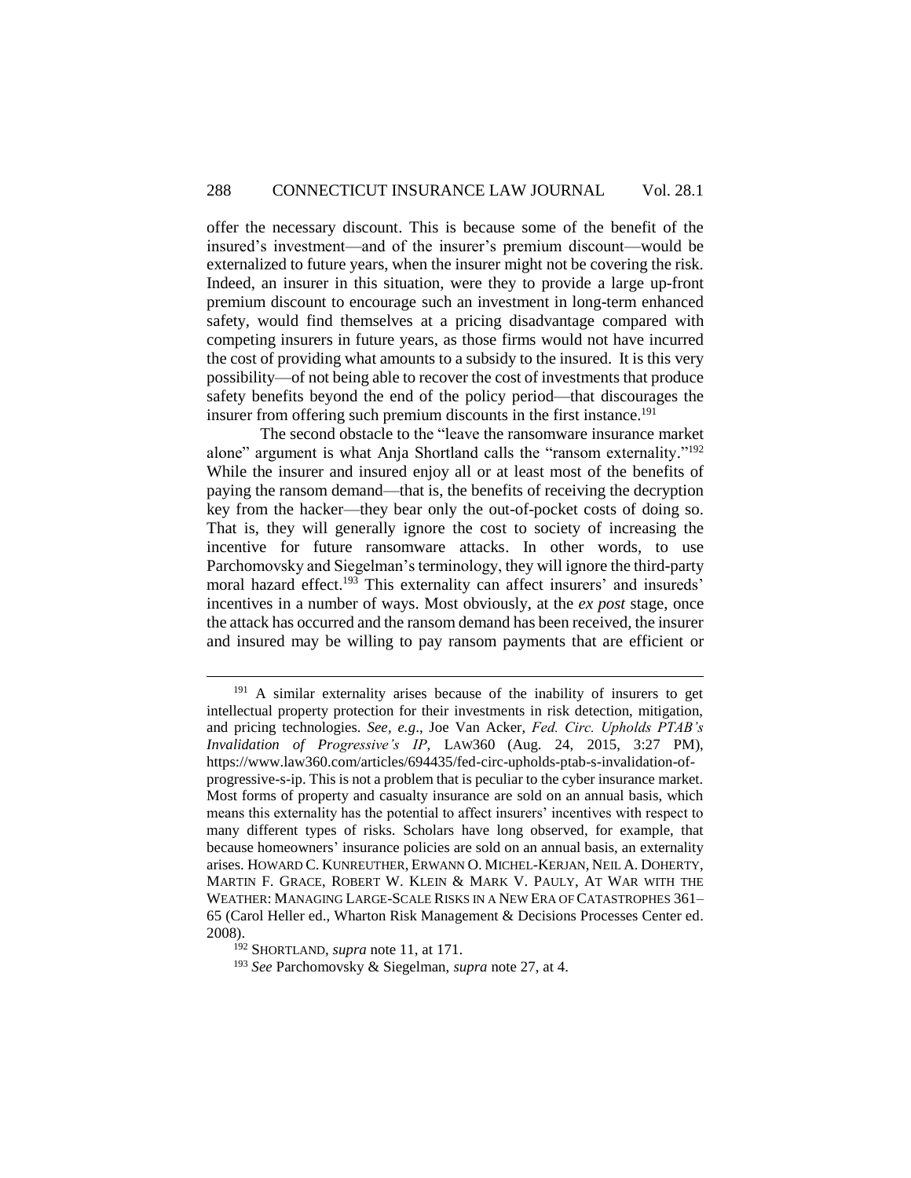offer the necessary discount. This is because some of the benefit of the insured's investment—and of the insurer's premium discount—would be externalized to future years, when the insurer might not be covering the risk. Indeed, an insurer in this situation, were they to provide a large up-front premium discount to encourage such an investment in long-term enhanced safety, would find themselves at a pricing disadvantage compared with competing insurers in future years, as those firms would not have incurred the cost of providing what amounts to a subsidy to the insured. It is this very possibility—of not being able to recover the cost of investments that produce safety benefits beyond the end of the policy period—that discourages the insurer from offering such premium discounts in the first instance.[191]

The second obstacle to the "leave the ransomware insurance market alone" argument is what Anja Shortland calls the "ransom externality."[192] While the insurer and insured enjoy all or at least most of the benefits of paying the ransom demand—that is, the benefits of receiving the decryption key from the hacker—they bear only the out-of-pocket costs of doing so. That is, they will generally ignore the cost to society of increasing the incentive for future ransomware attacks. In other words, to use Parchomovsky and Siegelman's terminology, they will ignore the third-party moral hazard effect.[193] This externality can affect insurers' and insureds' incentives in a number of ways. Most obviously, at the *ex post* stage, once the attack has occurred and the ransom demand has been received, the insurer and insured may be willing to pay ransom payments that are efficient or

---

[191] A similar externality arises because of the inability of insurers to get intellectual property protection for their investments in risk detection, mitigation, and pricing technologies. *See, e.g.*, Joe Van Acker, *Fed. Circ. Upholds PTAB's Invalidation of Progressive's IP*, LAW360 (Aug. 24, 2015, 3:27 PM), https://www.law360.com/articles/694435/fed-circ-upholds-ptab-s-invalidation-of-progressive-s-ip. This is not a problem that is peculiar to the cyber insurance market. Most forms of property and casualty insurance are sold on an annual basis, which means this externality has the potential to affect insurers' incentives with respect to many different types of risks. Scholars have long observed, for example, that because homeowners' insurance policies are sold on an annual basis, an externality arises. HOWARD C. KUNREUTHER, ERWANN O. MICHEL-KERJAN, NEIL A. DOHERTY, MARTIN F. GRACE, ROBERT W. KLEIN & MARK V. PAULY, AT WAR WITH THE WEATHER: MANAGING LARGE-SCALE RISKS IN A NEW ERA OF CATASTROPHES 361–65 (Carol Heller ed., Wharton Risk Management & Decisions Processes Center ed. 2008).

[192] SHORTLAND, *supra* note 11, at 171.

[193] *See* Parchomovsky & Siegelman, *supra* note 27, at 4.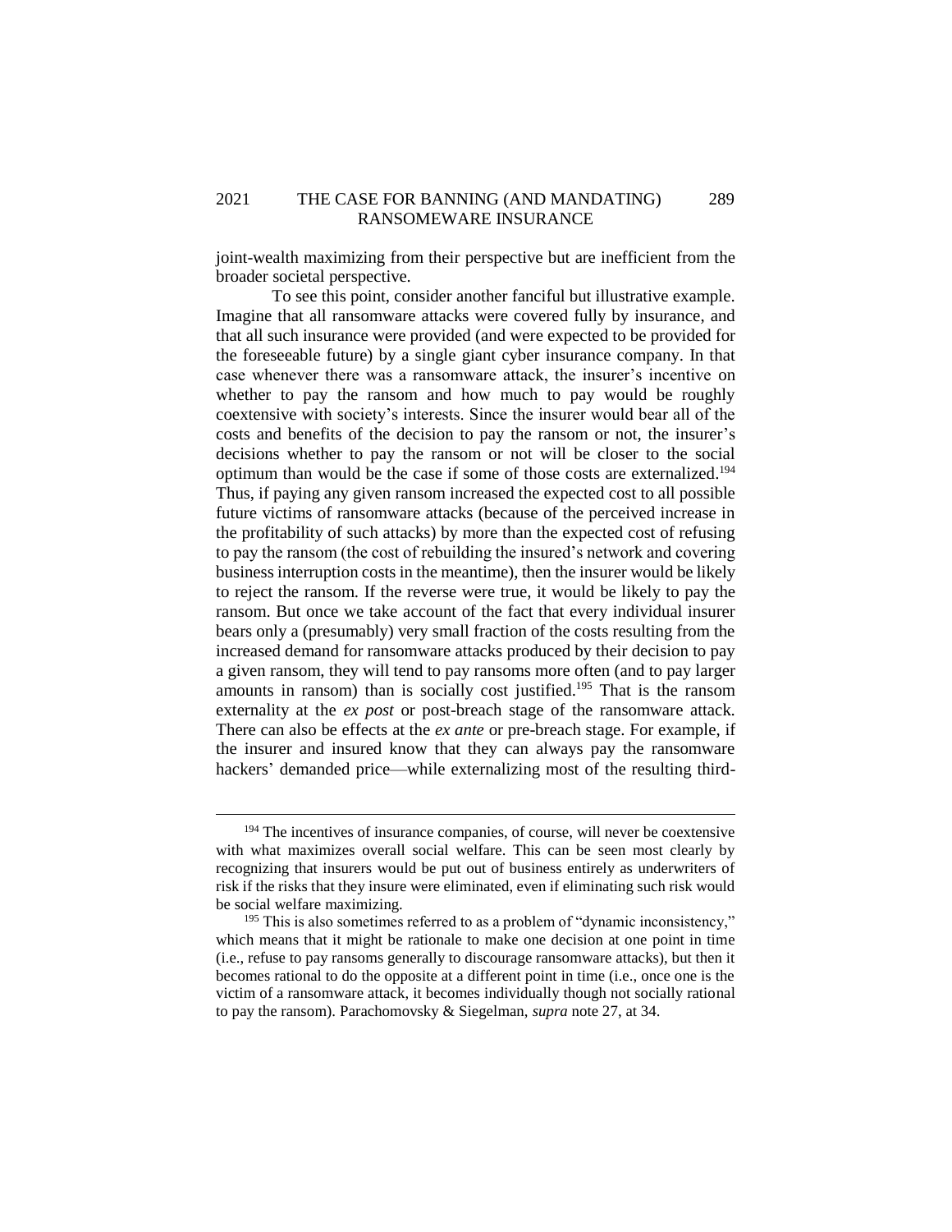joint-wealth maximizing from their perspective but are inefficient from the broader societal perspective.

To see this point, consider another fanciful but illustrative example. Imagine that all ransomware attacks were covered fully by insurance, and that all such insurance were provided (and were expected to be provided for the foreseeable future) by a single giant cyber insurance company. In that case whenever there was a ransomware attack, the insurer's incentive on whether to pay the ransom and how much to pay would be roughly coextensive with society's interests. Since the insurer would bear all of the costs and benefits of the decision to pay the ransom or not, the insurer's decisions whether to pay the ransom or not will be closer to the social optimum than would be the case if some of those costs are externalized.[194] Thus, if paying any given ransom increased the expected cost to all possible future victims of ransomware attacks (because of the perceived increase in the profitability of such attacks) by more than the expected cost of refusing to pay the ransom (the cost of rebuilding the insured's network and covering business interruption costs in the meantime), then the insurer would be likely to reject the ransom. If the reverse were true, it would be likely to pay the ransom. But once we take account of the fact that every individual insurer bears only a (presumably) very small fraction of the costs resulting from the increased demand for ransomware attacks produced by their decision to pay a given ransom, they will tend to pay ransoms more often (and to pay larger amounts in ransom) than is socially cost justified.[195] That is the ransom externality at the *ex post* or post-breach stage of the ransomware attack. There can also be effects at the *ex ante* or pre-breach stage. For example, if the insurer and insured know that they can always pay the ransomware hackers' demanded price—while externalizing most of the resulting third-

---

[194] The incentives of insurance companies, of course, will never be coextensive with what maximizes overall social welfare. This can be seen most clearly by recognizing that insurers would be put out of business entirely as underwriters of risk if the risks that they insure were eliminated, even if eliminating such risk would be social welfare maximizing.

[195] This is also sometimes referred to as a problem of "dynamic inconsistency," which means that it might be rationale to make one decision at one point in time (i.e., refuse to pay ransoms generally to discourage ransomware attacks), but then it becomes rational to do the opposite at a different point in time (i.e., once one is the victim of a ransomware attack, it becomes individually though not socially rational to pay the ransom). Parachomovsky & Siegelman, *supra* note 27, at 34.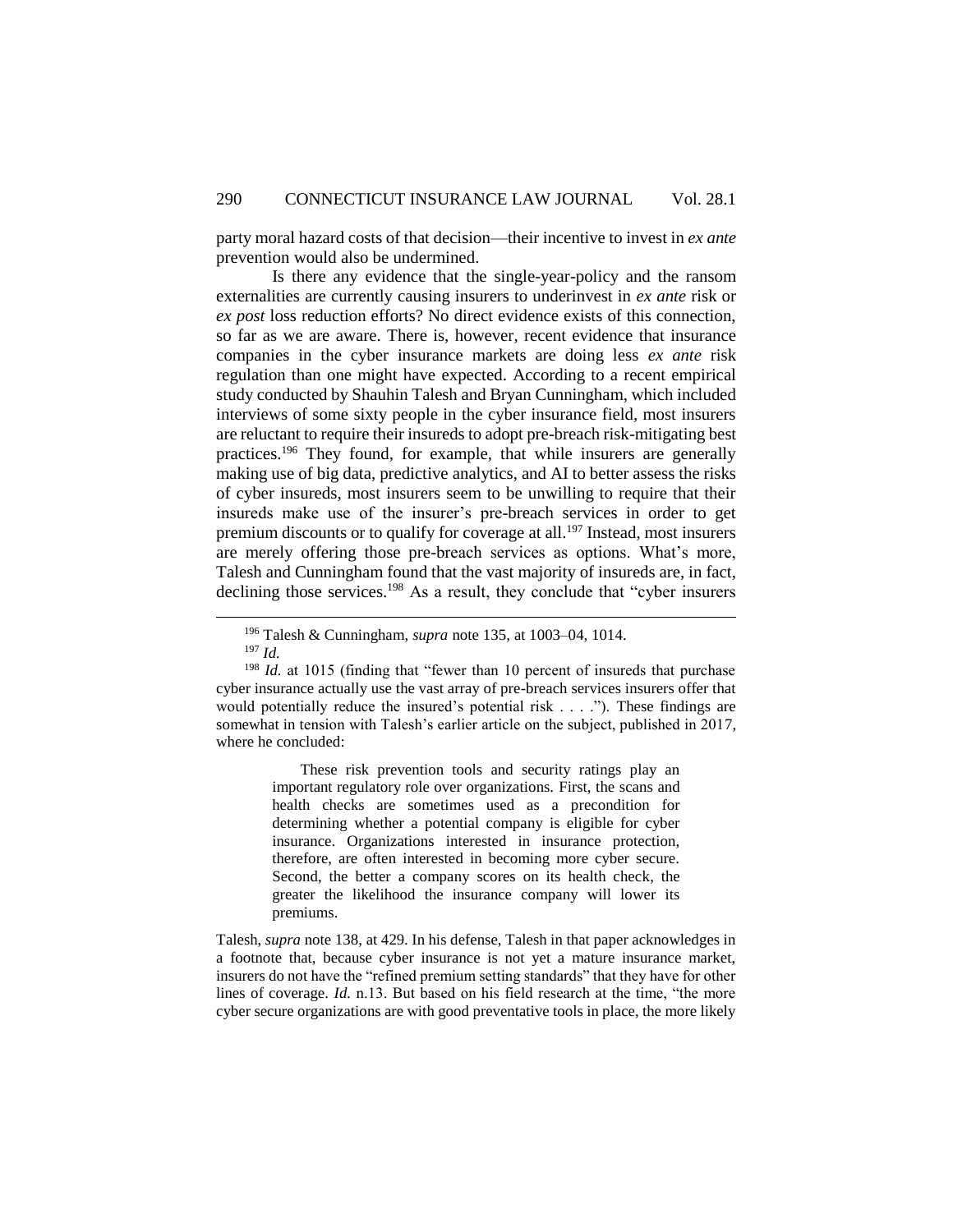party moral hazard costs of that decision—their incentive to invest in *ex ante* prevention would also be undermined.

Is there any evidence that the single-year-policy and the ransom externalities are currently causing insurers to underinvest in *ex ante* risk or *ex post* loss reduction efforts? No direct evidence exists of this connection, so far as we are aware. There is, however, recent evidence that insurance companies in the cyber insurance markets are doing less *ex ante* risk regulation than one might have expected. According to a recent empirical study conducted by Shauhin Talesh and Bryan Cunningham, which included interviews of some sixty people in the cyber insurance field, most insurers are reluctant to require their insureds to adopt pre-breach risk-mitigating best practices.[196] They found, for example, that while insurers are generally making use of big data, predictive analytics, and AI to better assess the risks of cyber insureds, most insurers seem to be unwilling to require that their insureds make use of the insurer's pre-breach services in order to get premium discounts or to qualify for coverage at all.[197] Instead, most insurers are merely offering those pre-breach services as options. What's more, Talesh and Cunningham found that the vast majority of insureds are, in fact, declining those services.[198] As a result, they conclude that "cyber insurers

---

[196] Talesh & Cunningham, *supra* note 135, at 1003–04, 1014.

[197] *Id.*

[198] *Id.* at 1015 (finding that "fewer than 10 percent of insureds that purchase cyber insurance actually use the vast array of pre-breach services insurers offer that would potentially reduce the insured's potential risk . . . ."). These findings are somewhat in tension with Talesh's earlier article on the subject, published in 2017, where he concluded:

> These risk prevention tools and security ratings play an important regulatory role over organizations. First, the scans and health checks are sometimes used as a precondition for determining whether a potential company is eligible for cyber insurance. Organizations interested in insurance protection, therefore, are often interested in becoming more cyber secure. Second, the better a company scores on its health check, the greater the likelihood the insurance company will lower its premiums.

Talesh, *supra* note 138, at 429. In his defense, Talesh in that paper acknowledges in a footnote that, because cyber insurance is not yet a mature insurance market, insurers do not have the "refined premium setting standards" that they have for other lines of coverage. *Id.* n.13. But based on his field research at the time, "the more cyber secure organizations are with good preventative tools in place, the more likely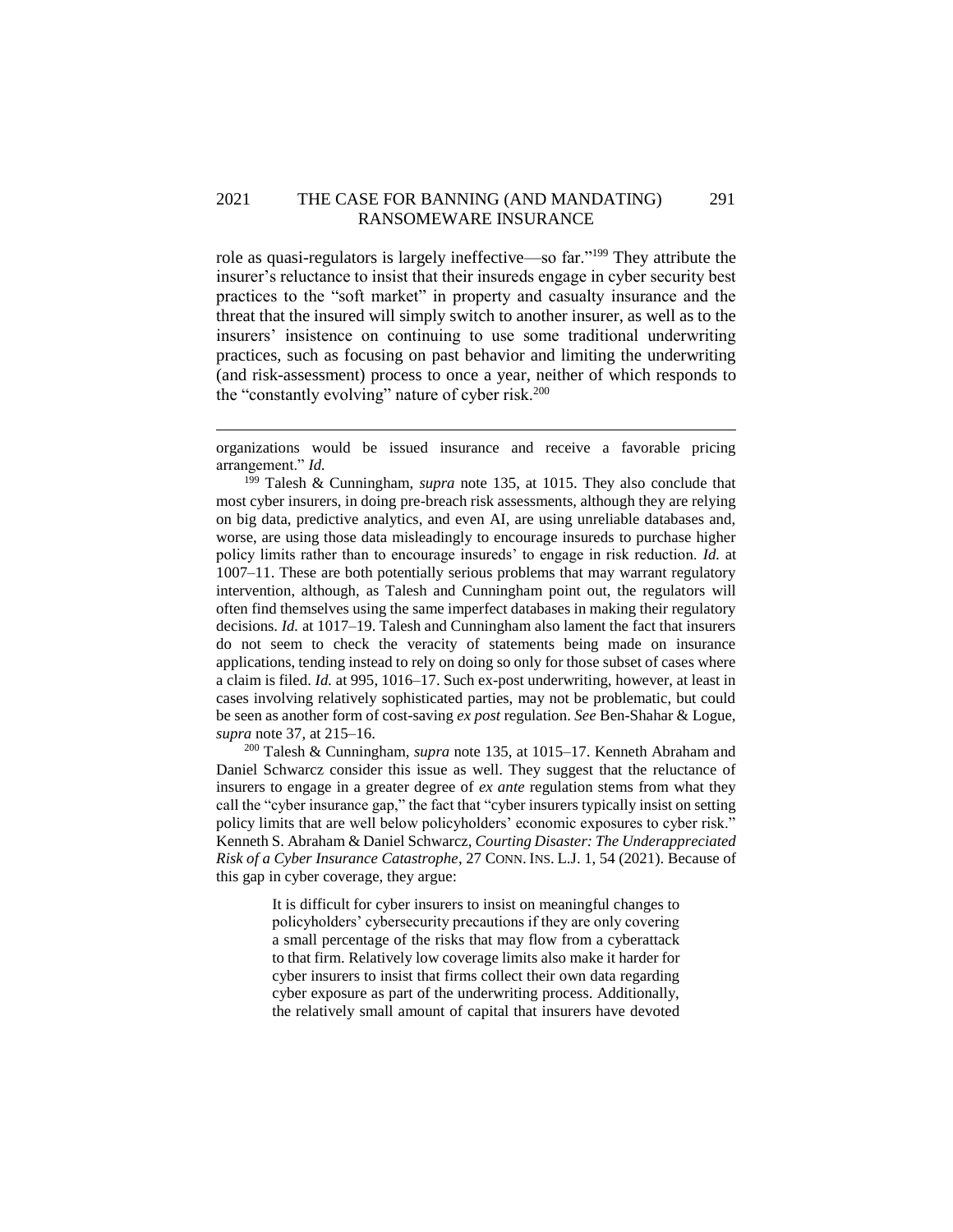role as quasi-regulators is largely ineffective—so far."[199] They attribute the insurer's reluctance to insist that their insureds engage in cyber security best practices to the "soft market" in property and casualty insurance and the threat that the insured will simply switch to another insurer, as well as to the insurers' insistence on continuing to use some traditional underwriting practices, such as focusing on past behavior and limiting the underwriting (and risk-assessment) process to once a year, neither of which responds to the "constantly evolving" nature of cyber risk.[200]

---

organizations would be issued insurance and receive a favorable pricing arrangement." *Id.*

[199] Talesh & Cunningham, *supra* note 135, at 1015. They also conclude that most cyber insurers, in doing pre-breach risk assessments, although they are relying on big data, predictive analytics, and even AI, are using unreliable databases and, worse, are using those data misleadingly to encourage insureds to purchase higher policy limits rather than to encourage insureds' to engage in risk reduction. *Id.* at 1007–11. These are both potentially serious problems that may warrant regulatory intervention, although, as Talesh and Cunningham point out, the regulators will often find themselves using the same imperfect databases in making their regulatory decisions. *Id.* at 1017–19. Talesh and Cunningham also lament the fact that insurers do not seem to check the veracity of statements being made on insurance applications, tending instead to rely on doing so only for those subset of cases where a claim is filed. *Id.* at 995, 1016–17. Such ex-post underwriting, however, at least in cases involving relatively sophisticated parties, may not be problematic, but could be seen as another form of cost-saving *ex post* regulation. *See* Ben-Shahar & Logue, *supra* note 37, at 215–16.

[200] Talesh & Cunningham, *supra* note 135, at 1015–17. Kenneth Abraham and Daniel Schwarcz consider this issue as well. They suggest that the reluctance of insurers to engage in a greater degree of *ex ante* regulation stems from what they call the "cyber insurance gap," the fact that "cyber insurers typically insist on setting policy limits that are well below policyholders' economic exposures to cyber risk." Kenneth S. Abraham & Daniel Schwarcz, *Courting Disaster: The Underappreciated Risk of a Cyber Insurance Catastrophe*, 27 CONN. INS. L.J. 1, 54 (2021). Because of this gap in cyber coverage, they argue:

> It is difficult for cyber insurers to insist on meaningful changes to policyholders' cybersecurity precautions if they are only covering a small percentage of the risks that may flow from a cyberattack to that firm. Relatively low coverage limits also make it harder for cyber insurers to insist that firms collect their own data regarding cyber exposure as part of the underwriting process. Additionally, the relatively small amount of capital that insurers have devoted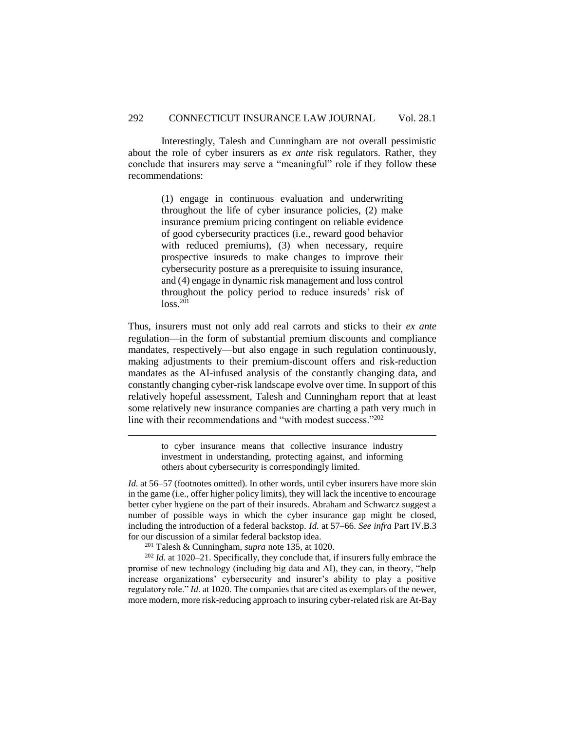Interestingly, Talesh and Cunningham are not overall pessimistic about the role of cyber insurers as *ex ante* risk regulators. Rather, they conclude that insurers may serve a "meaningful" role if they follow these recommendations:

> (1) engage in continuous evaluation and underwriting throughout the life of cyber insurance policies, (2) make insurance premium pricing contingent on reliable evidence of good cybersecurity practices (i.e., reward good behavior with reduced premiums), (3) when necessary, require prospective insureds to make changes to improve their cybersecurity posture as a prerequisite to issuing insurance, and (4) engage in dynamic risk management and loss control throughout the policy period to reduce insureds' risk of loss.[201]

Thus, insurers must not only add real carrots and sticks to their *ex ante* regulation—in the form of substantial premium discounts and compliance mandates, respectively—but also engage in such regulation continuously, making adjustments to their premium-discount offers and risk-reduction mandates as the AI-infused analysis of the constantly changing data, and constantly changing cyber-risk landscape evolve over time. In support of this relatively hopeful assessment, Talesh and Cunningham report that at least some relatively new insurance companies are charting a path very much in line with their recommendations and "with modest success."[202]

---

> to cyber insurance means that collective insurance industry investment in understanding, protecting against, and informing others about cybersecurity is correspondingly limited.

*Id.* at 56–57 (footnotes omitted). In other words, until cyber insurers have more skin in the game (i.e., offer higher policy limits), they will lack the incentive to encourage better cyber hygiene on the part of their insureds. Abraham and Schwarcz suggest a number of possible ways in which the cyber insurance gap might be closed, including the introduction of a federal backstop. *Id.* at 57–66. *See infra* Part IV.B.3 for our discussion of a similar federal backstop idea.

[201] Talesh & Cunningham, *supra* note 135, at 1020.

[202] *Id.* at 1020–21. Specifically, they conclude that, if insurers fully embrace the promise of new technology (including big data and AI), they can, in theory, "help increase organizations' cybersecurity and insurer's ability to play a positive regulatory role." *Id.* at 1020. The companies that are cited as exemplars of the newer, more modern, more risk-reducing approach to insuring cyber-related risk are At-Bay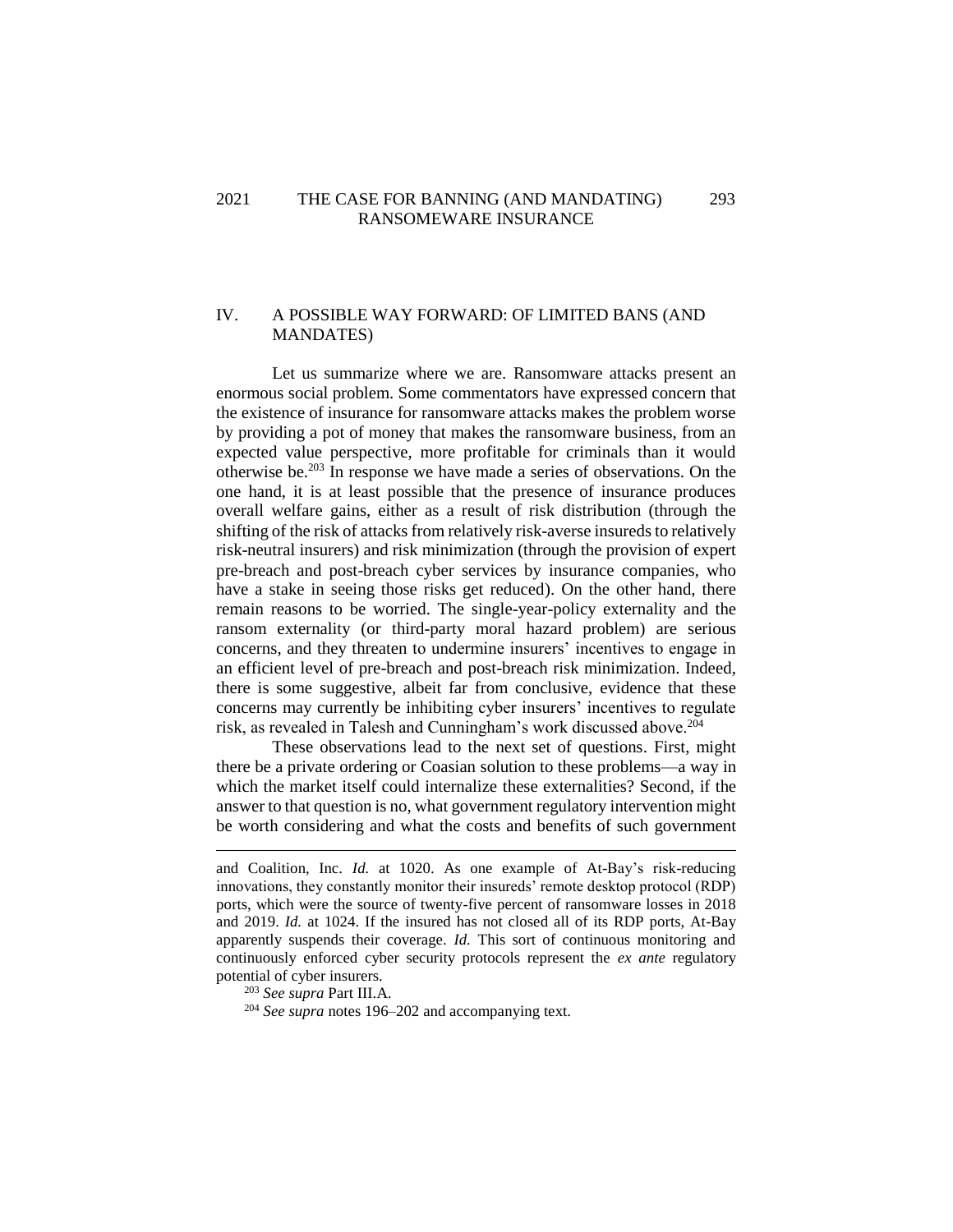## IV. A POSSIBLE WAY FORWARD: OF LIMITED BANS (AND MANDATES)

Let us summarize where we are. Ransomware attacks present an enormous social problem. Some commentators have expressed concern that the existence of insurance for ransomware attacks makes the problem worse by providing a pot of money that makes the ransomware business, from an expected value perspective, more profitable for criminals than it would otherwise be.[203] In response we have made a series of observations. On the one hand, it is at least possible that the presence of insurance produces overall welfare gains, either as a result of risk distribution (through the shifting of the risk of attacks from relatively risk-averse insureds to relatively risk-neutral insurers) and risk minimization (through the provision of expert pre-breach and post-breach cyber services by insurance companies, who have a stake in seeing those risks get reduced). On the other hand, there remain reasons to be worried. The single-year-policy externality and the ransom externality (or third-party moral hazard problem) are serious concerns, and they threaten to undermine insurers' incentives to engage in an efficient level of pre-breach and post-breach risk minimization. Indeed, there is some suggestive, albeit far from conclusive, evidence that these concerns may currently be inhibiting cyber insurers' incentives to regulate risk, as revealed in Talesh and Cunningham's work discussed above.[204]

These observations lead to the next set of questions. First, might there be a private ordering or Coasian solution to these problems—a way in which the market itself could internalize these externalities? Second, if the answer to that question is no, what government regulatory intervention might be worth considering and what the costs and benefits of such government

---

and Coalition, Inc. *Id.* at 1020. As one example of At-Bay's risk-reducing innovations, they constantly monitor their insureds' remote desktop protocol (RDP) ports, which were the source of twenty-five percent of ransomware losses in 2018 and 2019. *Id.* at 1024. If the insured has not closed all of its RDP ports, At-Bay apparently suspends their coverage. *Id.* This sort of continuous monitoring and continuously enforced cyber security protocols represent the *ex ante* regulatory potential of cyber insurers.

[203] *See supra* Part III.A.

[204] *See supra* notes 196–202 and accompanying text.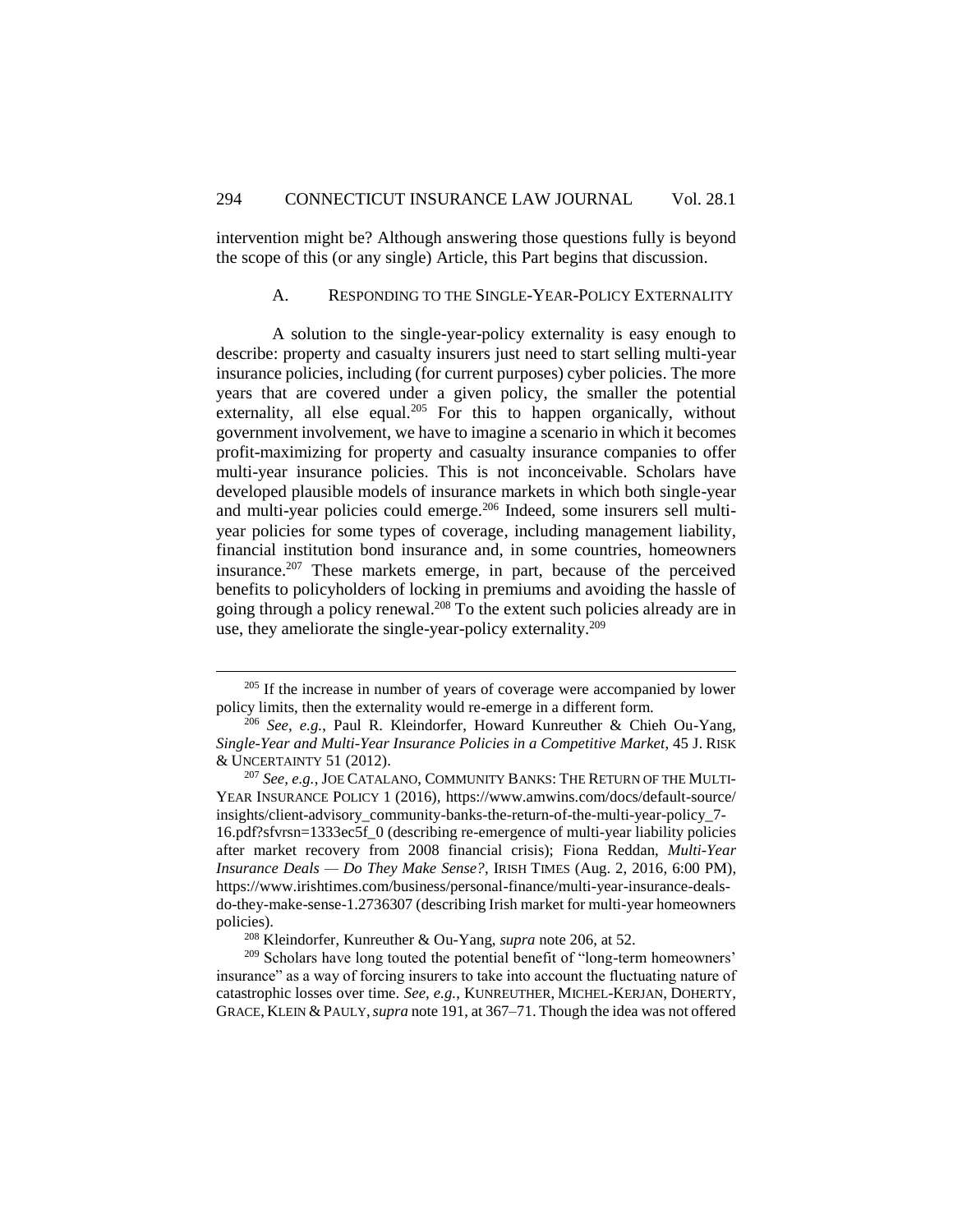intervention might be? Although answering those questions fully is beyond the scope of this (or any single) Article, this Part begins that discussion.

### A. RESPONDING TO THE SINGLE-YEAR-POLICY EXTERNALITY

A solution to the single-year-policy externality is easy enough to describe: property and casualty insurers just need to start selling multi-year insurance policies, including (for current purposes) cyber policies. The more years that are covered under a given policy, the smaller the potential externality, all else equal.[205] For this to happen organically, without government involvement, we have to imagine a scenario in which it becomes profit-maximizing for property and casualty insurance companies to offer multi-year insurance policies. This is not inconceivable. Scholars have developed plausible models of insurance markets in which both single-year and multi-year policies could emerge.[206] Indeed, some insurers sell multi-year policies for some types of coverage, including management liability, financial institution bond insurance and, in some countries, homeowners insurance.[207] These markets emerge, in part, because of the perceived benefits to policyholders of locking in premiums and avoiding the hassle of going through a policy renewal.[208] To the extent such policies already are in use, they ameliorate the single-year-policy externality.[209]

---

[205] If the increase in number of years of coverage were accompanied by lower policy limits, then the externality would re-emerge in a different form.

[206] *See, e.g.*, Paul R. Kleindorfer, Howard Kunreuther & Chieh Ou-Yang, *Single-Year and Multi-Year Insurance Policies in a Competitive Market*, 45 J. RISK & UNCERTAINTY 51 (2012).

[207] *See, e.g.*, JOE CATALANO, COMMUNITY BANKS: THE RETURN OF THE MULTI-YEAR INSURANCE POLICY 1 (2016), https://www.amwins.com/docs/default-source/insights/client-advisory_community-banks-the-return-of-the-multi-year-policy_7-16.pdf?sfvrsn=1333ec5f_0 (describing re-emergence of multi-year liability policies after market recovery from 2008 financial crisis); Fiona Reddan, *Multi-Year Insurance Deals — Do They Make Sense?*, IRISH TIMES (Aug. 2, 2016, 6:00 PM), https://www.irishtimes.com/business/personal-finance/multi-year-insurance-deals-do-they-make-sense-1.2736307 (describing Irish market for multi-year homeowners policies).

[208] Kleindorfer, Kunreuther & Ou-Yang, *supra* note 206, at 52.

[209] Scholars have long touted the potential benefit of "long-term homeowners' insurance" as a way of forcing insurers to take into account the fluctuating nature of catastrophic losses over time. *See, e.g.*, KUNREUTHER, MICHEL-KERJAN, DOHERTY, GRACE, KLEIN & PAULY, *supra* note 191, at 367–71. Though the idea was not offered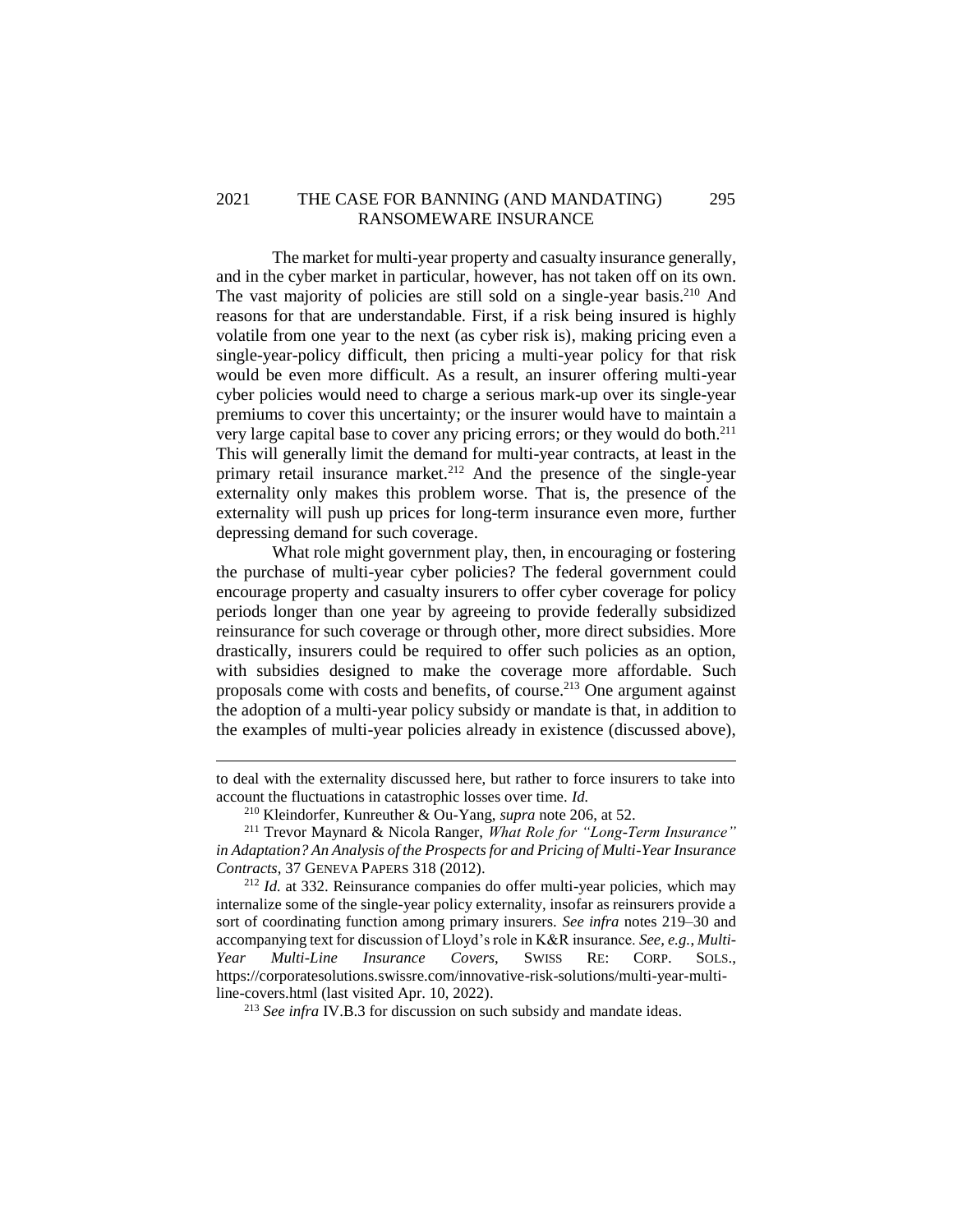The market for multi-year property and casualty insurance generally, and in the cyber market in particular, however, has not taken off on its own. The vast majority of policies are still sold on a single-year basis.[210] And reasons for that are understandable. First, if a risk being insured is highly volatile from one year to the next (as cyber risk is), making pricing even a single-year-policy difficult, then pricing a multi-year policy for that risk would be even more difficult. As a result, an insurer offering multi-year cyber policies would need to charge a serious mark-up over its single-year premiums to cover this uncertainty; or the insurer would have to maintain a very large capital base to cover any pricing errors; or they would do both.[211] This will generally limit the demand for multi-year contracts, at least in the primary retail insurance market.[212] And the presence of the single-year externality only makes this problem worse. That is, the presence of the externality will push up prices for long-term insurance even more, further depressing demand for such coverage.

What role might government play, then, in encouraging or fostering the purchase of multi-year cyber policies? The federal government could encourage property and casualty insurers to offer cyber coverage for policy periods longer than one year by agreeing to provide federally subsidized reinsurance for such coverage or through other, more direct subsidies. More drastically, insurers could be required to offer such policies as an option, with subsidies designed to make the coverage more affordable. Such proposals come with costs and benefits, of course.[213] One argument against the adoption of a multi-year policy subsidy or mandate is that, in addition to the examples of multi-year policies already in existence (discussed above),

---

to deal with the externality discussed here, but rather to force insurers to take into account the fluctuations in catastrophic losses over time. *Id.*

[210] Kleindorfer, Kunreuther & Ou-Yang, *supra* note 206, at 52.

[211] Trevor Maynard & Nicola Ranger, *What Role for "Long-Term Insurance" in Adaptation? An Analysis of the Prospects for and Pricing of Multi-Year Insurance Contracts*, 37 GENEVA PAPERS 318 (2012).

[212] *Id.* at 332. Reinsurance companies do offer multi-year policies, which may internalize some of the single-year policy externality, insofar as reinsurers provide a sort of coordinating function among primary insurers. *See infra* notes 219–30 and accompanying text for discussion of Lloyd's role in K&R insurance. *See, e.g.*, *Multi-Year Multi-Line Insurance Covers*, SWISS RE: CORP. SOLS., https://corporatesolutions.swissre.com/innovative-risk-solutions/multi-year-multi-line-covers.html (last visited Apr. 10, 2022).

[213] *See infra* IV.B.3 for discussion on such subsidy and mandate ideas.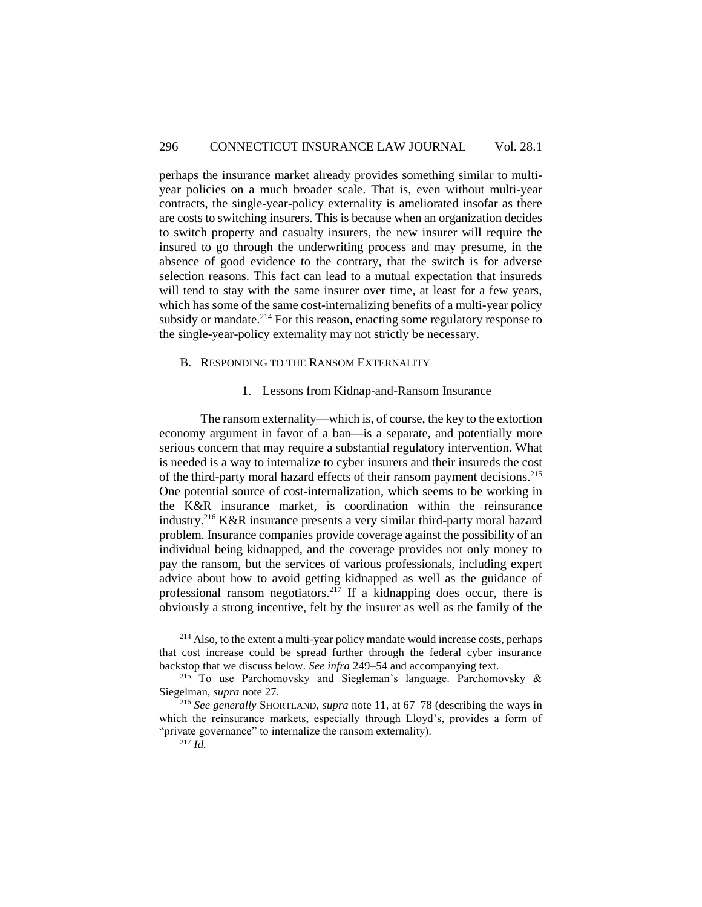perhaps the insurance market already provides something similar to multi-year policies on a much broader scale. That is, even without multi-year contracts, the single-year-policy externality is ameliorated insofar as there are costs to switching insurers. This is because when an organization decides to switch property and casualty insurers, the new insurer will require the insured to go through the underwriting process and may presume, in the absence of good evidence to the contrary, that the switch is for adverse selection reasons. This fact can lead to a mutual expectation that insureds will tend to stay with the same insurer over time, at least for a few years, which has some of the same cost-internalizing benefits of a multi-year policy subsidy or mandate.[214] For this reason, enacting some regulatory response to the single-year-policy externality may not strictly be necessary.

## B. Responding to the Ransom Externality

### 1. Lessons from Kidnap-and-Ransom Insurance

The ransom externality—which is, of course, the key to the extortion economy argument in favor of a ban—is a separate, and potentially more serious concern that may require a substantial regulatory intervention. What is needed is a way to internalize to cyber insurers and their insureds the cost of the third-party moral hazard effects of their ransom payment decisions.[215] One potential source of cost-internalization, which seems to be working in the K&R insurance market, is coordination within the reinsurance industry.[216] K&R insurance presents a very similar third-party moral hazard problem. Insurance companies provide coverage against the possibility of an individual being kidnapped, and the coverage provides not only money to pay the ransom, but the services of various professionals, including expert advice about how to avoid getting kidnapped as well as the guidance of professional ransom negotiators.[217] If a kidnapping does occur, there is obviously a strong incentive, felt by the insurer as well as the family of the

---

[214] Also, to the extent a multi-year policy mandate would increase costs, perhaps that cost increase could be spread further through the federal cyber insurance backstop that we discuss below. *See infra* 249–54 and accompanying text.

[215] To use Parchomovsky and Siegleman's language. Parchomovsky & Siegelman, *supra* note 27.

[216] *See generally* SHORTLAND, *supra* note 11, at 67–78 (describing the ways in which the reinsurance markets, especially through Lloyd's, provides a form of "private governance" to internalize the ransom externality).

[217] *Id.*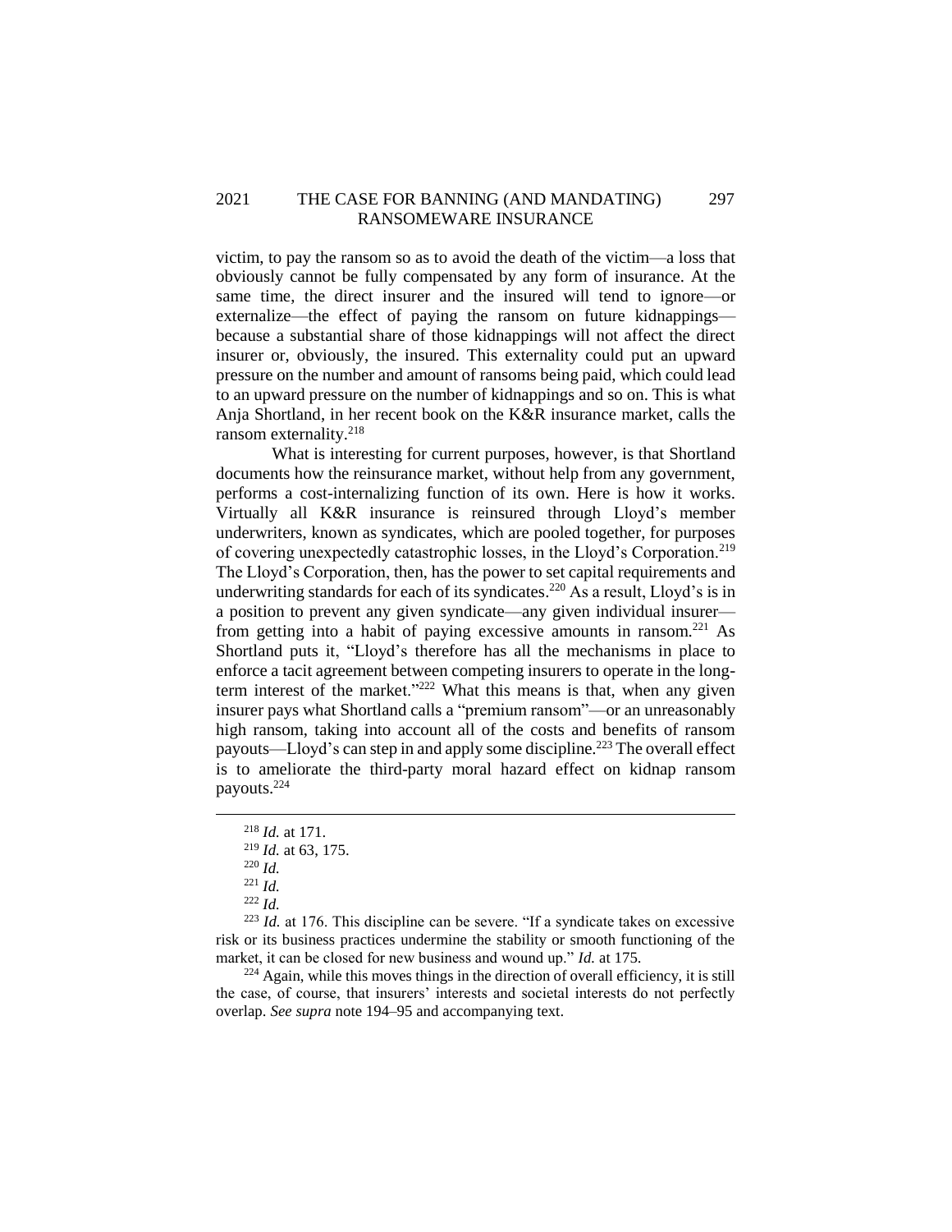victim, to pay the ransom so as to avoid the death of the victim—a loss that obviously cannot be fully compensated by any form of insurance. At the same time, the direct insurer and the insured will tend to ignore—or externalize—the effect of paying the ransom on future kidnappings—because a substantial share of those kidnappings will not affect the direct insurer or, obviously, the insured. This externality could put an upward pressure on the number and amount of ransoms being paid, which could lead to an upward pressure on the number of kidnappings and so on. This is what Anja Shortland, in her recent book on the K&R insurance market, calls the ransom externality.[218]

What is interesting for current purposes, however, is that Shortland documents how the reinsurance market, without help from any government, performs a cost-internalizing function of its own. Here is how it works. Virtually all K&R insurance is reinsured through Lloyd's member underwriters, known as syndicates, which are pooled together, for purposes of covering unexpectedly catastrophic losses, in the Lloyd's Corporation.[219] The Lloyd's Corporation, then, has the power to set capital requirements and underwriting standards for each of its syndicates.[220] As a result, Lloyd's is in a position to prevent any given syndicate—any given individual insurer—from getting into a habit of paying excessive amounts in ransom.[221] As Shortland puts it, "Lloyd's therefore has all the mechanisms in place to enforce a tacit agreement between competing insurers to operate in the long-term interest of the market."[222] What this means is that, when any given insurer pays what Shortland calls a "premium ransom"—or an unreasonably high ransom, taking into account all of the costs and benefits of ransom payouts—Lloyd's can step in and apply some discipline.[223] The overall effect is to ameliorate the third-party moral hazard effect on kidnap ransom payouts.[224]

---

[218] *Id.* at 171.

[219] *Id.* at 63, 175.

[220] *Id.*

[221] *Id.*

[222] *Id.*

[223] *Id.* at 176. This discipline can be severe. "If a syndicate takes on excessive risk or its business practices undermine the stability or smooth functioning of the market, it can be closed for new business and wound up." *Id.* at 175.

[224] Again, while this moves things in the direction of overall efficiency, it is still the case, of course, that insurers' interests and societal interests do not perfectly overlap. *See supra* note 194–95 and accompanying text.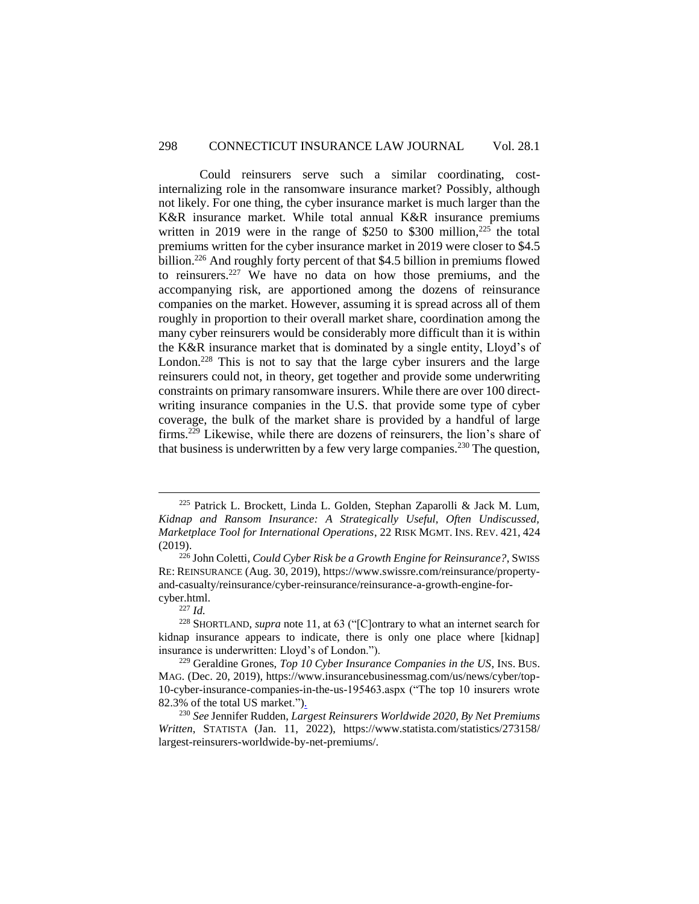Could reinsurers serve such a similar coordinating, cost-internalizing role in the ransomware insurance market? Possibly, although not likely. For one thing, the cyber insurance market is much larger than the K&R insurance market. While total annual K&R insurance premiums written in 2019 were in the range of $250 to $300 million,[225] the total premiums written for the cyber insurance market in 2019 were closer to $4.5 billion.[226] And roughly forty percent of that $4.5 billion in premiums flowed to reinsurers.[227] We have no data on how those premiums, and the accompanying risk, are apportioned among the dozens of reinsurance companies on the market. However, assuming it is spread across all of them roughly in proportion to their overall market share, coordination among the many cyber reinsurers would be considerably more difficult than it is within the K&R insurance market that is dominated by a single entity, Lloyd's of London.[228] This is not to say that the large cyber insurers and the large reinsurers could not, in theory, get together and provide some underwriting constraints on primary ransomware insurers. While there are over 100 direct-writing insurance companies in the U.S. that provide some type of cyber coverage, the bulk of the market share is provided by a handful of large firms.[229] Likewise, while there are dozens of reinsurers, the lion's share of that business is underwritten by a few very large companies.[230] The question,

---

[225] Patrick L. Brockett, Linda L. Golden, Stephan Zaparolli & Jack M. Lum, *Kidnap and Ransom Insurance: A Strategically Useful, Often Undiscussed, Marketplace Tool for International Operations*, 22 RISK MGMT. INS. REV. 421, 424 (2019).

[226] John Coletti, *Could Cyber Risk be a Growth Engine for Reinsurance?*, SWISS RE: REINSURANCE (Aug. 30, 2019), https://www.swissre.com/reinsurance/property-and-casualty/reinsurance/cyber-reinsurance/reinsurance-a-growth-engine-for-cyber.html.

[227] *Id.*

[228] SHORTLAND, *supra* note 11, at 63 ("[C]ontrary to what an internet search for kidnap insurance appears to indicate, there is only one place where [kidnap] insurance is underwritten: Lloyd's of London.").

[229] Geraldine Grones, *Top 10 Cyber Insurance Companies in the US*, INS. BUS. MAG. (Dec. 20, 2019), https://www.insurancebusinessmag.com/us/news/cyber/top-10-cyber-insurance-companies-in-the-us-195463.aspx ("The top 10 insurers wrote 82.3% of the total US market.").

[230] *See* Jennifer Rudden, *Largest Reinsurers Worldwide 2020, By Net Premiums Written*, STATISTA (Jan. 11, 2022), https://www.statista.com/statistics/273158/largest-reinsurers-worldwide-by-net-premiums/.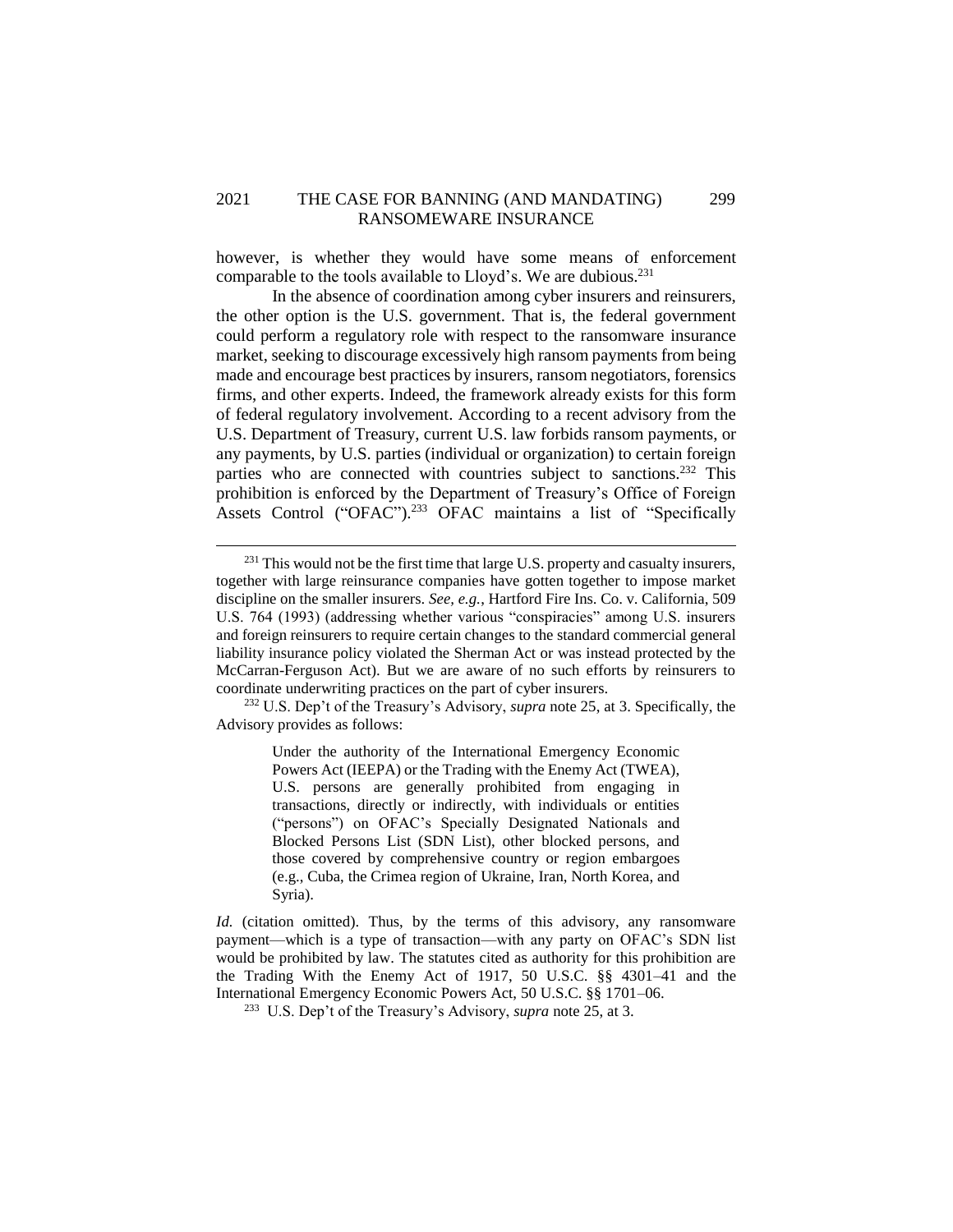however, is whether they would have some means of enforcement comparable to the tools available to Lloyd's. We are dubious.[231]

In the absence of coordination among cyber insurers and reinsurers, the other option is the U.S. government. That is, the federal government could perform a regulatory role with respect to the ransomware insurance market, seeking to discourage excessively high ransom payments from being made and encourage best practices by insurers, ransom negotiators, forensics firms, and other experts. Indeed, the framework already exists for this form of federal regulatory involvement. According to a recent advisory from the U.S. Department of Treasury, current U.S. law forbids ransom payments, or any payments, by U.S. parties (individual or organization) to certain foreign parties who are connected with countries subject to sanctions.[232] This prohibition is enforced by the Department of Treasury's Office of Foreign Assets Control ("OFAC").[233] OFAC maintains a list of "Specifically

---

[231] This would not be the first time that large U.S. property and casualty insurers, together with large reinsurance companies have gotten together to impose market discipline on the smaller insurers. *See, e.g.*, Hartford Fire Ins. Co. v. California, 509 U.S. 764 (1993) (addressing whether various "conspiracies" among U.S. insurers and foreign reinsurers to require certain changes to the standard commercial general liability insurance policy violated the Sherman Act or was instead protected by the McCarran-Ferguson Act). But we are aware of no such efforts by reinsurers to coordinate underwriting practices on the part of cyber insurers.

[232] U.S. Dep't of the Treasury's Advisory, *supra* note 25, at 3. Specifically, the Advisory provides as follows:

> Under the authority of the International Emergency Economic Powers Act (IEEPA) or the Trading with the Enemy Act (TWEA), U.S. persons are generally prohibited from engaging in transactions, directly or indirectly, with individuals or entities ("persons") on OFAC's Specially Designated Nationals and Blocked Persons List (SDN List), other blocked persons, and those covered by comprehensive country or region embargoes (e.g., Cuba, the Crimea region of Ukraine, Iran, North Korea, and Syria).

*Id.* (citation omitted). Thus, by the terms of this advisory, any ransomware payment—which is a type of transaction—with any party on OFAC's SDN list would be prohibited by law. The statutes cited as authority for this prohibition are the Trading With the Enemy Act of 1917, 50 U.S.C. §§ 4301–41 and the International Emergency Economic Powers Act, 50 U.S.C. §§ 1701–06.

[233] U.S. Dep't of the Treasury's Advisory, *supra* note 25, at 3.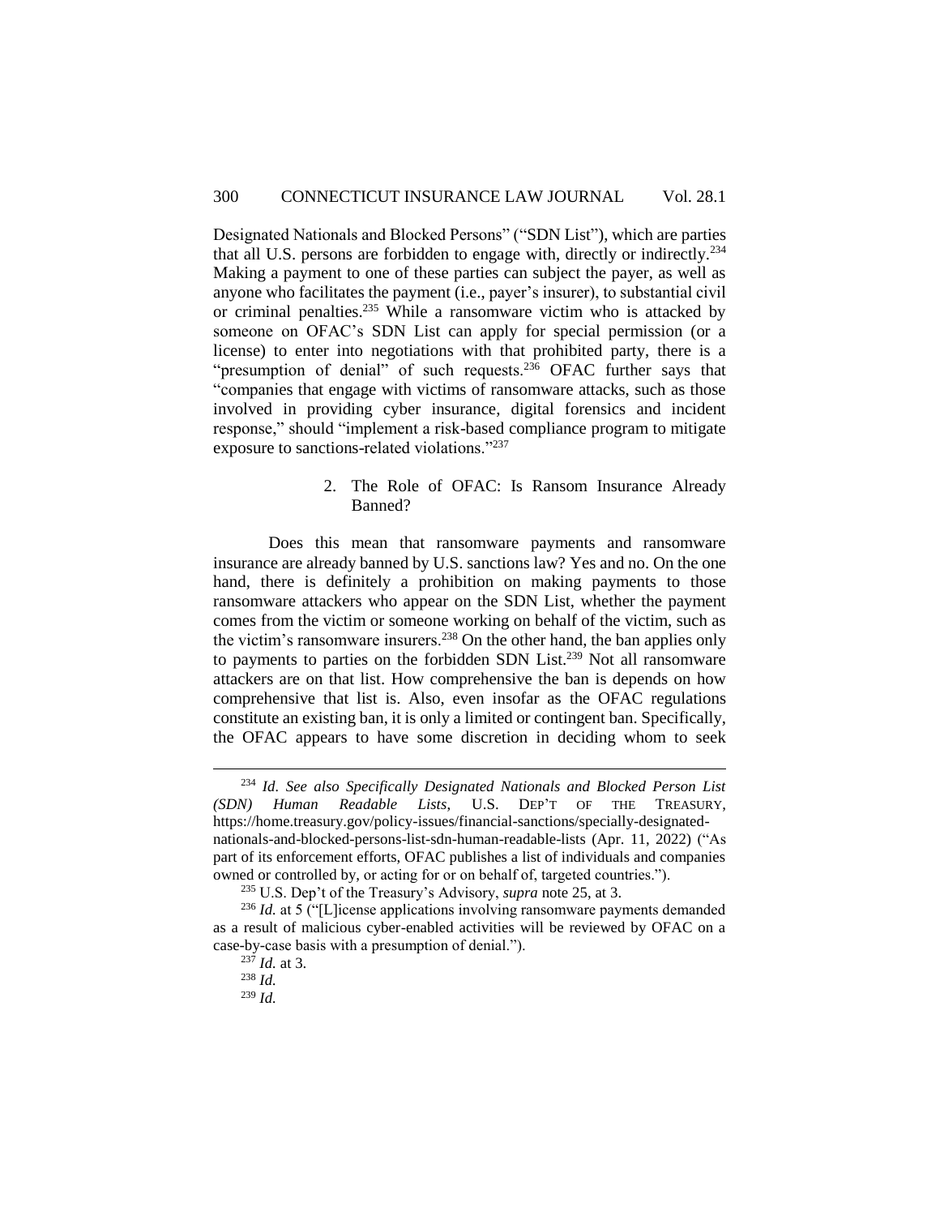Designated Nationals and Blocked Persons" ("SDN List"), which are parties that all U.S. persons are forbidden to engage with, directly or indirectly.[234] Making a payment to one of these parties can subject the payer, as well as anyone who facilitates the payment (i.e., payer's insurer), to substantial civil or criminal penalties.[235] While a ransomware victim who is attacked by someone on OFAC's SDN List can apply for special permission (or a license) to enter into negotiations with that prohibited party, there is a "presumption of denial" of such requests.[236] OFAC further says that "companies that engage with victims of ransomware attacks, such as those involved in providing cyber insurance, digital forensics and incident response," should "implement a risk-based compliance program to mitigate exposure to sanctions-related violations."[237]

#### 2. The Role of OFAC: Is Ransom Insurance Already Banned?

Does this mean that ransomware payments and ransomware insurance are already banned by U.S. sanctions law? Yes and no. On the one hand, there is definitely a prohibition on making payments to those ransomware attackers who appear on the SDN List, whether the payment comes from the victim or someone working on behalf of the victim, such as the victim's ransomware insurers.[238] On the other hand, the ban applies only to payments to parties on the forbidden SDN List.[239] Not all ransomware attackers are on that list. How comprehensive the ban is depends on how comprehensive that list is. Also, even insofar as the OFAC regulations constitute an existing ban, it is only a limited or contingent ban. Specifically, the OFAC appears to have some discretion in deciding whom to seek

---

[234] *Id. See also Specifically Designated Nationals and Blocked Person List (SDN) Human Readable Lists*, U.S. DEP'T OF THE TREASURY, https://home.treasury.gov/policy-issues/financial-sanctions/specially-designated-nationals-and-blocked-persons-list-sdn-human-readable-lists (Apr. 11, 2022) ("As part of its enforcement efforts, OFAC publishes a list of individuals and companies owned or controlled by, or acting for or on behalf of, targeted countries.").

[235] U.S. Dep't of the Treasury's Advisory, *supra* note 25, at 3.

[236] *Id.* at 5 ("[L]icense applications involving ransomware payments demanded as a result of malicious cyber-enabled activities will be reviewed by OFAC on a case-by-case basis with a presumption of denial.").

[237] *Id.* at 3.

[238] *Id.*

[239] *Id.*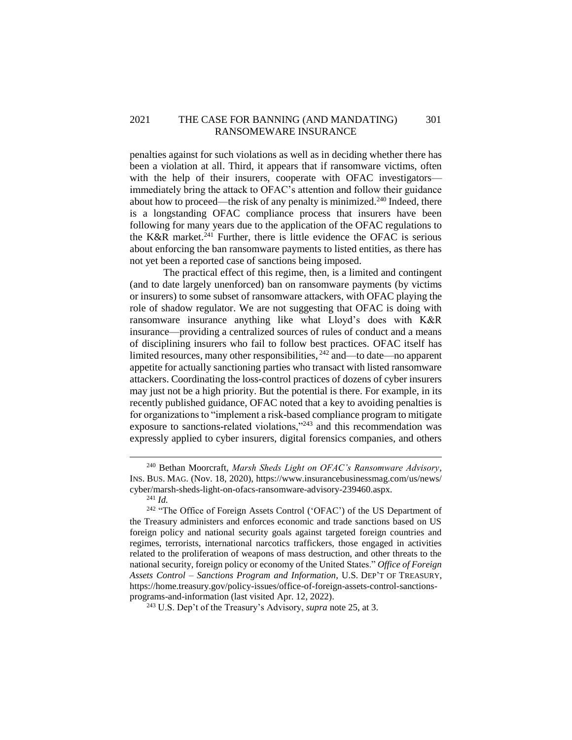penalties against for such violations as well as in deciding whether there has been a violation at all. Third, it appears that if ransomware victims, often with the help of their insurers, cooperate with OFAC investigators—immediately bring the attack to OFAC's attention and follow their guidance about how to proceed—the risk of any penalty is minimized.[240] Indeed, there is a longstanding OFAC compliance process that insurers have been following for many years due to the application of the OFAC regulations to the K&R market.[241] Further, there is little evidence the OFAC is serious about enforcing the ban ransomware payments to listed entities, as there has not yet been a reported case of sanctions being imposed.

The practical effect of this regime, then, is a limited and contingent (and to date largely unenforced) ban on ransomware payments (by victims or insurers) to some subset of ransomware attackers, with OFAC playing the role of shadow regulator. We are not suggesting that OFAC is doing with ransomware insurance anything like what Lloyd's does with K&R insurance—providing a centralized sources of rules of conduct and a means of disciplining insurers who fail to follow best practices. OFAC itself has limited resources, many other responsibilities, [242] and—to date—no apparent appetite for actually sanctioning parties who transact with listed ransomware attackers. Coordinating the loss-control practices of dozens of cyber insurers may just not be a high priority. But the potential is there. For example, in its recently published guidance, OFAC noted that a key to avoiding penalties is for organizations to "implement a risk-based compliance program to mitigate exposure to sanctions-related violations,"[243] and this recommendation was expressly applied to cyber insurers, digital forensics companies, and others

---

[240] Bethan Moorcraft, *Marsh Sheds Light on OFAC's Ransomware Advisory*, INS. BUS. MAG. (Nov. 18, 2020), https://www.insurancebusinessmag.com/us/news/cyber/marsh-sheds-light-on-ofacs-ransomware-advisory-239460.aspx.

[241] *Id.*

[242] "The Office of Foreign Assets Control ('OFAC') of the US Department of the Treasury administers and enforces economic and trade sanctions based on US foreign policy and national security goals against targeted foreign countries and regimes, terrorists, international narcotics traffickers, those engaged in activities related to the proliferation of weapons of mass destruction, and other threats to the national security, foreign policy or economy of the United States." *Office of Foreign Assets Control – Sanctions Program and Information*, U.S. DEP'T OF TREASURY, https://home.treasury.gov/policy-issues/office-of-foreign-assets-control-sanctions-programs-and-information (last visited Apr. 12, 2022).

[243] U.S. Dep't of the Treasury's Advisory, *supra* note 25, at 3.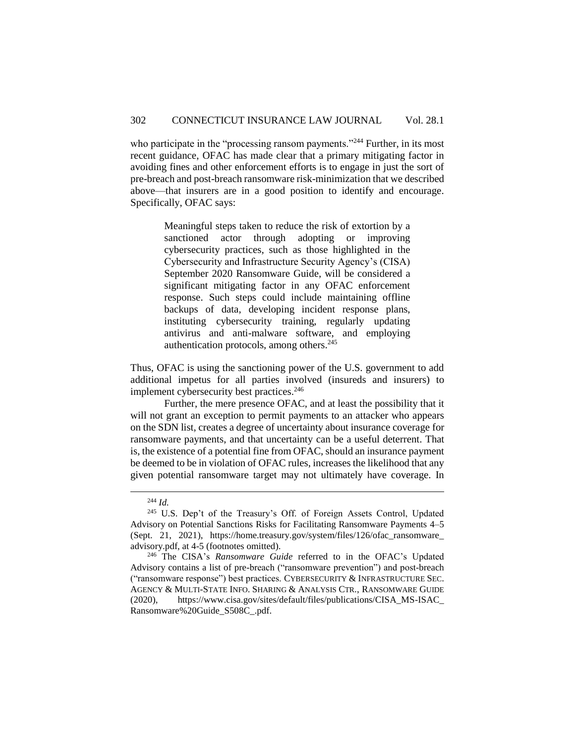who participate in the "processing ransom payments."[244] Further, in its most recent guidance, OFAC has made clear that a primary mitigating factor in avoiding fines and other enforcement efforts is to engage in just the sort of pre-breach and post-breach ransomware risk-minimization that we described above—that insurers are in a good position to identify and encourage. Specifically, OFAC says:

> Meaningful steps taken to reduce the risk of extortion by a sanctioned actor through adopting or improving cybersecurity practices, such as those highlighted in the Cybersecurity and Infrastructure Security Agency's (CISA) September 2020 Ransomware Guide, will be considered a significant mitigating factor in any OFAC enforcement response. Such steps could include maintaining offline backups of data, developing incident response plans, instituting cybersecurity training, regularly updating antivirus and anti-malware software, and employing authentication protocols, among others.[245]

Thus, OFAC is using the sanctioning power of the U.S. government to add additional impetus for all parties involved (insureds and insurers) to implement cybersecurity best practices.[246]

Further, the mere presence OFAC, and at least the possibility that it will not grant an exception to permit payments to an attacker who appears on the SDN list, creates a degree of uncertainty about insurance coverage for ransomware payments, and that uncertainty can be a useful deterrent. That is, the existence of a potential fine from OFAC, should an insurance payment be deemed to be in violation of OFAC rules, increases the likelihood that any given potential ransomware target may not ultimately have coverage. In

---

[244] *Id.*

[245] U.S. Dep't of the Treasury's Off. of Foreign Assets Control, Updated Advisory on Potential Sanctions Risks for Facilitating Ransomware Payments 4–5 (Sept. 21, 2021), https://home.treasury.gov/system/files/126/ofac_ransomware_advisory.pdf, at 4-5 (footnotes omitted).

[246] The CISA's *Ransomware Guide* referred to in the OFAC's Updated Advisory contains a list of pre-breach ("ransomware prevention") and post-breach ("ransomware response") best practices. CYBERSECURITY & INFRASTRUCTURE SEC. AGENCY & MULTI-STATE INFO. SHARING & ANALYSIS CTR., RANSOMWARE GUIDE (2020), https://www.cisa.gov/sites/default/files/publications/CISA_MS-ISAC_Ransomware%20Guide_S508C_.pdf.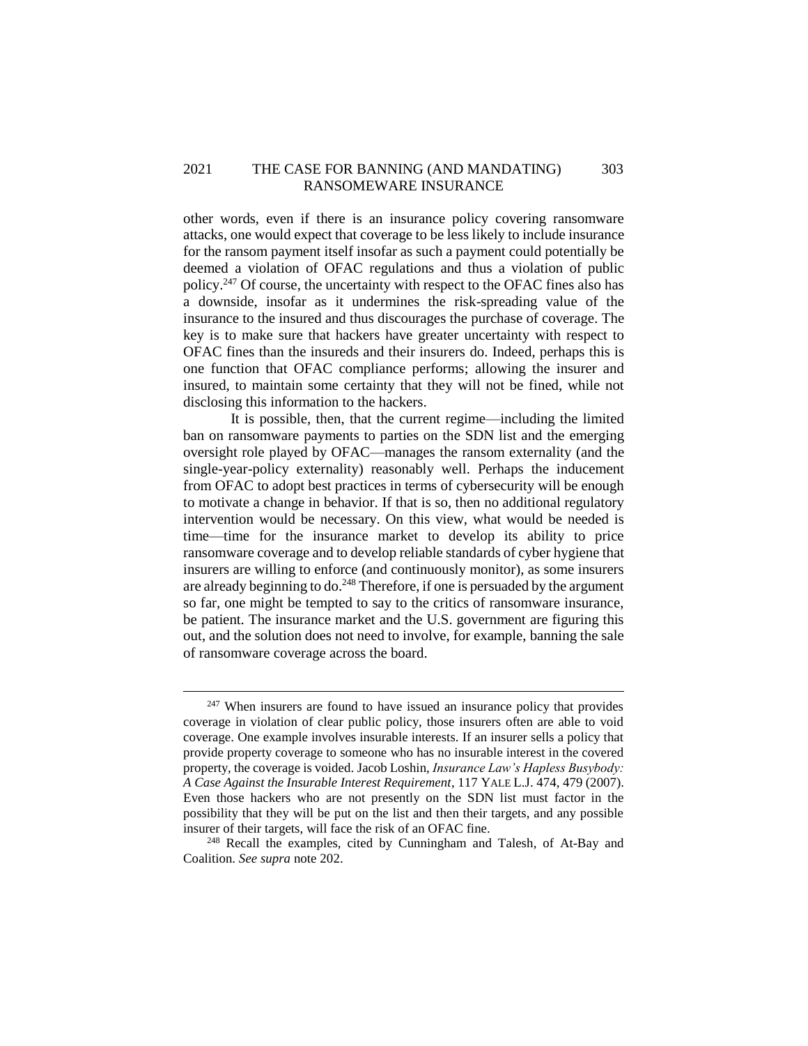other words, even if there is an insurance policy covering ransomware attacks, one would expect that coverage to be less likely to include insurance for the ransom payment itself insofar as such a payment could potentially be deemed a violation of OFAC regulations and thus a violation of public policy.[247] Of course, the uncertainty with respect to the OFAC fines also has a downside, insofar as it undermines the risk-spreading value of the insurance to the insured and thus discourages the purchase of coverage. The key is to make sure that hackers have greater uncertainty with respect to OFAC fines than the insureds and their insurers do. Indeed, perhaps this is one function that OFAC compliance performs; allowing the insurer and insured, to maintain some certainty that they will not be fined, while not disclosing this information to the hackers.

It is possible, then, that the current regime—including the limited ban on ransomware payments to parties on the SDN list and the emerging oversight role played by OFAC—manages the ransom externality (and the single-year-policy externality) reasonably well. Perhaps the inducement from OFAC to adopt best practices in terms of cybersecurity will be enough to motivate a change in behavior. If that is so, then no additional regulatory intervention would be necessary. On this view, what would be needed is time—time for the insurance market to develop its ability to price ransomware coverage and to develop reliable standards of cyber hygiene that insurers are willing to enforce (and continuously monitor), as some insurers are already beginning to do.[248] Therefore, if one is persuaded by the argument so far, one might be tempted to say to the critics of ransomware insurance, be patient. The insurance market and the U.S. government are figuring this out, and the solution does not need to involve, for example, banning the sale of ransomware coverage across the board.

---

[247] When insurers are found to have issued an insurance policy that provides coverage in violation of clear public policy, those insurers often are able to void coverage. One example involves insurable interests. If an insurer sells a policy that provide property coverage to someone who has no insurable interest in the covered property, the coverage is voided. Jacob Loshin, *Insurance Law's Hapless Busybody: A Case Against the Insurable Interest Requirement*, 117 YALE L.J. 474, 479 (2007). Even those hackers who are not presently on the SDN list must factor in the possibility that they will be put on the list and then their targets, and any possible insurer of their targets, will face the risk of an OFAC fine.

[248] Recall the examples, cited by Cunningham and Talesh, of At-Bay and Coalition. *See supra* note 202.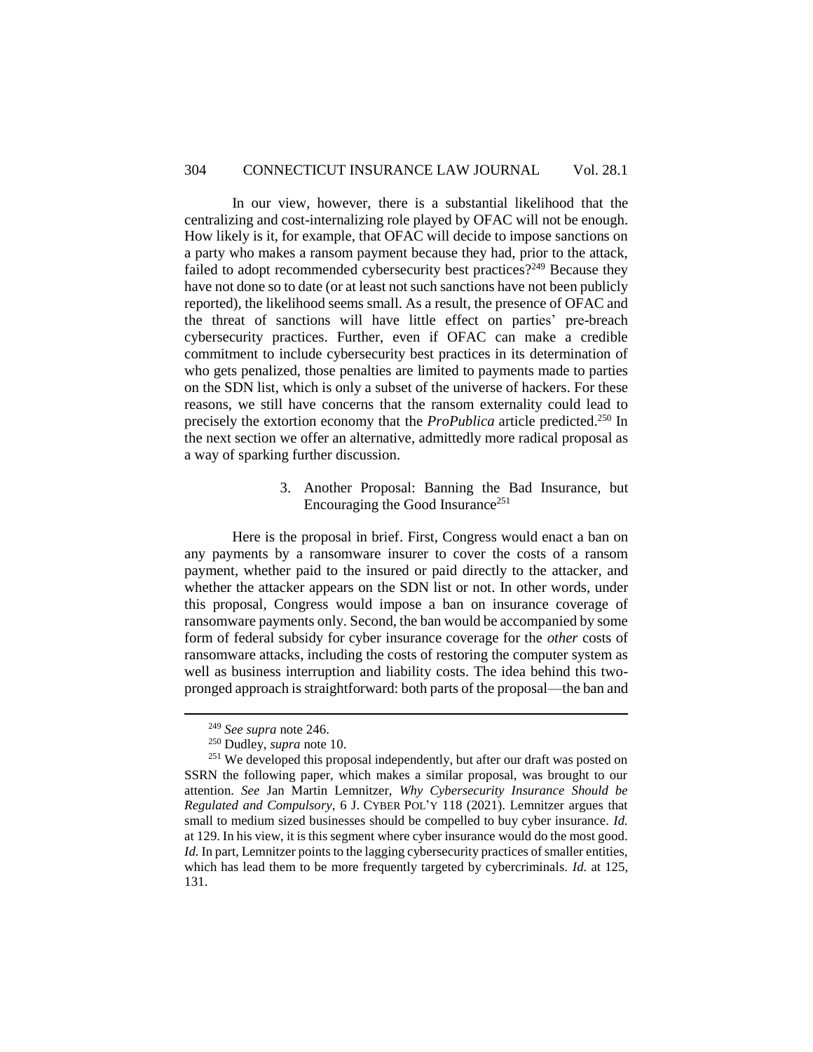In our view, however, there is a substantial likelihood that the centralizing and cost-internalizing role played by OFAC will not be enough. How likely is it, for example, that OFAC will decide to impose sanctions on a party who makes a ransom payment because they had, prior to the attack, failed to adopt recommended cybersecurity best practices?[249] Because they have not done so to date (or at least not such sanctions have not been publicly reported), the likelihood seems small. As a result, the presence of OFAC and the threat of sanctions will have little effect on parties' pre-breach cybersecurity practices. Further, even if OFAC can make a credible commitment to include cybersecurity best practices in its determination of who gets penalized, those penalties are limited to payments made to parties on the SDN list, which is only a subset of the universe of hackers. For these reasons, we still have concerns that the ransom externality could lead to precisely the extortion economy that the *ProPublica* article predicted.[250] In the next section we offer an alternative, admittedly more radical proposal as a way of sparking further discussion.

### 3. Another Proposal: Banning the Bad Insurance, but Encouraging the Good Insurance[251]

Here is the proposal in brief. First, Congress would enact a ban on any payments by a ransomware insurer to cover the costs of a ransom payment, whether paid to the insured or paid directly to the attacker, and whether the attacker appears on the SDN list or not. In other words, under this proposal, Congress would impose a ban on insurance coverage of ransomware payments only. Second, the ban would be accompanied by some form of federal subsidy for cyber insurance coverage for the *other* costs of ransomware attacks, including the costs of restoring the computer system as well as business interruption and liability costs. The idea behind this two-pronged approach is straightforward: both parts of the proposal—the ban and

---

[249] *See supra* note 246.

[250] Dudley, *supra* note 10.

[251] We developed this proposal independently, but after our draft was posted on SSRN the following paper, which makes a similar proposal, was brought to our attention. *See* Jan Martin Lemnitzer, *Why Cybersecurity Insurance Should be Regulated and Compulsory*, 6 J. CYBER POL'Y 118 (2021). Lemnitzer argues that small to medium sized businesses should be compelled to buy cyber insurance. *Id.* at 129. In his view, it is this segment where cyber insurance would do the most good. *Id.* In part, Lemnitzer points to the lagging cybersecurity practices of smaller entities, which has lead them to be more frequently targeted by cybercriminals. *Id.* at 125, 131.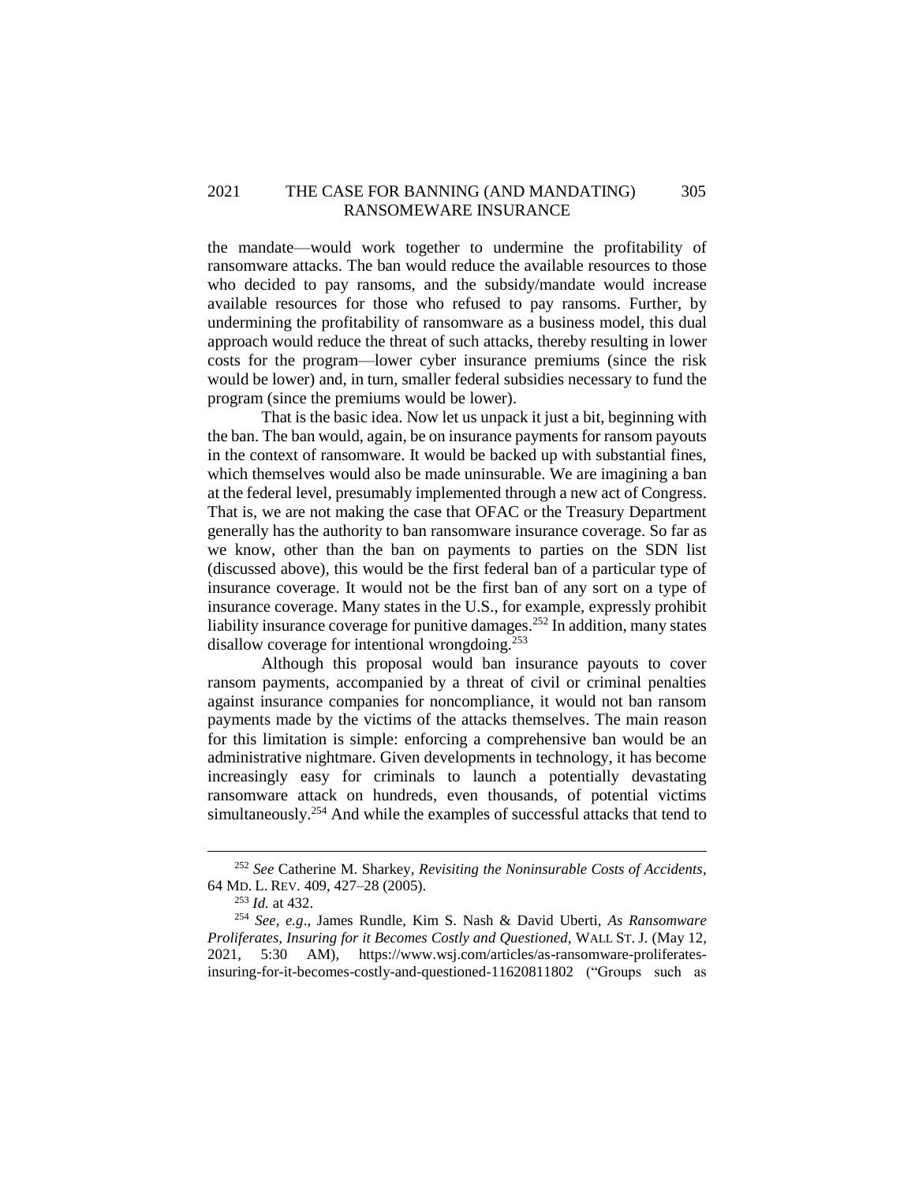the mandate—would work together to undermine the profitability of ransomware attacks. The ban would reduce the available resources to those who decided to pay ransoms, and the subsidy/mandate would increase available resources for those who refused to pay ransoms. Further, by undermining the profitability of ransomware as a business model, this dual approach would reduce the threat of such attacks, thereby resulting in lower costs for the program—lower cyber insurance premiums (since the risk would be lower) and, in turn, smaller federal subsidies necessary to fund the program (since the premiums would be lower).

That is the basic idea. Now let us unpack it just a bit, beginning with the ban. The ban would, again, be on insurance payments for ransom payouts in the context of ransomware. It would be backed up with substantial fines, which themselves would also be made uninsurable. We are imagining a ban at the federal level, presumably implemented through a new act of Congress. That is, we are not making the case that OFAC or the Treasury Department generally has the authority to ban ransomware insurance coverage. So far as we know, other than the ban on payments to parties on the SDN list (discussed above), this would be the first federal ban of a particular type of insurance coverage. It would not be the first ban of any sort on a type of insurance coverage. Many states in the U.S., for example, expressly prohibit liability insurance coverage for punitive damages.[252] In addition, many states disallow coverage for intentional wrongdoing.[253]

Although this proposal would ban insurance payouts to cover ransom payments, accompanied by a threat of civil or criminal penalties against insurance companies for noncompliance, it would not ban ransom payments made by the victims of the attacks themselves. The main reason for this limitation is simple: enforcing a comprehensive ban would be an administrative nightmare. Given developments in technology, it has become increasingly easy for criminals to launch a potentially devastating ransomware attack on hundreds, even thousands, of potential victims simultaneously.[254] And while the examples of successful attacks that tend to

---

[252] *See* Catherine M. Sharkey, *Revisiting the Noninsurable Costs of Accidents*, 64 MD. L. REV. 409, 427–28 (2005).

[253] *Id.* at 432.

[254] *See, e.g.*, James Rundle, Kim S. Nash & David Uberti, *As Ransomware Proliferates, Insuring for it Becomes Costly and Questioned*, WALL ST. J. (May 12, 2021, 5:30 AM), https://www.wsj.com/articles/as-ransomware-proliferates-insuring-for-it-becomes-costly-and-questioned-11620811802 ("Groups such as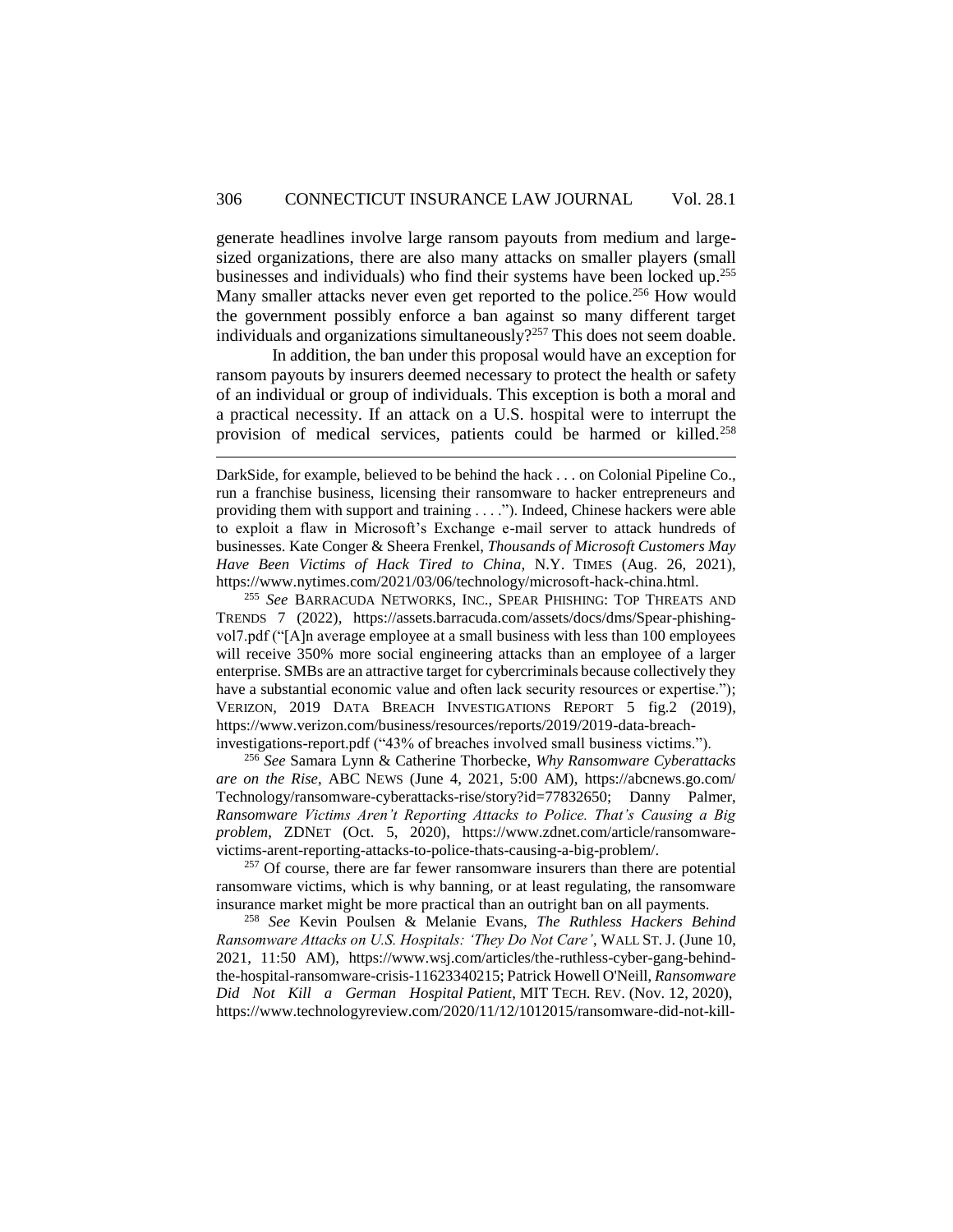generate headlines involve large ransom payouts from medium and large-sized organizations, there are also many attacks on smaller players (small businesses and individuals) who find their systems have been locked up.[255] Many smaller attacks never even get reported to the police.[256] How would the government possibly enforce a ban against so many different target individuals and organizations simultaneously?[257] This does not seem doable.

In addition, the ban under this proposal would have an exception for ransom payouts by insurers deemed necessary to protect the health or safety of an individual or group of individuals. This exception is both a moral and a practical necessity. If an attack on a U.S. hospital were to interrupt the provision of medical services, patients could be harmed or killed.[258]

---

DarkSide, for example, believed to be behind the hack . . . on Colonial Pipeline Co., run a franchise business, licensing their ransomware to hacker entrepreneurs and providing them with support and training . . . ."). Indeed, Chinese hackers were able to exploit a flaw in Microsoft's Exchange e-mail server to attack hundreds of businesses. Kate Conger & Sheera Frenkel, *Thousands of Microsoft Customers May Have Been Victims of Hack Tired to China*, N.Y. TIMES (Aug. 26, 2021), https://www.nytimes.com/2021/03/06/technology/microsoft-hack-china.html.

[255] *See* BARRACUDA NETWORKS, INC., SPEAR PHISHING: TOP THREATS AND TRENDS 7 (2022), https://assets.barracuda.com/assets/docs/dms/Spear-phishing-vol7.pdf ("[A]n average employee at a small business with less than 100 employees will receive 350% more social engineering attacks than an employee of a larger enterprise. SMBs are an attractive target for cybercriminals because collectively they have a substantial economic value and often lack security resources or expertise."); VERIZON, 2019 DATA BREACH INVESTIGATIONS REPORT 5 fig.2 (2019), https://www.verizon.com/business/resources/reports/2019/2019-data-breach-investigations-report.pdf ("43% of breaches involved small business victims.").

[256] *See* Samara Lynn & Catherine Thorbecke, *Why Ransomware Cyberattacks are on the Rise*, ABC NEWS (June 4, 2021, 5:00 AM), https://abcnews.go.com/Technology/ransomware-cyberattacks-rise/story?id=77832650; Danny Palmer, *Ransomware Victims Aren't Reporting Attacks to Police. That's Causing a Big problem*, ZDNET (Oct. 5, 2020), https://www.zdnet.com/article/ransomware-victims-arent-reporting-attacks-to-police-thats-causing-a-big-problem/.

[257] Of course, there are far fewer ransomware insurers than there are potential ransomware victims, which is why banning, or at least regulating, the ransomware insurance market might be more practical than an outright ban on all payments.

[258] *See* Kevin Poulsen & Melanie Evans, *The Ruthless Hackers Behind Ransomware Attacks on U.S. Hospitals: 'They Do Not Care'*, WALL ST. J. (June 10, 2021, 11:50 AM), https://www.wsj.com/articles/the-ruthless-cyber-gang-behind-the-hospital-ransomware-crisis-11623340215; Patrick Howell O'Neill, *Ransomware Did Not Kill a German Hospital Patient*, MIT TECH. REV. (Nov. 12, 2020), https://www.technologyreview.com/2020/11/12/1012015/ransomware-did-not-kill-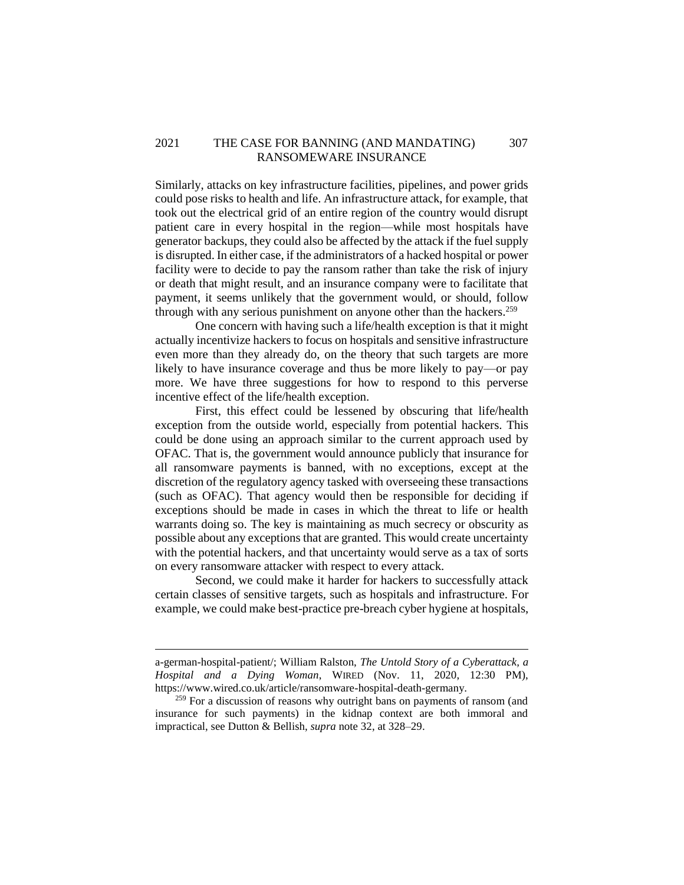Similarly, attacks on key infrastructure facilities, pipelines, and power grids could pose risks to health and life. An infrastructure attack, for example, that took out the electrical grid of an entire region of the country would disrupt patient care in every hospital in the region—while most hospitals have generator backups, they could also be affected by the attack if the fuel supply is disrupted. In either case, if the administrators of a hacked hospital or power facility were to decide to pay the ransom rather than take the risk of injury or death that might result, and an insurance company were to facilitate that payment, it seems unlikely that the government would, or should, follow through with any serious punishment on anyone other than the hackers.[259]

One concern with having such a life/health exception is that it might actually incentivize hackers to focus on hospitals and sensitive infrastructure even more than they already do, on the theory that such targets are more likely to have insurance coverage and thus be more likely to pay—or pay more. We have three suggestions for how to respond to this perverse incentive effect of the life/health exception.

First, this effect could be lessened by obscuring that life/health exception from the outside world, especially from potential hackers. This could be done using an approach similar to the current approach used by OFAC. That is, the government would announce publicly that insurance for all ransomware payments is banned, with no exceptions, except at the discretion of the regulatory agency tasked with overseeing these transactions (such as OFAC). That agency would then be responsible for deciding if exceptions should be made in cases in which the threat to life or health warrants doing so. The key is maintaining as much secrecy or obscurity as possible about any exceptions that are granted. This would create uncertainty with the potential hackers, and that uncertainty would serve as a tax of sorts on every ransomware attacker with respect to every attack.

Second, we could make it harder for hackers to successfully attack certain classes of sensitive targets, such as hospitals and infrastructure. For example, we could make best-practice pre-breach cyber hygiene at hospitals,

---

a-german-hospital-patient/; William Ralston, *The Untold Story of a Cyberattack, a Hospital and a Dying Woman*, WIRED (Nov. 11, 2020, 12:30 PM), https://www.wired.co.uk/article/ransomware-hospital-death-germany.

[259] For a discussion of reasons why outright bans on payments of ransom (and insurance for such payments) in the kidnap context are both immoral and impractical, see Dutton & Bellish, *supra* note 32, at 328–29.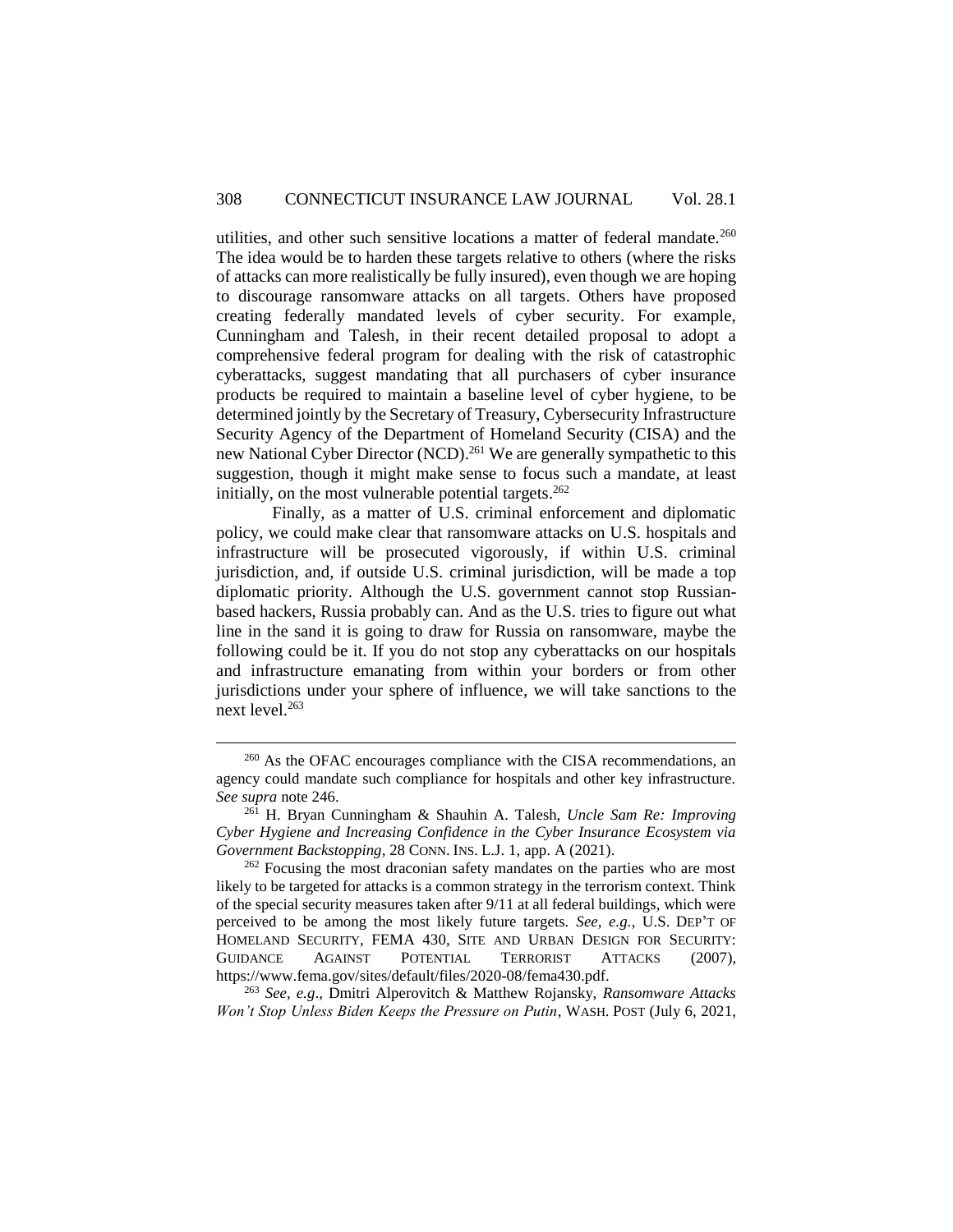utilities, and other such sensitive locations a matter of federal mandate.[260] The idea would be to harden these targets relative to others (where the risks of attacks can more realistically be fully insured), even though we are hoping to discourage ransomware attacks on all targets. Others have proposed creating federally mandated levels of cyber security. For example, Cunningham and Talesh, in their recent detailed proposal to adopt a comprehensive federal program for dealing with the risk of catastrophic cyberattacks, suggest mandating that all purchasers of cyber insurance products be required to maintain a baseline level of cyber hygiene, to be determined jointly by the Secretary of Treasury, Cybersecurity Infrastructure Security Agency of the Department of Homeland Security (CISA) and the new National Cyber Director (NCD).[261] We are generally sympathetic to this suggestion, though it might make sense to focus such a mandate, at least initially, on the most vulnerable potential targets.[262]

Finally, as a matter of U.S. criminal enforcement and diplomatic policy, we could make clear that ransomware attacks on U.S. hospitals and infrastructure will be prosecuted vigorously, if within U.S. criminal jurisdiction, and, if outside U.S. criminal jurisdiction, will be made a top diplomatic priority. Although the U.S. government cannot stop Russian-based hackers, Russia probably can. And as the U.S. tries to figure out what line in the sand it is going to draw for Russia on ransomware, maybe the following could be it. If you do not stop any cyberattacks on our hospitals and infrastructure emanating from within your borders or from other jurisdictions under your sphere of influence, we will take sanctions to the next level.[263]

---

[260] As the OFAC encourages compliance with the CISA recommendations, an agency could mandate such compliance for hospitals and other key infrastructure. *See supra* note 246.

[261] H. Bryan Cunningham & Shauhin A. Talesh, *Uncle Sam Re: Improving Cyber Hygiene and Increasing Confidence in the Cyber Insurance Ecosystem via Government Backstopping*, 28 CONN. INS. L.J. 1, app. A (2021).

[262] Focusing the most draconian safety mandates on the parties who are most likely to be targeted for attacks is a common strategy in the terrorism context. Think of the special security measures taken after 9/11 at all federal buildings, which were perceived to be among the most likely future targets. *See, e.g.*, U.S. DEP'T OF HOMELAND SECURITY, FEMA 430, SITE AND URBAN DESIGN FOR SECURITY: GUIDANCE AGAINST POTENTIAL TERRORIST ATTACKS (2007), https://www.fema.gov/sites/default/files/2020-08/fema430.pdf.

[263] *See, e.g.*, Dmitri Alperovitch & Matthew Rojansky, *Ransomware Attacks Won't Stop Unless Biden Keeps the Pressure on Putin*, WASH. POST (July 6, 2021,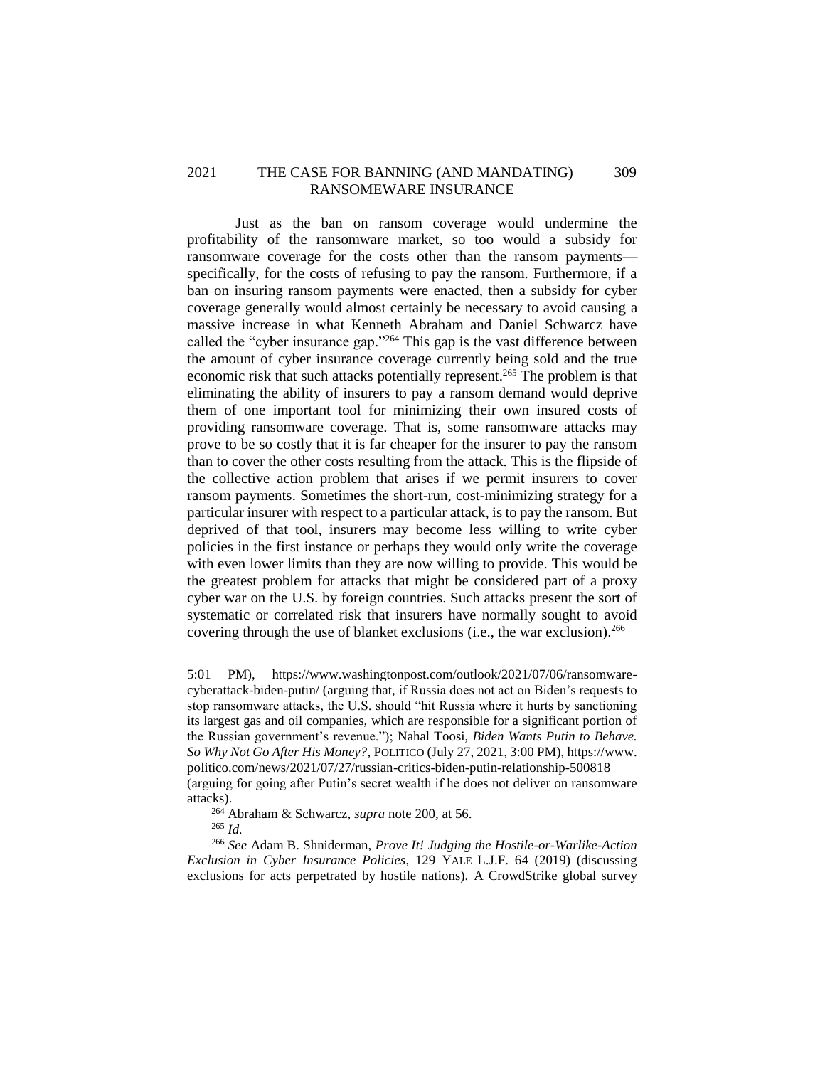Just as the ban on ransom coverage would undermine the profitability of the ransomware market, so too would a subsidy for ransomware coverage for the costs other than the ransom payments—specifically, for the costs of refusing to pay the ransom. Furthermore, if a ban on insuring ransom payments were enacted, then a subsidy for cyber coverage generally would almost certainly be necessary to avoid causing a massive increase in what Kenneth Abraham and Daniel Schwarcz have called the "cyber insurance gap."[264] This gap is the vast difference between the amount of cyber insurance coverage currently being sold and the true economic risk that such attacks potentially represent.[265] The problem is that eliminating the ability of insurers to pay a ransom demand would deprive them of one important tool for minimizing their own insured costs of providing ransomware coverage. That is, some ransomware attacks may prove to be so costly that it is far cheaper for the insurer to pay the ransom than to cover the other costs resulting from the attack. This is the flipside of the collective action problem that arises if we permit insurers to cover ransom payments. Sometimes the short-run, cost-minimizing strategy for a particular insurer with respect to a particular attack, is to pay the ransom. But deprived of that tool, insurers may become less willing to write cyber policies in the first instance or perhaps they would only write the coverage with even lower limits than they are now willing to provide. This would be the greatest problem for attacks that might be considered part of a proxy cyber war on the U.S. by foreign countries. Such attacks present the sort of systematic or correlated risk that insurers have normally sought to avoid covering through the use of blanket exclusions (i.e., the war exclusion).[266]

---

5:01 PM), https://www.washingtonpost.com/outlook/2021/07/06/ransomware-cyberattack-biden-putin/ (arguing that, if Russia does not act on Biden's requests to stop ransomware attacks, the U.S. should "hit Russia where it hurts by sanctioning its largest gas and oil companies, which are responsible for a significant portion of the Russian government's revenue."); Nahal Toosi, *Biden Wants Putin to Behave. So Why Not Go After His Money?*, POLITICO (July 27, 2021, 3:00 PM), https://www.politico.com/news/2021/07/27/russian-critics-biden-putin-relationship-500818 (arguing for going after Putin's secret wealth if he does not deliver on ransomware attacks).

[264] Abraham & Schwarcz, *supra* note 200, at 56.

[265] *Id.*

[266] *See* Adam B. Shniderman, *Prove It! Judging the Hostile-or-Warlike-Action Exclusion in Cyber Insurance Policies*, 129 YALE L.J.F. 64 (2019) (discussing exclusions for acts perpetrated by hostile nations). A CrowdStrike global survey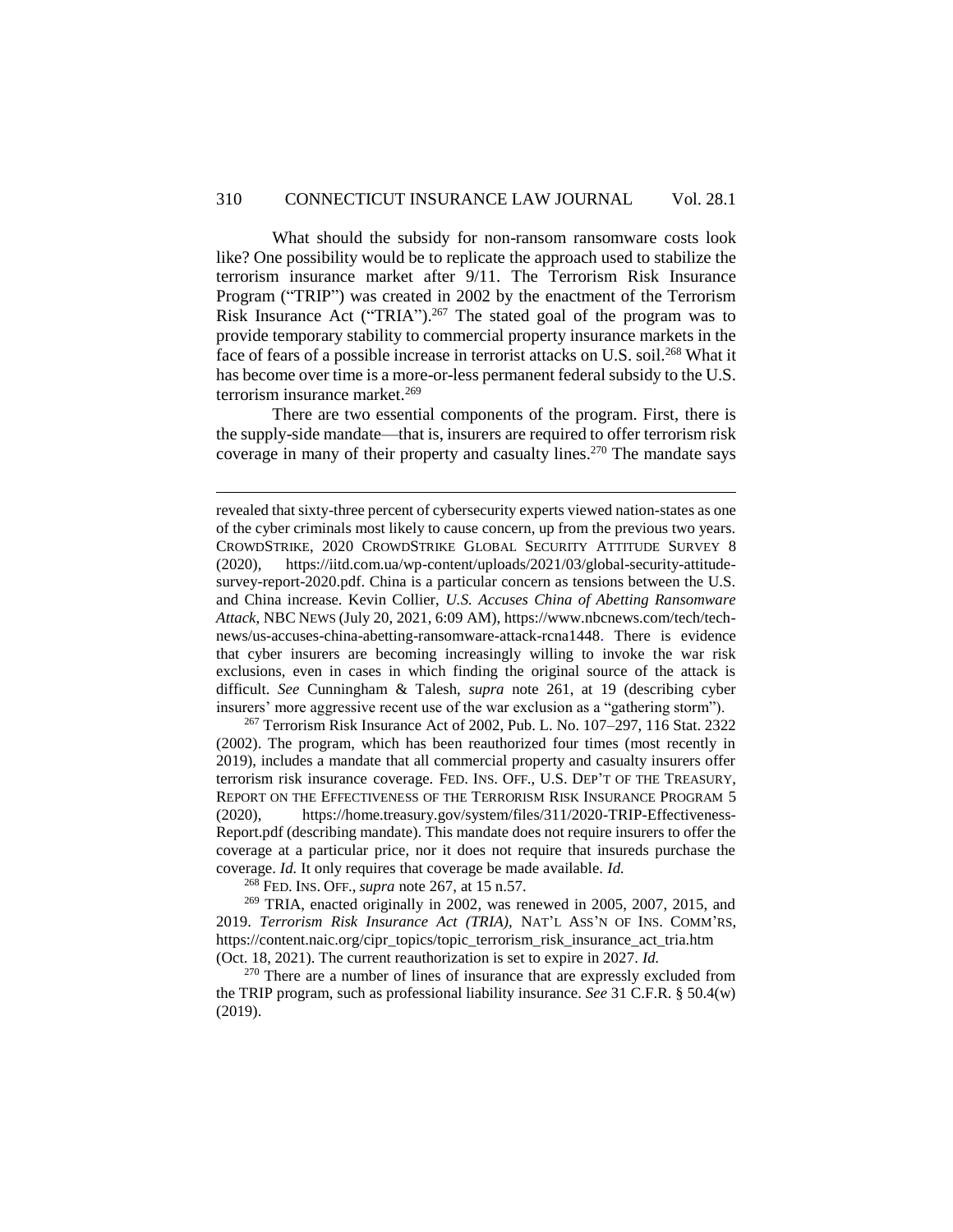What should the subsidy for non-ransom ransomware costs look like? One possibility would be to replicate the approach used to stabilize the terrorism insurance market after 9/11. The Terrorism Risk Insurance Program ("TRIP") was created in 2002 by the enactment of the Terrorism Risk Insurance Act ("TRIA").[267] The stated goal of the program was to provide temporary stability to commercial property insurance markets in the face of fears of a possible increase in terrorist attacks on U.S. soil.[268] What it has become over time is a more-or-less permanent federal subsidy to the U.S. terrorism insurance market.[269]

There are two essential components of the program. First, there is the supply-side mandate—that is, insurers are required to offer terrorism risk coverage in many of their property and casualty lines.[270] The mandate says

---

revealed that sixty-three percent of cybersecurity experts viewed nation-states as one of the cyber criminals most likely to cause concern, up from the previous two years. CROWDSTRIKE, 2020 CROWDSTRIKE GLOBAL SECURITY ATTITUDE SURVEY 8 (2020), https://iitd.com.ua/wp-content/uploads/2021/03/global-security-attitude-survey-report-2020.pdf. China is a particular concern as tensions between the U.S. and China increase. Kevin Collier, *U.S. Accuses China of Abetting Ransomware Attack*, NBC NEWS (July 20, 2021, 6:09 AM), https://www.nbcnews.com/tech/tech-news/us-accuses-china-abetting-ransomware-attack-rcna1448. There is evidence that cyber insurers are becoming increasingly willing to invoke the war risk exclusions, even in cases in which finding the original source of the attack is difficult. *See* Cunningham & Talesh, *supra* note 261, at 19 (describing cyber insurers' more aggressive recent use of the war exclusion as a "gathering storm").

[267] Terrorism Risk Insurance Act of 2002, Pub. L. No. 107–297, 116 Stat. 2322 (2002). The program, which has been reauthorized four times (most recently in 2019), includes a mandate that all commercial property and casualty insurers offer terrorism risk insurance coverage. FED. INS. OFF., U.S. DEP'T OF THE TREASURY, REPORT ON THE EFFECTIVENESS OF THE TERRORISM RISK INSURANCE PROGRAM 5 (2020), https://home.treasury.gov/system/files/311/2020-TRIP-Effectiveness-Report.pdf (describing mandate). This mandate does not require insurers to offer the coverage at a particular price, nor it does not require that insureds purchase the coverage. *Id.* It only requires that coverage be made available. *Id.*

[268] FED. INS. OFF., *supra* note 267, at 15 n.57.

[269] TRIA, enacted originally in 2002, was renewed in 2005, 2007, 2015, and 2019. *Terrorism Risk Insurance Act (TRIA)*, NAT'L ASS'N OF INS. COMM'RS, https://content.naic.org/cipr_topics/topic_terrorism_risk_insurance_act_tria.htm (Oct. 18, 2021). The current reauthorization is set to expire in 2027. *Id.*

[270] There are a number of lines of insurance that are expressly excluded from the TRIP program, such as professional liability insurance. *See* 31 C.F.R. § 50.4(w) (2019).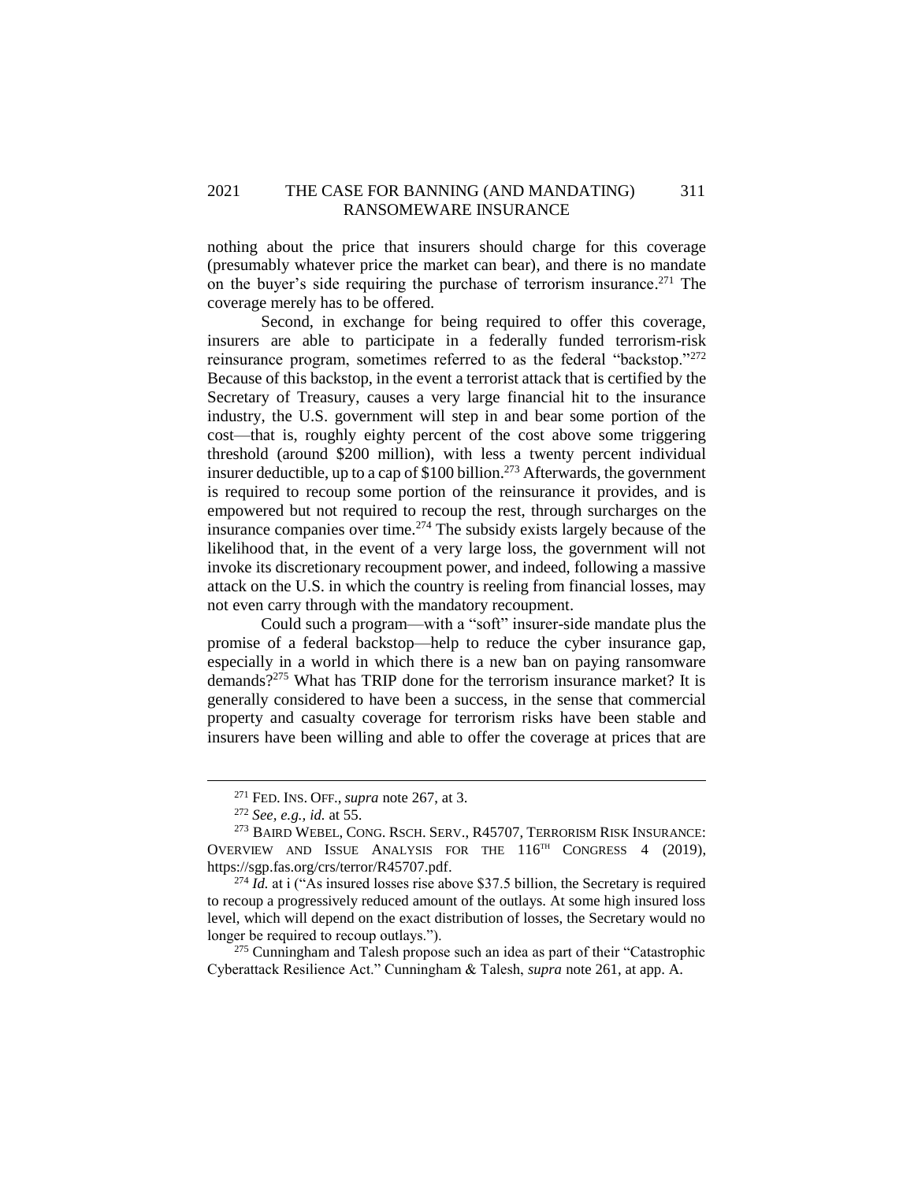nothing about the price that insurers should charge for this coverage (presumably whatever price the market can bear), and there is no mandate on the buyer's side requiring the purchase of terrorism insurance.[271] The coverage merely has to be offered.

Second, in exchange for being required to offer this coverage, insurers are able to participate in a federally funded terrorism-risk reinsurance program, sometimes referred to as the federal "backstop."[272] Because of this backstop, in the event a terrorist attack that is certified by the Secretary of Treasury, causes a very large financial hit to the insurance industry, the U.S. government will step in and bear some portion of the cost—that is, roughly eighty percent of the cost above some triggering threshold (around $200 million), with less a twenty percent individual insurer deductible, up to a cap of $100 billion.[273] Afterwards, the government is required to recoup some portion of the reinsurance it provides, and is empowered but not required to recoup the rest, through surcharges on the insurance companies over time.[274] The subsidy exists largely because of the likelihood that, in the event of a very large loss, the government will not invoke its discretionary recoupment power, and indeed, following a massive attack on the U.S. in which the country is reeling from financial losses, may not even carry through with the mandatory recoupment.

Could such a program—with a "soft" insurer-side mandate plus the promise of a federal backstop—help to reduce the cyber insurance gap, especially in a world in which there is a new ban on paying ransomware demands?[275] What has TRIP done for the terrorism insurance market? It is generally considered to have been a success, in the sense that commercial property and casualty coverage for terrorism risks have been stable and insurers have been willing and able to offer the coverage at prices that are

---

[271] FED. INS. OFF., *supra* note 267, at 3.

[272] *See, e.g.*, *id.* at 55.

[273] BAIRD WEBEL, CONG. RSCH. SERV., R45707, TERRORISM RISK INSURANCE: OVERVIEW AND ISSUE ANALYSIS FOR THE 116TH CONGRESS 4 (2019), https://sgp.fas.org/crs/terror/R45707.pdf.

[274] *Id.* at i ("As insured losses rise above $37.5 billion, the Secretary is required to recoup a progressively reduced amount of the outlays. At some high insured loss level, which will depend on the exact distribution of losses, the Secretary would no longer be required to recoup outlays.").

[275] Cunningham and Talesh propose such an idea as part of their "Catastrophic Cyberattack Resilience Act." Cunningham & Talesh, *supra* note 261, at app. A.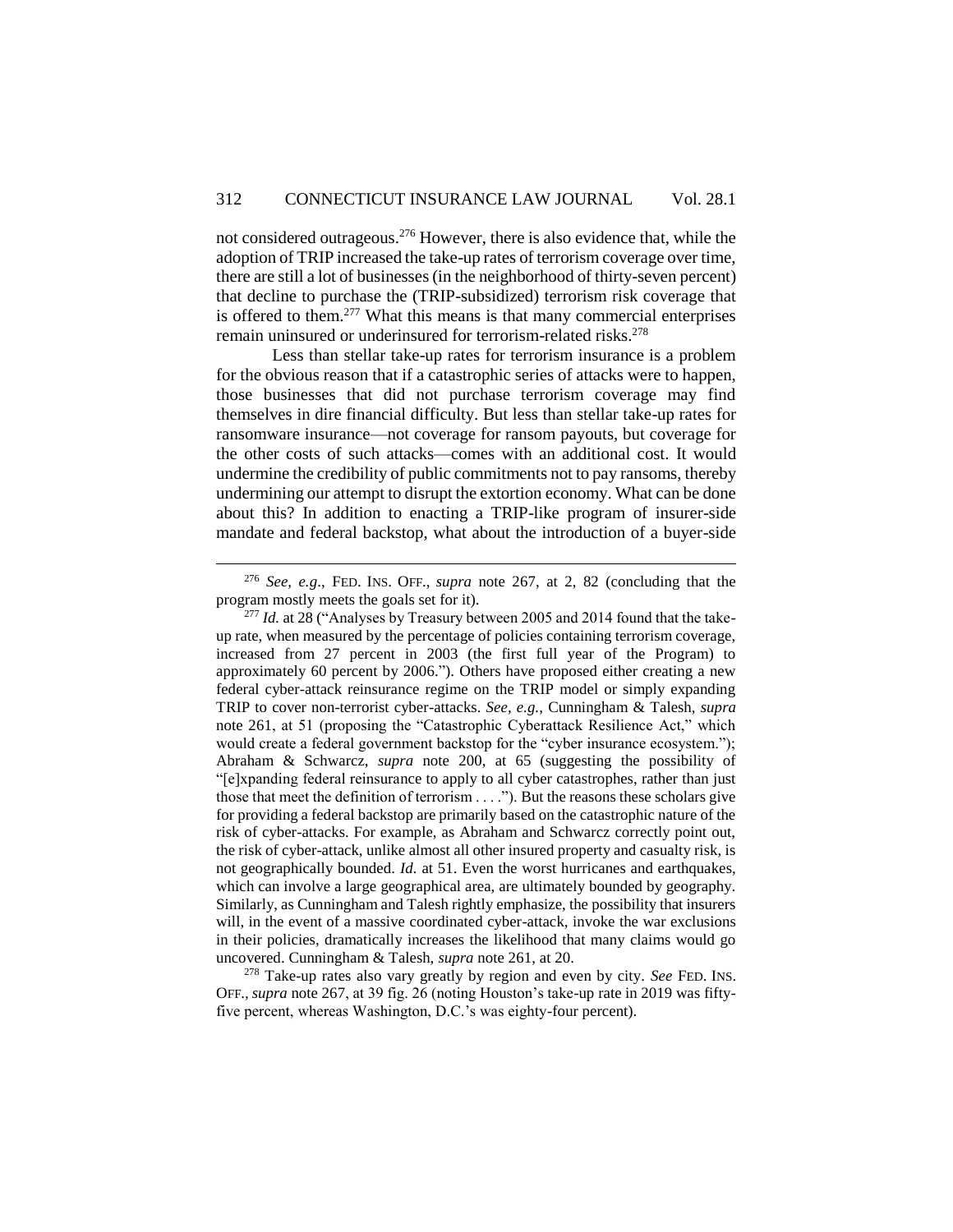not considered outrageous.[276] However, there is also evidence that, while the adoption of TRIP increased the take-up rates of terrorism coverage over time, there are still a lot of businesses (in the neighborhood of thirty-seven percent) that decline to purchase the (TRIP-subsidized) terrorism risk coverage that is offered to them.[277] What this means is that many commercial enterprises remain uninsured or underinsured for terrorism-related risks.[278]

Less than stellar take-up rates for terrorism insurance is a problem for the obvious reason that if a catastrophic series of attacks were to happen, those businesses that did not purchase terrorism coverage may find themselves in dire financial difficulty. But less than stellar take-up rates for ransomware insurance—not coverage for ransom payouts, but coverage for the other costs of such attacks—comes with an additional cost. It would undermine the credibility of public commitments not to pay ransoms, thereby undermining our attempt to disrupt the extortion economy. What can be done about this? In addition to enacting a TRIP-like program of insurer-side mandate and federal backstop, what about the introduction of a buyer-side

---

[276] *See, e.g.*, FED. INS. OFF., *supra* note 267, at 2, 82 (concluding that the program mostly meets the goals set for it).

[277] *Id.* at 28 ("Analyses by Treasury between 2005 and 2014 found that the take-up rate, when measured by the percentage of policies containing terrorism coverage, increased from 27 percent in 2003 (the first full year of the Program) to approximately 60 percent by 2006."). Others have proposed either creating a new federal cyber-attack reinsurance regime on the TRIP model or simply expanding TRIP to cover non-terrorist cyber-attacks. *See, e.g.*, Cunningham & Talesh, *supra* note 261, at 51 (proposing the "Catastrophic Cyberattack Resilience Act," which would create a federal government backstop for the "cyber insurance ecosystem."); Abraham & Schwarcz, *supra* note 200, at 65 (suggesting the possibility of "[e]xpanding federal reinsurance to apply to all cyber catastrophes, rather than just those that meet the definition of terrorism . . . ."). But the reasons these scholars give for providing a federal backstop are primarily based on the catastrophic nature of the risk of cyber-attacks. For example, as Abraham and Schwarcz correctly point out, the risk of cyber-attack, unlike almost all other insured property and casualty risk, is not geographically bounded. *Id.* at 51. Even the worst hurricanes and earthquakes, which can involve a large geographical area, are ultimately bounded by geography. Similarly, as Cunningham and Talesh rightly emphasize, the possibility that insurers will, in the event of a massive coordinated cyber-attack, invoke the war exclusions in their policies, dramatically increases the likelihood that many claims would go uncovered. Cunningham & Talesh, *supra* note 261, at 20.

[278] Take-up rates also vary greatly by region and even by city. *See* FED. INS. OFF., *supra* note 267, at 39 fig. 26 (noting Houston's take-up rate in 2019 was fifty-five percent, whereas Washington, D.C.'s was eighty-four percent).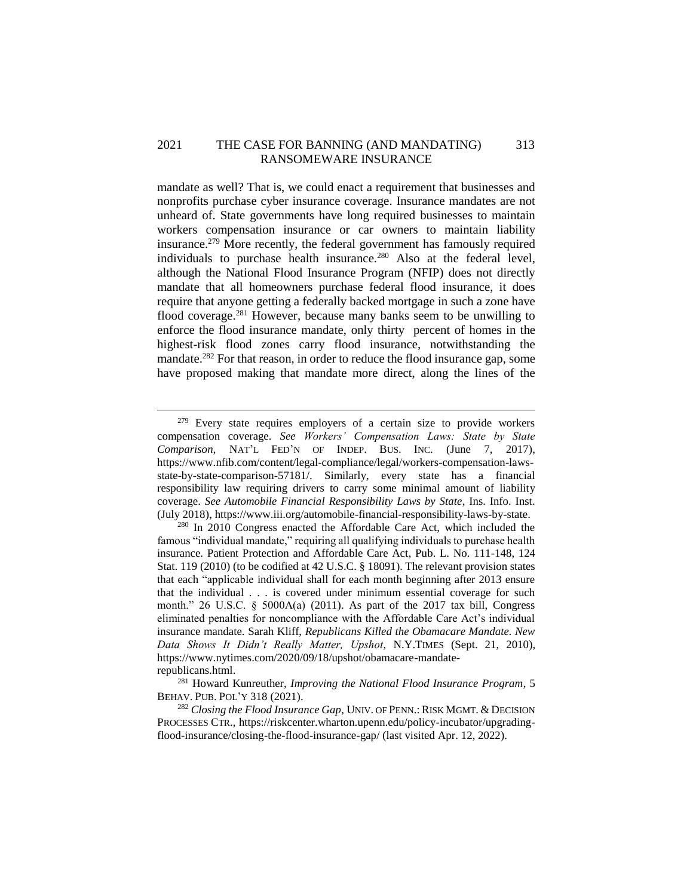mandate as well? That is, we could enact a requirement that businesses and nonprofits purchase cyber insurance coverage. Insurance mandates are not unheard of. State governments have long required businesses to maintain workers compensation insurance or car owners to maintain liability insurance.[279] More recently, the federal government has famously required individuals to purchase health insurance.[280] Also at the federal level, although the National Flood Insurance Program (NFIP) does not directly mandate that all homeowners purchase federal flood insurance, it does require that anyone getting a federally backed mortgage in such a zone have flood coverage.[281] However, because many banks seem to be unwilling to enforce the flood insurance mandate, only thirty percent of homes in the highest-risk flood zones carry flood insurance, notwithstanding the mandate.[282] For that reason, in order to reduce the flood insurance gap, some have proposed making that mandate more direct, along the lines of the

---

[279] Every state requires employers of a certain size to provide workers compensation coverage. *See Workers' Compensation Laws: State by State Comparison*, NAT'L FED'N OF INDEP. BUS. INC. (June 7, 2017), https://www.nfib.com/content/legal-compliance/legal/workers-compensation-laws-state-by-state-comparison-57181/. Similarly, every state has a financial responsibility law requiring drivers to carry some minimal amount of liability coverage. *See Automobile Financial Responsibility Laws by State*, Ins. Info. Inst. (July 2018), https://www.iii.org/automobile-financial-responsibility-laws-by-state.

[280] In 2010 Congress enacted the Affordable Care Act, which included the famous "individual mandate," requiring all qualifying individuals to purchase health insurance. Patient Protection and Affordable Care Act, Pub. L. No. 111-148, 124 Stat. 119 (2010) (to be codified at 42 U.S.C. § 18091). The relevant provision states that each "applicable individual shall for each month beginning after 2013 ensure that the individual . . . is covered under minimum essential coverage for such month." 26 U.S.C. § 5000A(a) (2011). As part of the 2017 tax bill, Congress eliminated penalties for noncompliance with the Affordable Care Act's individual insurance mandate. Sarah Kliff, *Republicans Killed the Obamacare Mandate. New Data Shows It Didn't Really Matter, Upshot*, N.Y.TIMES (Sept. 21, 2010), https://www.nytimes.com/2020/09/18/upshot/obamacare-mandate-republicans.html.

[281] Howard Kunreuther, *Improving the National Flood Insurance Program*, 5 BEHAV. PUB. POL'Y 318 (2021).

[282] *Closing the Flood Insurance Gap*, UNIV. OF PENN.: RISK MGMT. & DECISION PROCESSES CTR., https://riskcenter.wharton.upenn.edu/policy-incubator/upgrading-flood-insurance/closing-the-flood-insurance-gap/ (last visited Apr. 12, 2022).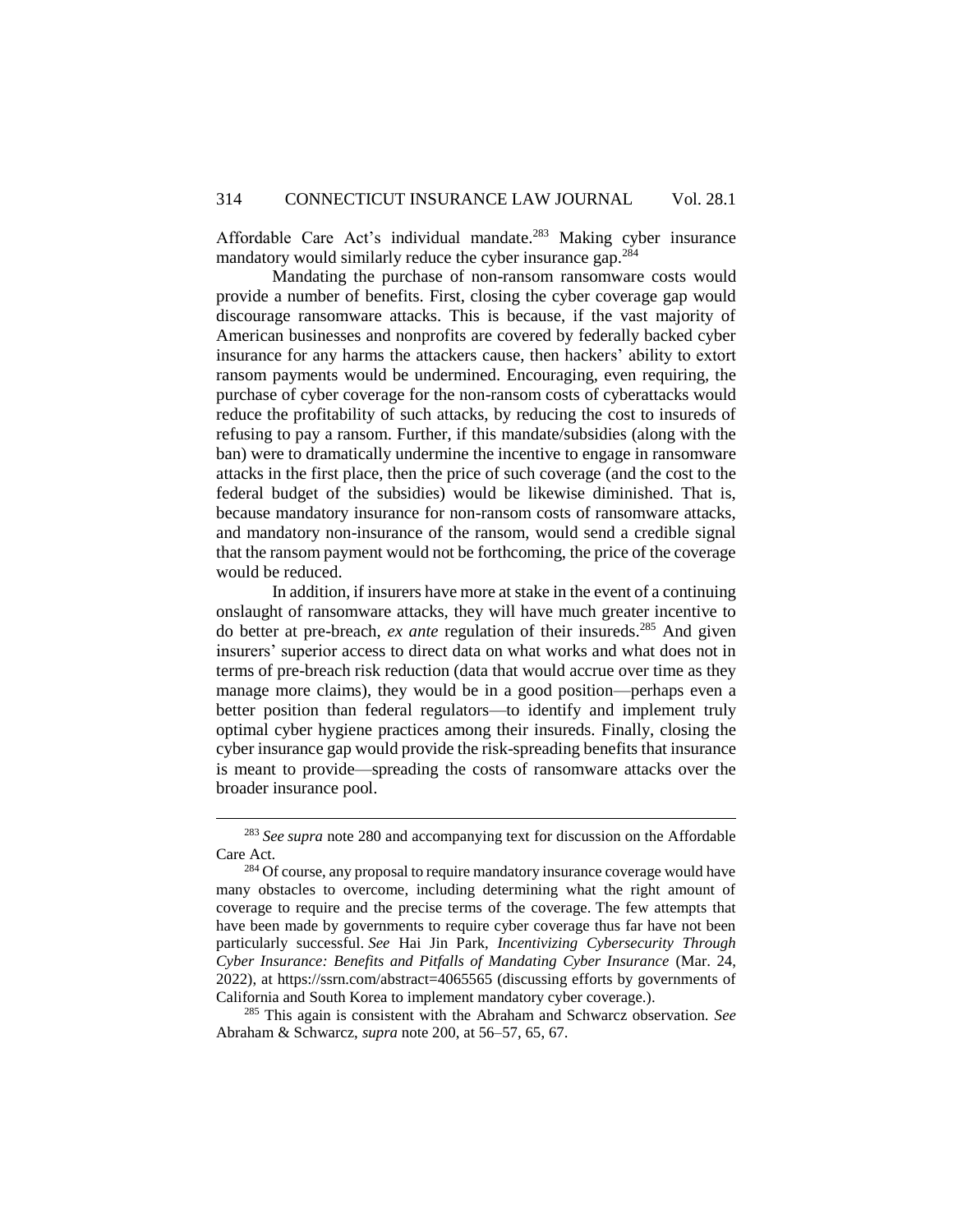Affordable Care Act's individual mandate.[283] Making cyber insurance mandatory would similarly reduce the cyber insurance gap.[284]

Mandating the purchase of non-ransom ransomware costs would provide a number of benefits. First, closing the cyber coverage gap would discourage ransomware attacks. This is because, if the vast majority of American businesses and nonprofits are covered by federally backed cyber insurance for any harms the attackers cause, then hackers' ability to extort ransom payments would be undermined. Encouraging, even requiring, the purchase of cyber coverage for the non-ransom costs of cyberattacks would reduce the profitability of such attacks, by reducing the cost to insureds of refusing to pay a ransom. Further, if this mandate/subsidies (along with the ban) were to dramatically undermine the incentive to engage in ransomware attacks in the first place, then the price of such coverage (and the cost to the federal budget of the subsidies) would be likewise diminished. That is, because mandatory insurance for non-ransom costs of ransomware attacks, and mandatory non-insurance of the ransom, would send a credible signal that the ransom payment would not be forthcoming, the price of the coverage would be reduced.

In addition, if insurers have more at stake in the event of a continuing onslaught of ransomware attacks, they will have much greater incentive to do better at pre-breach, *ex ante* regulation of their insureds.[285] And given insurers' superior access to direct data on what works and what does not in terms of pre-breach risk reduction (data that would accrue over time as they manage more claims), they would be in a good position—perhaps even a better position than federal regulators—to identify and implement truly optimal cyber hygiene practices among their insureds. Finally, closing the cyber insurance gap would provide the risk-spreading benefits that insurance is meant to provide—spreading the costs of ransomware attacks over the broader insurance pool.

---

[283] *See supra* note 280 and accompanying text for discussion on the Affordable Care Act.

[284] Of course, any proposal to require mandatory insurance coverage would have many obstacles to overcome, including determining what the right amount of coverage to require and the precise terms of the coverage. The few attempts that have been made by governments to require cyber coverage thus far have not been particularly successful. *See* Hai Jin Park, *Incentivizing Cybersecurity Through Cyber Insurance: Benefits and Pitfalls of Mandating Cyber Insurance* (Mar. 24, 2022), at https://ssrn.com/abstract=4065565 (discussing efforts by governments of California and South Korea to implement mandatory cyber coverage.).

[285] This again is consistent with the Abraham and Schwarcz observation. *See* Abraham & Schwarcz, *supra* note 200, at 56–57, 65, 67.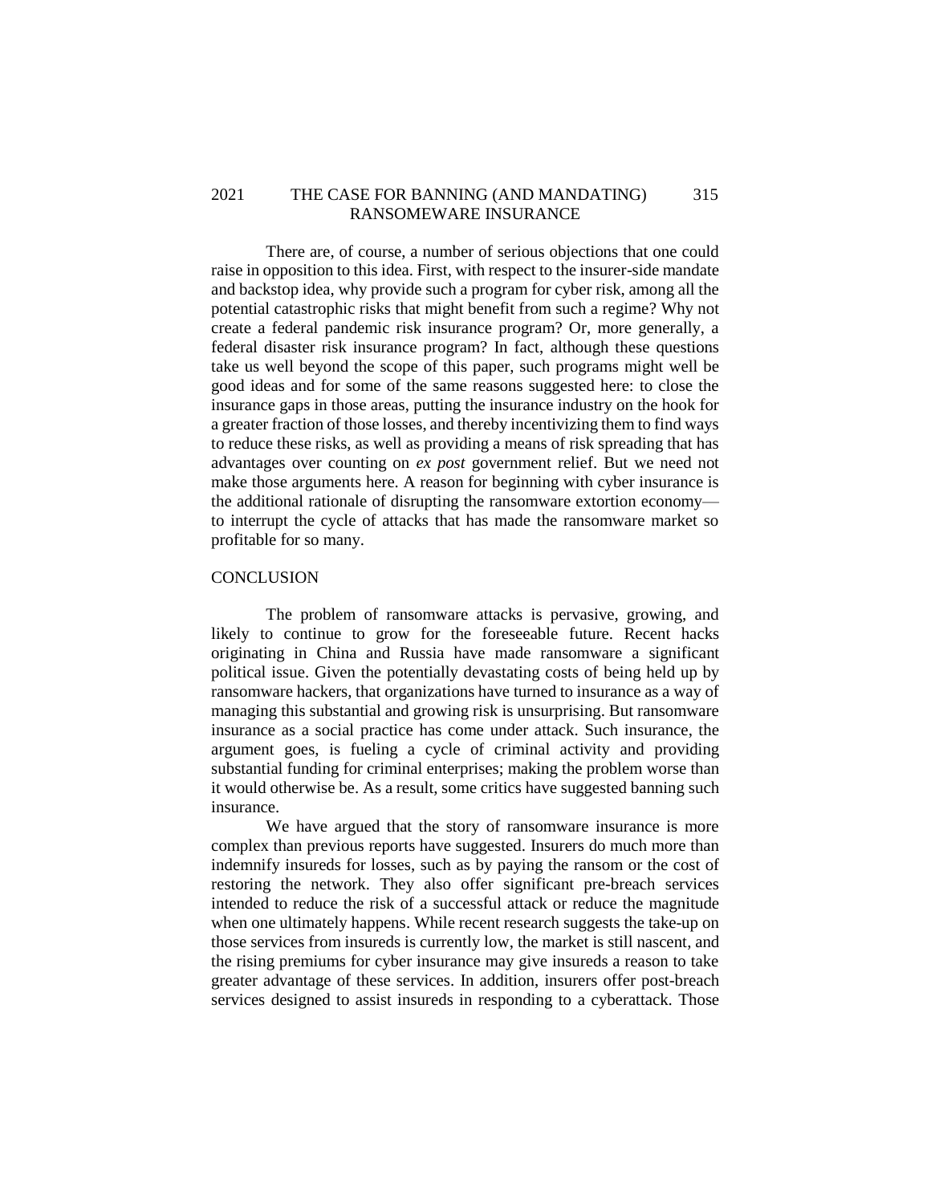There are, of course, a number of serious objections that one could raise in opposition to this idea. First, with respect to the insurer-side mandate and backstop idea, why provide such a program for cyber risk, among all the potential catastrophic risks that might benefit from such a regime? Why not create a federal pandemic risk insurance program? Or, more generally, a federal disaster risk insurance program? In fact, although these questions take us well beyond the scope of this paper, such programs might well be good ideas and for some of the same reasons suggested here: to close the insurance gaps in those areas, putting the insurance industry on the hook for a greater fraction of those losses, and thereby incentivizing them to find ways to reduce these risks, as well as providing a means of risk spreading that has advantages over counting on *ex post* government relief. But we need not make those arguments here. A reason for beginning with cyber insurance is the additional rationale of disrupting the ransomware extortion economy—to interrupt the cycle of attacks that has made the ransomware market so profitable for so many.

## CONCLUSION

The problem of ransomware attacks is pervasive, growing, and likely to continue to grow for the foreseeable future. Recent hacks originating in China and Russia have made ransomware a significant political issue. Given the potentially devastating costs of being held up by ransomware hackers, that organizations have turned to insurance as a way of managing this substantial and growing risk is unsurprising. But ransomware insurance as a social practice has come under attack. Such insurance, the argument goes, is fueling a cycle of criminal activity and providing substantial funding for criminal enterprises; making the problem worse than it would otherwise be. As a result, some critics have suggested banning such insurance.

We have argued that the story of ransomware insurance is more complex than previous reports have suggested. Insurers do much more than indemnify insureds for losses, such as by paying the ransom or the cost of restoring the network. They also offer significant pre-breach services intended to reduce the risk of a successful attack or reduce the magnitude when one ultimately happens. While recent research suggests the take-up on those services from insureds is currently low, the market is still nascent, and the rising premiums for cyber insurance may give insureds a reason to take greater advantage of these services. In addition, insurers offer post-breach services designed to assist insureds in responding to a cyberattack. Those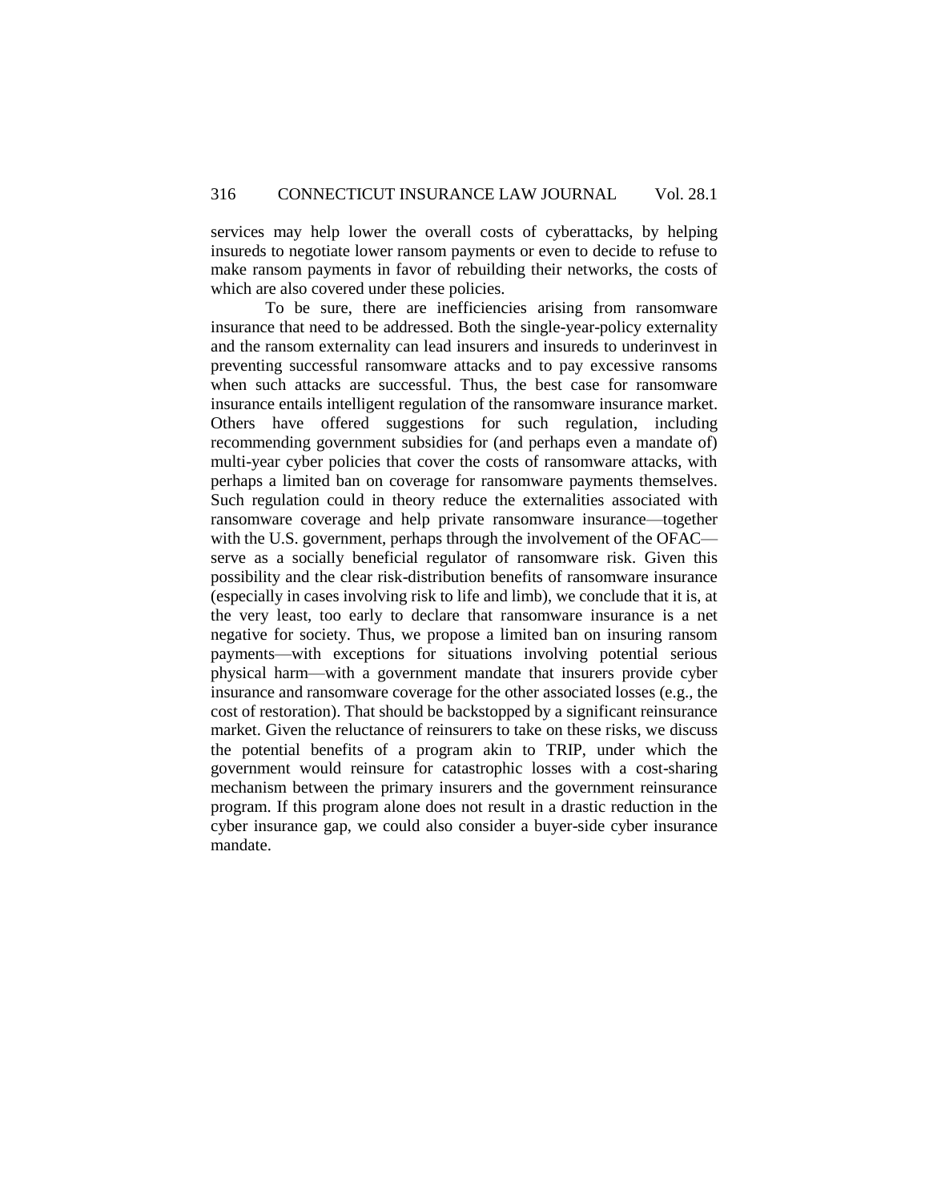services may help lower the overall costs of cyberattacks, by helping insureds to negotiate lower ransom payments or even to decide to refuse to make ransom payments in favor of rebuilding their networks, the costs of which are also covered under these policies.

To be sure, there are inefficiencies arising from ransomware insurance that need to be addressed. Both the single-year-policy externality and the ransom externality can lead insurers and insureds to underinvest in preventing successful ransomware attacks and to pay excessive ransoms when such attacks are successful. Thus, the best case for ransomware insurance entails intelligent regulation of the ransomware insurance market. Others have offered suggestions for such regulation, including recommending government subsidies for (and perhaps even a mandate of) multi-year cyber policies that cover the costs of ransomware attacks, with perhaps a limited ban on coverage for ransomware payments themselves. Such regulation could in theory reduce the externalities associated with ransomware coverage and help private ransomware insurance—together with the U.S. government, perhaps through the involvement of the OFAC—serve as a socially beneficial regulator of ransomware risk. Given this possibility and the clear risk-distribution benefits of ransomware insurance (especially in cases involving risk to life and limb), we conclude that it is, at the very least, too early to declare that ransomware insurance is a net negative for society. Thus, we propose a limited ban on insuring ransom payments—with exceptions for situations involving potential serious physical harm—with a government mandate that insurers provide cyber insurance and ransomware coverage for the other associated losses (e.g., the cost of restoration). That should be backstopped by a significant reinsurance market. Given the reluctance of reinsurers to take on these risks, we discuss the potential benefits of a program akin to TRIP, under which the government would reinsure for catastrophic losses with a cost-sharing mechanism between the primary insurers and the government reinsurance program. If this program alone does not result in a drastic reduction in the cyber insurance gap, we could also consider a buyer-side cyber insurance mandate.